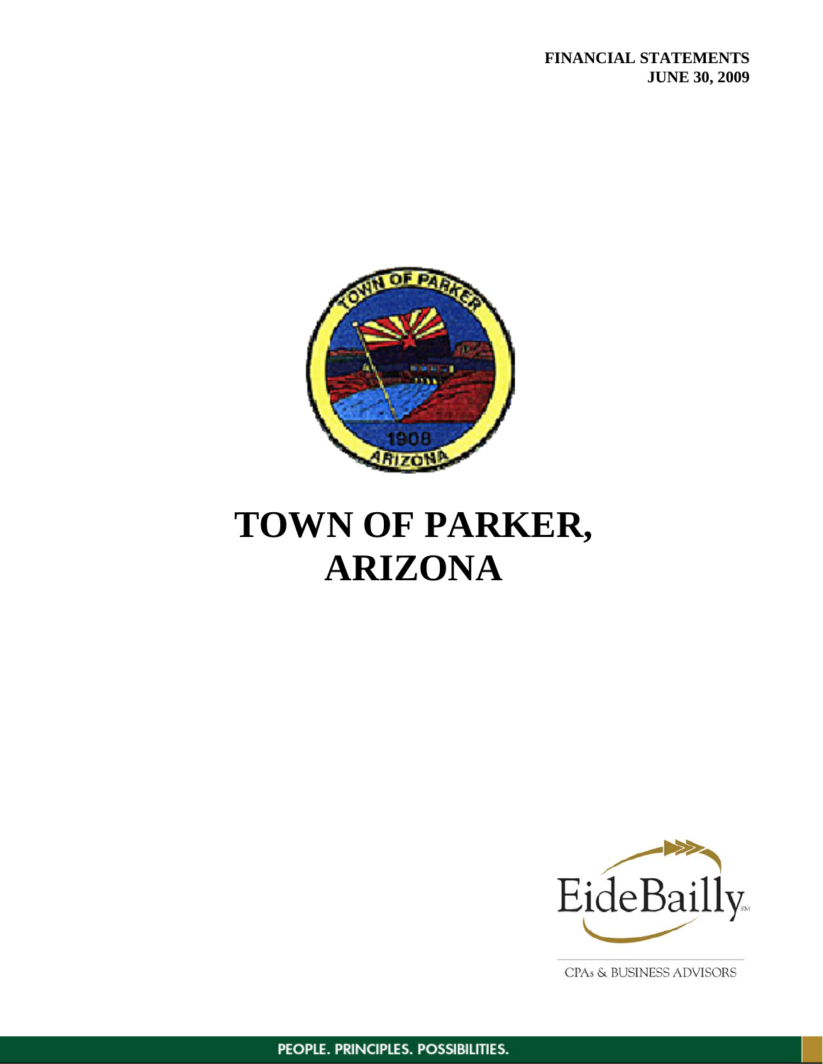**FINANCIAL STATEMENTS**
**JUNE 30, 2009**

# TOWN OF PARKER, ARIZONA

EideBailly

CPAs & BUSINESS ADVISORS

PEOPLE. PRINCIPLES. POSSIBILITIES.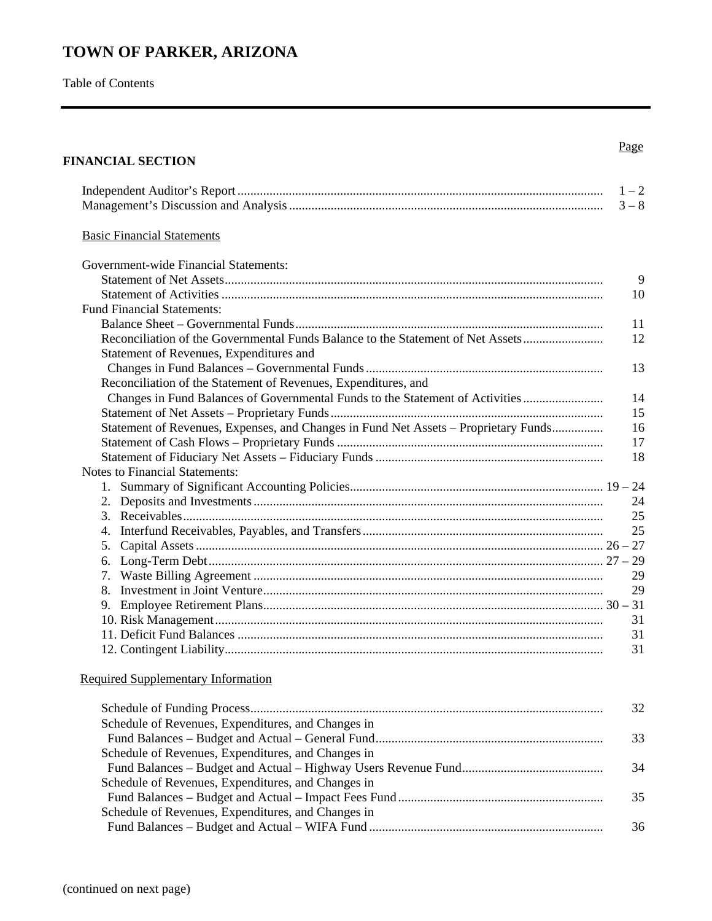# TOWN OF PARKER, ARIZONA

Table of Contents

| | Page |
|---|---|
| **FINANCIAL SECTION** | |
| Independent Auditor's Report | 1 – 2 |
| Management's Discussion and Analysis | 3 – 8 |
| Basic Financial Statements | |
| Government-wide Financial Statements: | |
| Statement of Net Assets | 9 |
| Statement of Activities | 10 |
| Fund Financial Statements: | |
| Balance Sheet – Governmental Funds | 11 |
| Reconciliation of the Governmental Funds Balance to the Statement of Net Assets | 12 |
| Statement of Revenues, Expenditures and Changes in Fund Balances – Governmental Funds | 13 |
| Reconciliation of the Statement of Revenues, Expenditures, and Changes in Fund Balances of Governmental Funds to the Statement of Activities | 14 |
| Statement of Net Assets – Proprietary Funds | 15 |
| Statement of Revenues, Expenses, and Changes in Fund Net Assets – Proprietary Funds | 16 |
| Statement of Cash Flows – Proprietary Funds | 17 |
| Statement of Fiduciary Net Assets – Fiduciary Funds | 18 |
| Notes to Financial Statements: | |
| 1. Summary of Significant Accounting Policies | 19 – 24 |
| 2. Deposits and Investments | 24 |
| 3. Receivables | 25 |
| 4. Interfund Receivables, Payables, and Transfers | 25 |
| 5. Capital Assets | 26 – 27 |
| 6. Long-Term Debt | 27 – 29 |
| 7. Waste Billing Agreement | 29 |
| 8. Investment in Joint Venture | 29 |
| 9. Employee Retirement Plans | 30 – 31 |
| 10. Risk Management | 31 |
| 11. Deficit Fund Balances | 31 |
| 12. Contingent Liability | 31 |
| Required Supplementary Information | |
| Schedule of Funding Process | 32 |
| Schedule of Revenues, Expenditures, and Changes in Fund Balances – Budget and Actual – General Fund | 33 |
| Schedule of Revenues, Expenditures, and Changes in Fund Balances – Budget and Actual – Highway Users Revenue Fund | 34 |
| Schedule of Revenues, Expenditures, and Changes in Fund Balances – Budget and Actual – Impact Fees Fund | 35 |
| Schedule of Revenues, Expenditures, and Changes in Fund Balances – Budget and Actual – WIFA Fund | 36 |

(continued on next page)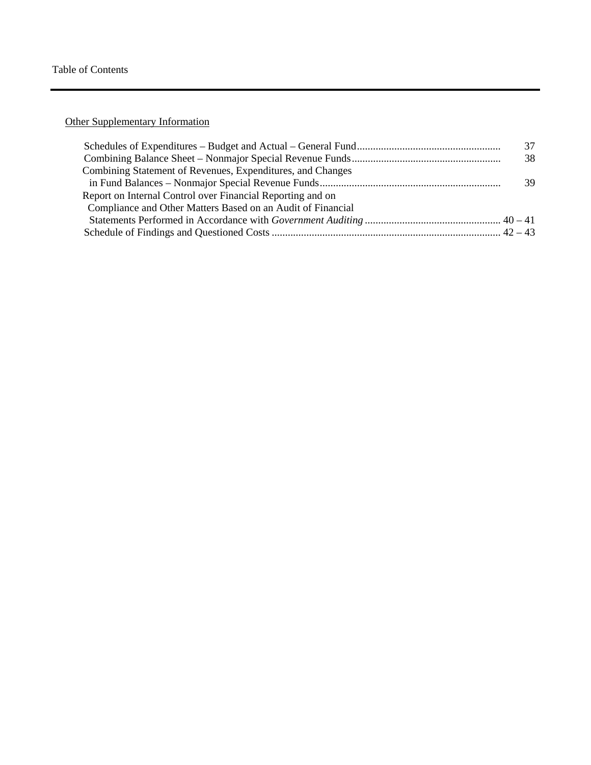Table of Contents

Other Supplementary Information

| | |
|---|---|
| Schedules of Expenditures – Budget and Actual – General Fund | 37 |
| Combining Balance Sheet – Nonmajor Special Revenue Funds | 38 |
| Combining Statement of Revenues, Expenditures, and Changes in Fund Balances – Nonmajor Special Revenue Funds | 39 |
| Report on Internal Control over Financial Reporting and on Compliance and Other Matters Based on an Audit of Financial Statements Performed in Accordance with *Government Auditing* | 40 – 41 |
| Schedule of Findings and Questioned Costs | 42 – 43 |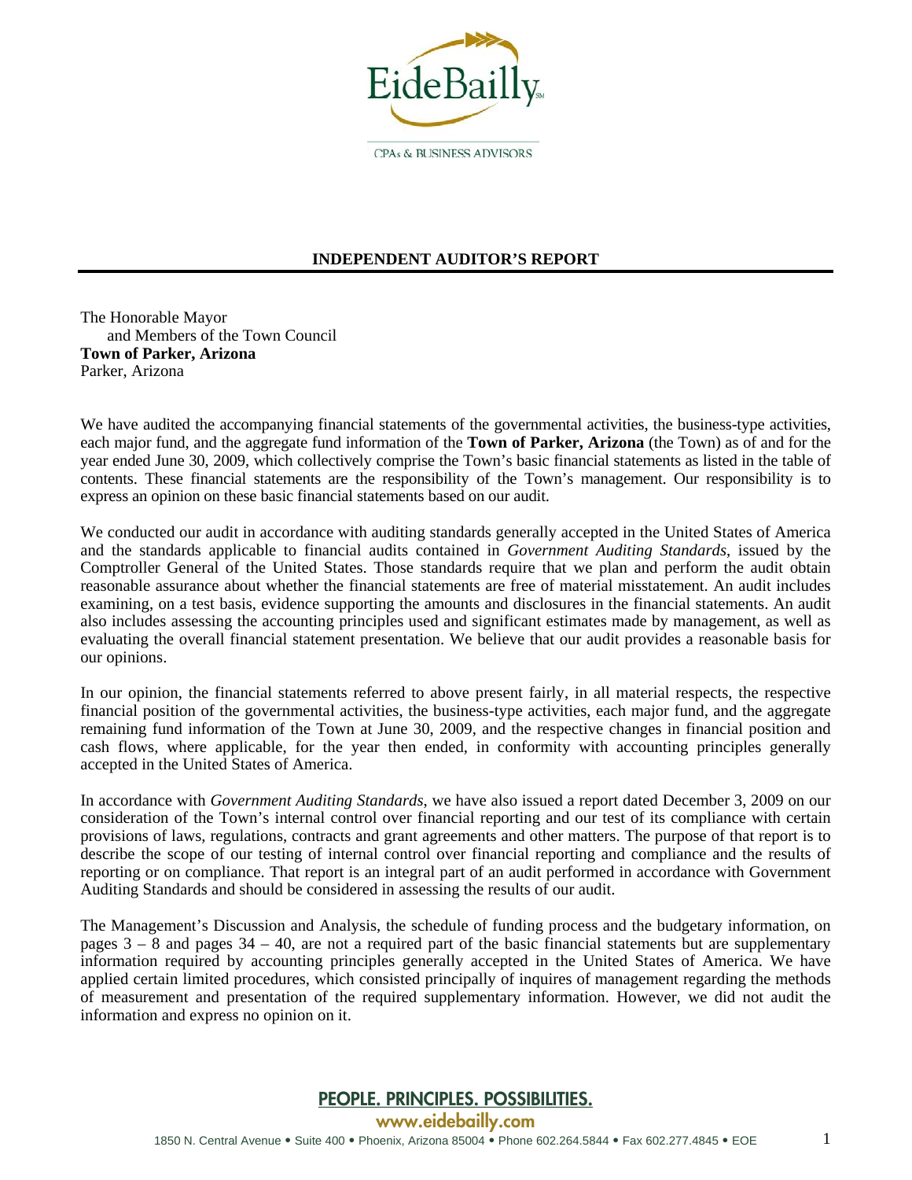EideBailly

CPAs & BUSINESS ADVISORS

## INDEPENDENT AUDITOR'S REPORT

The Honorable Mayor
and Members of the Town Council
**Town of Parker, Arizona**
Parker, Arizona

We have audited the accompanying financial statements of the governmental activities, the business-type activities, each major fund, and the aggregate fund information of the **Town of Parker, Arizona** (the Town) as of and for the year ended June 30, 2009, which collectively comprise the Town's basic financial statements as listed in the table of contents. These financial statements are the responsibility of the Town's management. Our responsibility is to express an opinion on these basic financial statements based on our audit.

We conducted our audit in accordance with auditing standards generally accepted in the United States of America and the standards applicable to financial audits contained in *Government Auditing Standards*, issued by the Comptroller General of the United States. Those standards require that we plan and perform the audit obtain reasonable assurance about whether the financial statements are free of material misstatement. An audit includes examining, on a test basis, evidence supporting the amounts and disclosures in the financial statements. An audit also includes assessing the accounting principles used and significant estimates made by management, as well as evaluating the overall financial statement presentation. We believe that our audit provides a reasonable basis for our opinions.

In our opinion, the financial statements referred to above present fairly, in all material respects, the respective financial position of the governmental activities, the business-type activities, each major fund, and the aggregate remaining fund information of the Town at June 30, 2009, and the respective changes in financial position and cash flows, where applicable, for the year then ended, in conformity with accounting principles generally accepted in the United States of America.

In accordance with *Government Auditing Standards*, we have also issued a report dated December 3, 2009 on our consideration of the Town's internal control over financial reporting and our test of its compliance with certain provisions of laws, regulations, contracts and grant agreements and other matters. The purpose of that report is to describe the scope of our testing of internal control over financial reporting and compliance and the results of reporting or on compliance. That report is an integral part of an audit performed in accordance with Government Auditing Standards and should be considered in assessing the results of our audit.

The Management's Discussion and Analysis, the schedule of funding process and the budgetary information, on pages 3 – 8 and pages 34 – 40, are not a required part of the basic financial statements but are supplementary information required by accounting principles generally accepted in the United States of America. We have applied certain limited procedures, which consisted principally of inquires of management regarding the methods of measurement and presentation of the required supplementary information. However, we did not audit the information and express no opinion on it.

PEOPLE. PRINCIPLES. POSSIBILITIES.
www.eidebailly.com
1850 N. Central Avenue • Suite 400 • Phoenix, Arizona 85004 • Phone 602.264.5844 • Fax 602.277.4845 • EOE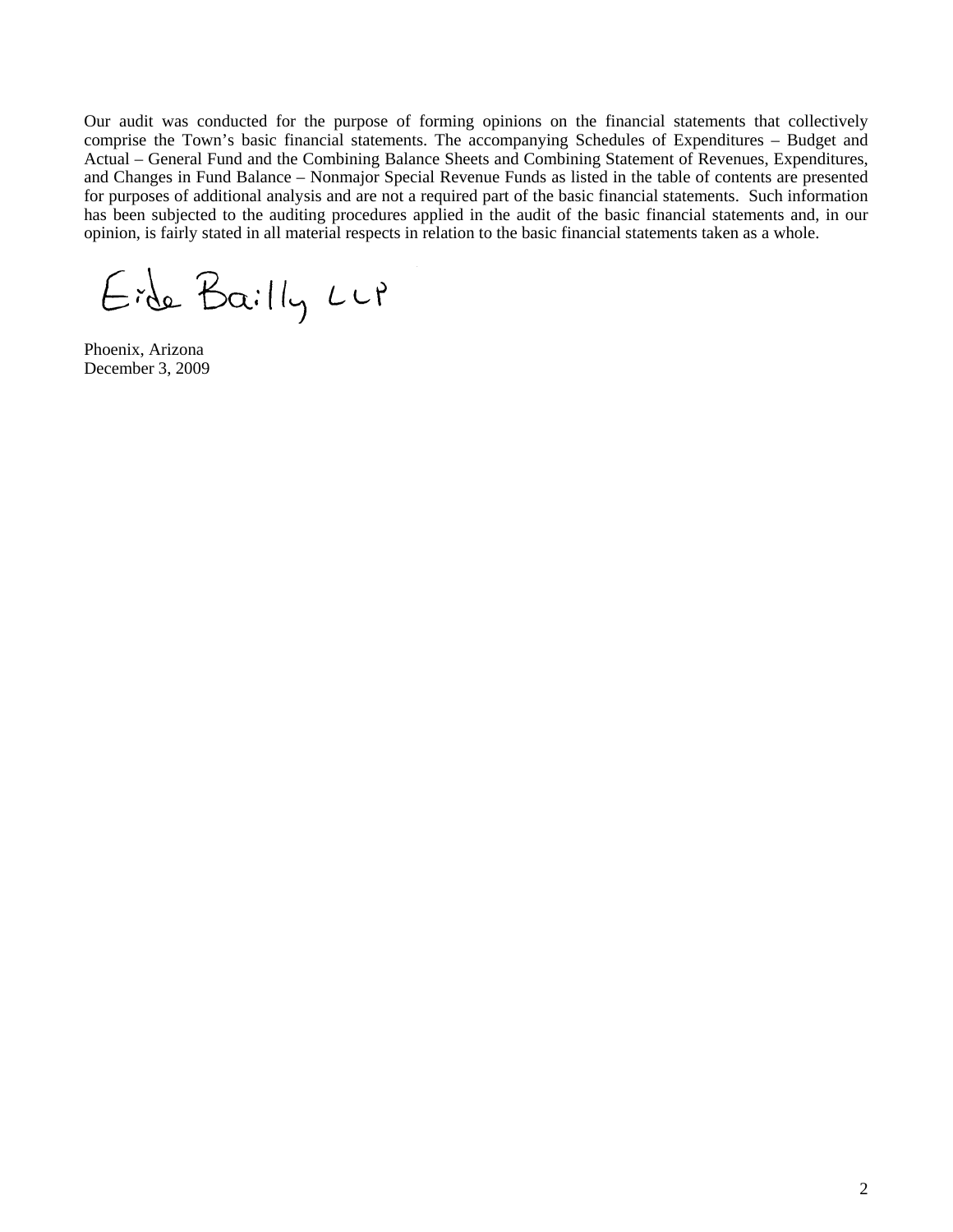Our audit was conducted for the purpose of forming opinions on the financial statements that collectively comprise the Town's basic financial statements. The accompanying Schedules of Expenditures – Budget and Actual – General Fund and the Combining Balance Sheets and Combining Statement of Revenues, Expenditures, and Changes in Fund Balance – Nonmajor Special Revenue Funds as listed in the table of contents are presented for purposes of additional analysis and are not a required part of the basic financial statements. Such information has been subjected to the auditing procedures applied in the audit of the basic financial statements and, in our opinion, is fairly stated in all material respects in relation to the basic financial statements taken as a whole.

Eide Bailly LLP

Phoenix, Arizona
December 3, 2009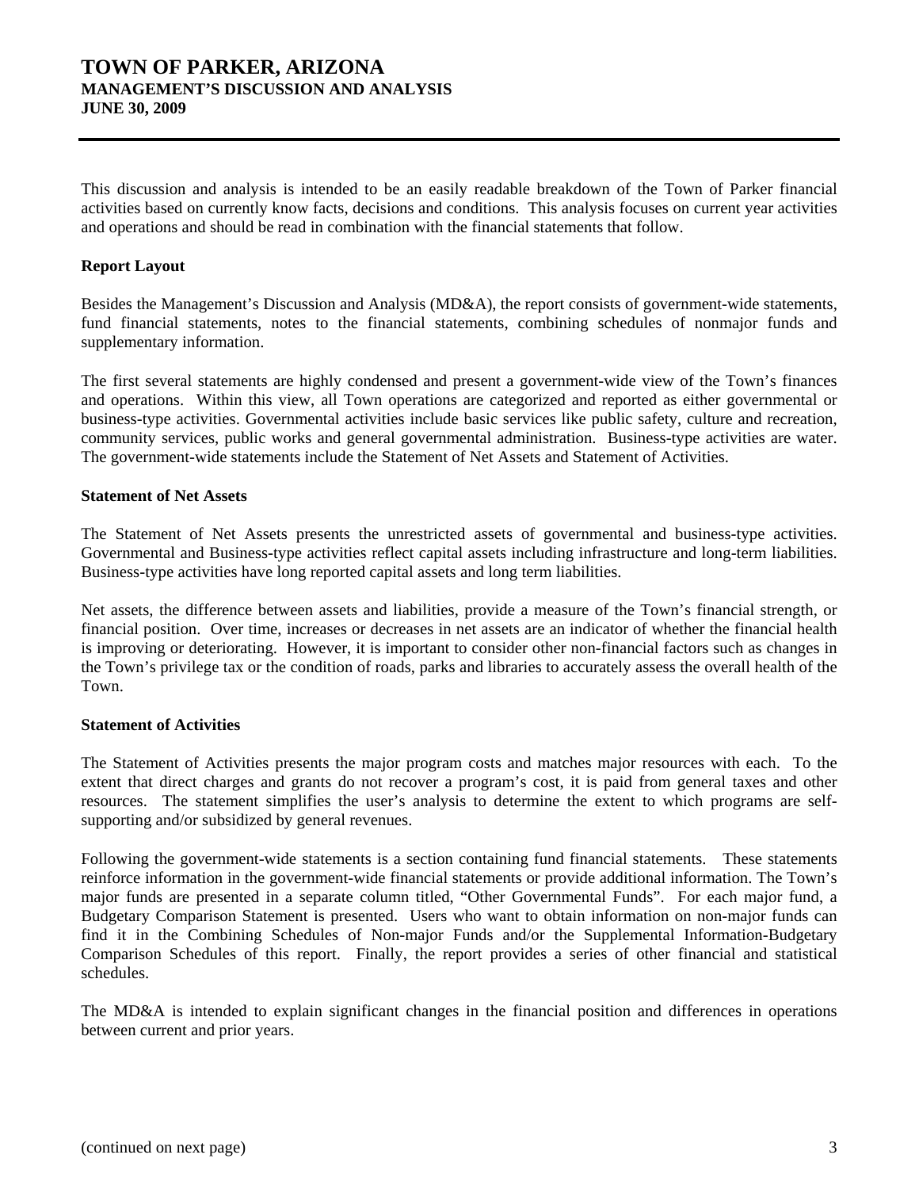# TOWN OF PARKER, ARIZONA
## MANAGEMENT'S DISCUSSION AND ANALYSIS
## JUNE 30, 2009

This discussion and analysis is intended to be an easily readable breakdown of the Town of Parker financial activities based on currently know facts, decisions and conditions. This analysis focuses on current year activities and operations and should be read in combination with the financial statements that follow.

**Report Layout**

Besides the Management's Discussion and Analysis (MD&A), the report consists of government-wide statements, fund financial statements, notes to the financial statements, combining schedules of nonmajor funds and supplementary information.

The first several statements are highly condensed and present a government-wide view of the Town's finances and operations. Within this view, all Town operations are categorized and reported as either governmental or business-type activities. Governmental activities include basic services like public safety, culture and recreation, community services, public works and general governmental administration. Business-type activities are water. The government-wide statements include the Statement of Net Assets and Statement of Activities.

**Statement of Net Assets**

The Statement of Net Assets presents the unrestricted assets of governmental and business-type activities. Governmental and Business-type activities reflect capital assets including infrastructure and long-term liabilities. Business-type activities have long reported capital assets and long term liabilities.

Net assets, the difference between assets and liabilities, provide a measure of the Town's financial strength, or financial position. Over time, increases or decreases in net assets are an indicator of whether the financial health is improving or deteriorating. However, it is important to consider other non-financial factors such as changes in the Town's privilege tax or the condition of roads, parks and libraries to accurately assess the overall health of the Town.

**Statement of Activities**

The Statement of Activities presents the major program costs and matches major resources with each. To the extent that direct charges and grants do not recover a program's cost, it is paid from general taxes and other resources. The statement simplifies the user's analysis to determine the extent to which programs are self-supporting and/or subsidized by general revenues.

Following the government-wide statements is a section containing fund financial statements. These statements reinforce information in the government-wide financial statements or provide additional information. The Town's major funds are presented in a separate column titled, "Other Governmental Funds". For each major fund, a Budgetary Comparison Statement is presented. Users who want to obtain information on non-major funds can find it in the Combining Schedules of Non-major Funds and/or the Supplemental Information-Budgetary Comparison Schedules of this report. Finally, the report provides a series of other financial and statistical schedules.

The MD&A is intended to explain significant changes in the financial position and differences in operations between current and prior years.

(continued on next page)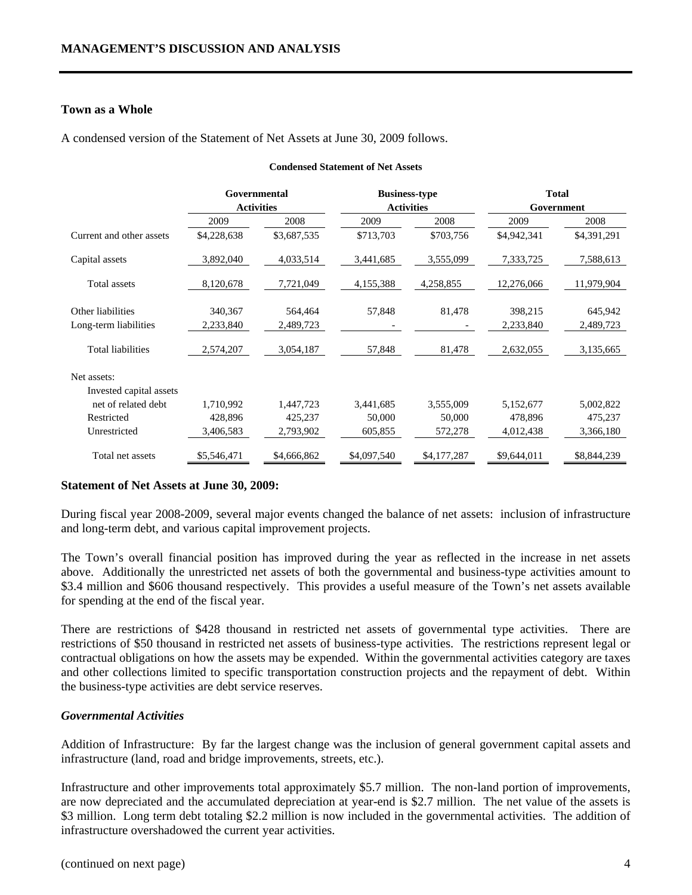## Town as a Whole

A condensed version of the Statement of Net Assets at June 30, 2009 follows.

**Condensed Statement of Net Assets**

| | Governmental Activities | | Business-type Activities | | Total Government | |
|---|---|---|---|---|---|---|
| | 2009 | 2008 | 2009 | 2008 | 2009 | 2008 |
| Current and other assets | $4,228,638 | $3,687,535 | $713,703 | $703,756 | $4,942,341 | $4,391,291 |
| Capital assets | 3,892,040 | 4,033,514 | 3,441,685 | 3,555,099 | 7,333,725 | 7,588,613 |
| Total assets | 8,120,678 | 7,721,049 | 4,155,388 | 4,258,855 | 12,276,066 | 11,979,904 |
| Other liabilities | 340,367 | 564,464 | 57,848 | 81,478 | 398,215 | 645,942 |
| Long-term liabilities | 2,233,840 | 2,489,723 | - | - | 2,233,840 | 2,489,723 |
| Total liabilities | 2,574,207 | 3,054,187 | 57,848 | 81,478 | 2,632,055 | 3,135,665 |
| Net assets: | | | | | | |
| Invested capital assets net of related debt | 1,710,992 | 1,447,723 | 3,441,685 | 3,555,009 | 5,152,677 | 5,002,822 |
| Restricted | 428,896 | 425,237 | 50,000 | 50,000 | 478,896 | 475,237 |
| Unrestricted | 3,406,583 | 2,793,902 | 605,855 | 572,278 | 4,012,438 | 3,366,180 |
| Total net assets | $5,546,471 | $4,666,862 | $4,097,540 | $4,177,287 | $9,644,011 | $8,844,239 |

**Statement of Net Assets at June 30, 2009:**

During fiscal year 2008-2009, several major events changed the balance of net assets: inclusion of infrastructure and long-term debt, and various capital improvement projects.

The Town's overall financial position has improved during the year as reflected in the increase in net assets above. Additionally the unrestricted net assets of both the governmental and business-type activities amount to $3.4 million and $606 thousand respectively. This provides a useful measure of the Town's net assets available for spending at the end of the fiscal year.

There are restrictions of $428 thousand in restricted net assets of governmental type activities. There are restrictions of $50 thousand in restricted net assets of business-type activities. The restrictions represent legal or contractual obligations on how the assets may be expended. Within the governmental activities category are taxes and other collections limited to specific transportation construction projects and the repayment of debt. Within the business-type activities are debt service reserves.

***Governmental Activities***

Addition of Infrastructure: By far the largest change was the inclusion of general government capital assets and infrastructure (land, road and bridge improvements, streets, etc.).

Infrastructure and other improvements total approximately $5.7 million. The non-land portion of improvements, are now depreciated and the accumulated depreciation at year-end is $2.7 million. The net value of the assets is $3 million. Long term debt totaling $2.2 million is now included in the governmental activities. The addition of infrastructure overshadowed the current year activities.

(continued on next page)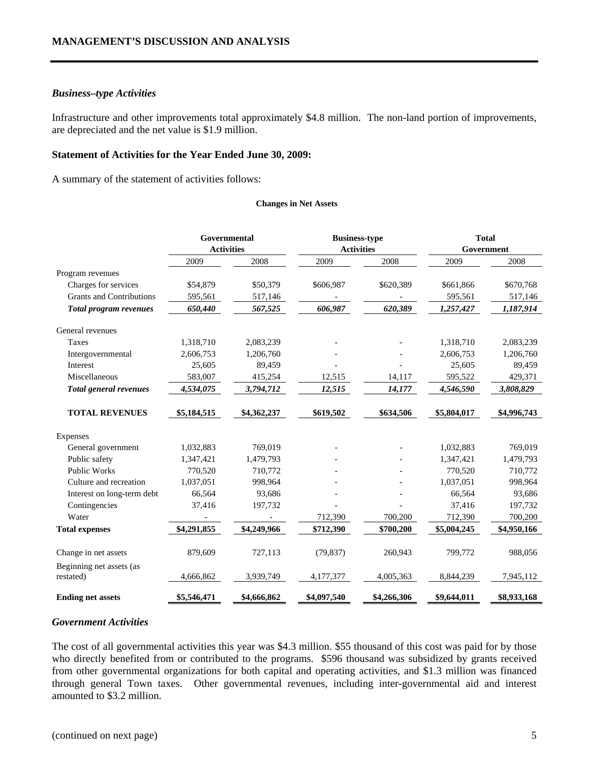### *Business–type Activities*

Infrastructure and other improvements total approximately $4.8 million. The non-land portion of improvements, are depreciated and the net value is $1.9 million.

### Statement of Activities for the Year Ended June 30, 2009:

A summary of the statement of activities follows:

**Changes in Net Assets**

| | Governmental Activities | | Business-type Activities | | Total Government | |
|---|---|---|---|---|---|---|
| | 2009 | 2008 | 2009 | 2008 | 2009 | 2008 |
| Program revenues | | | | | | |
| Charges for services | $54,879 | $50,379 | $606,987 | $620,389 | $661,866 | $670,768 |
| Grants and Contributions | 595,561 | 517,146 | - | - | 595,561 | 517,146 |
| ***Total program revenues*** | ***650,440*** | ***567,525*** | ***606,987*** | ***620,389*** | ***1,257,427*** | ***1,187,914*** |
| General revenues | | | | | | |
| Taxes | 1,318,710 | 2,083,239 | - | - | 1,318,710 | 2,083,239 |
| Intergovernmental | 2,606,753 | 1,206,760 | - | - | 2,606,753 | 1,206,760 |
| Interest | 25,605 | 89,459 | - | - | 25,605 | 89,459 |
| Miscellaneous | 583,007 | 415,254 | 12,515 | 14,117 | 595,522 | 429,371 |
| ***Total general revenues*** | ***4,534,075*** | ***3,794,712*** | ***12,515*** | ***14,177*** | ***4,546,590*** | ***3,808,829*** |
| **TOTAL REVENUES** | **$5,184,515** | **$4,362,237** | **$619,502** | **$634,506** | **$5,804,017** | **$4,996,743** |
| Expenses | | | | | | |
| General government | 1,032,883 | 769,019 | - | - | 1,032,883 | 769,019 |
| Public safety | 1,347,421 | 1,479,793 | - | - | 1,347,421 | 1,479,793 |
| Public Works | 770,520 | 710,772 | - | - | 770,520 | 710,772 |
| Culture and recreation | 1,037,051 | 998,964 | - | - | 1,037,051 | 998,964 |
| Interest on long-term debt | 66,564 | 93,686 | - | - | 66,564 | 93,686 |
| Contingencies | 37,416 | 197,732 | - | - | 37,416 | 197,732 |
| Water | - | - | 712,390 | 700,200 | 712,390 | 700,200 |
| **Total expenses** | **$4,291,855** | **$4,249,966** | **$712,390** | **$700,200** | **$5,004,245** | **$4,950,166** |
| Change in net assets | 879,609 | 727,113 | (79,837) | 260,943 | 799,772 | 988,056 |
| Beginning net assets (as restated) | 4,666,862 | 3,939,749 | 4,177,377 | 4,005,363 | 8,844,239 | 7,945,112 |
| **Ending net assets** | **$5,546,471** | **$4,666,862** | **$4,097,540** | **$4,266,306** | **$9,644,011** | **$8,933,168** |

### *Government Activities*

The cost of all governmental activities this year was $4.3 million. $55 thousand of this cost was paid for by those who directly benefited from or contributed to the programs. $596 thousand was subsidized by grants received from other governmental organizations for both capital and operating activities, and $1.3 million was financed through general Town taxes. Other governmental revenues, including inter-governmental aid and interest amounted to $3.2 million.

(continued on next page)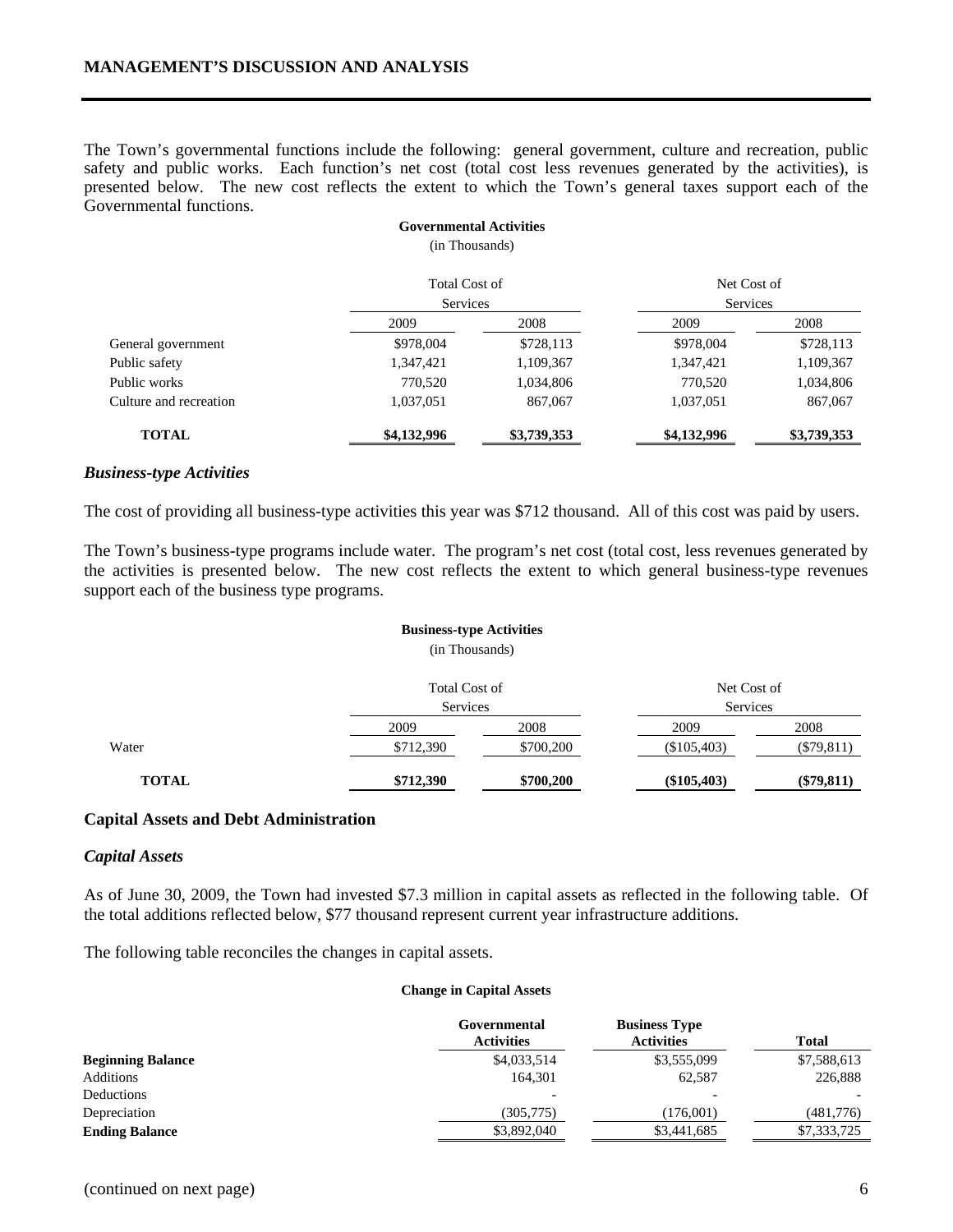The Town's governmental functions include the following: general government, culture and recreation, public safety and public works. Each function's net cost (total cost less revenues generated by the activities), is presented below. The new cost reflects the extent to which the Town's general taxes support each of the Governmental functions.

**Governmental Activities**
(in Thousands)

| | Total Cost of Services | | Net Cost of Services | |
|---|---|---|---|---|
| | 2009 | 2008 | 2009 | 2008 |
| General government | $978,004 | $728,113 | $978,004 | $728,113 |
| Public safety | 1,347,421 | 1,109,367 | 1,347,421 | 1,109,367 |
| Public works | 770,520 | 1,034,806 | 770,520 | 1,034,806 |
| Culture and recreation | 1,037,051 | 867,067 | 1,037,051 | 867,067 |
| **TOTAL** | **$4,132,996** | **$3,739,353** | **$4,132,996** | **$3,739,353** |

### *Business-type Activities*

The cost of providing all business-type activities this year was $712 thousand. All of this cost was paid by users.

The Town's business-type programs include water. The program's net cost (total cost, less revenues generated by the activities is presented below. The new cost reflects the extent to which general business-type revenues support each of the business type programs.

**Business-type Activities**
(in Thousands)

| | Total Cost of Services | | Net Cost of Services | |
|---|---|---|---|---|
| | 2009 | 2008 | 2009 | 2008 |
| Water | $712,390 | $700,200 | ($105,403) | ($79,811) |
| **TOTAL** | **$712,390** | **$700,200** | **($105,403)** | **($79,811)** |

## Capital Assets and Debt Administration

### *Capital Assets*

As of June 30, 2009, the Town had invested $7.3 million in capital assets as reflected in the following table. Of the total additions reflected below, $77 thousand represent current year infrastructure additions.

The following table reconciles the changes in capital assets.

**Change in Capital Assets**

| | Governmental Activities | Business Type Activities | Total |
|---|---|---|---|
| **Beginning Balance** | $4,033,514 | $3,555,099 | $7,588,613 |
| Additions | 164,301 | 62,587 | 226,888 |
| Deductions | - | - | - |
| Depreciation | (305,775) | (176,001) | (481,776) |
| **Ending Balance** | $3,892,040 | $3,441,685 | $7,333,725 |

(continued on next page)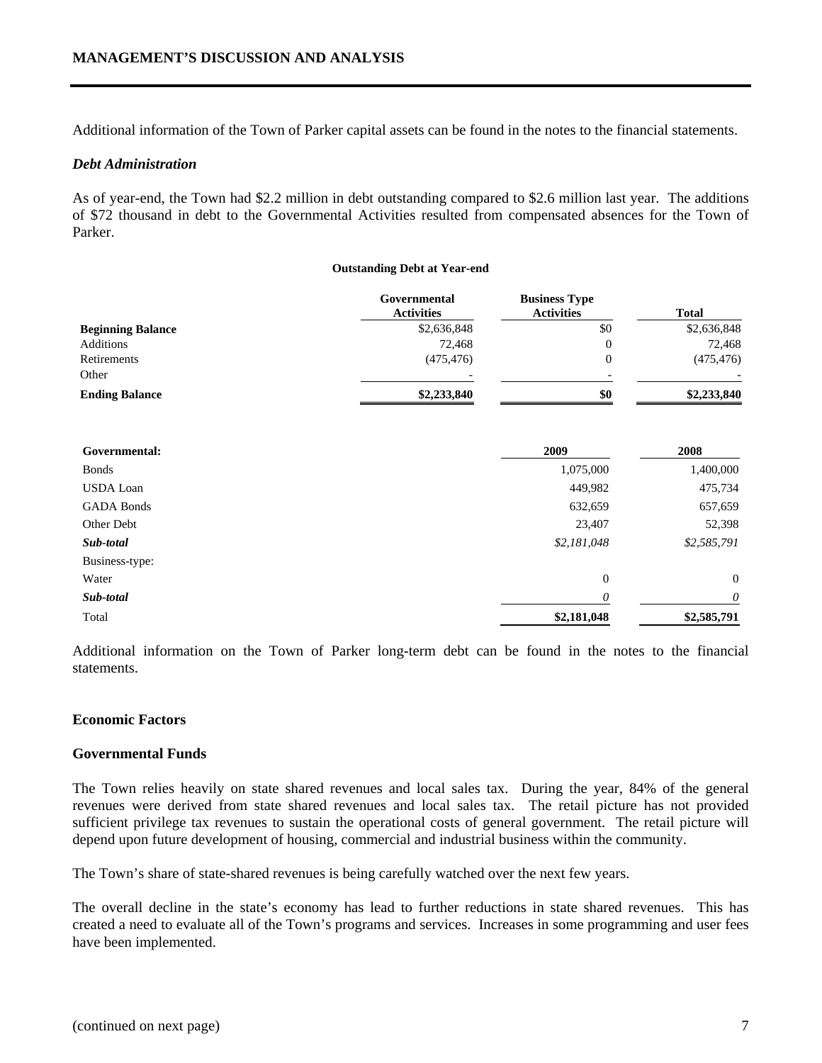## MANAGEMENT'S DISCUSSION AND ANALYSIS

Additional information of the Town of Parker capital assets can be found in the notes to the financial statements.

### *Debt Administration*

As of year-end, the Town had \$2.2 million in debt outstanding compared to \$2.6 million last year. The additions of \$72 thousand in debt to the Governmental Activities resulted from compensated absences for the Town of Parker.

**Outstanding Debt at Year-end**

| | Governmental Activities | Business Type Activities | Total |
|---|---|---|---|
| **Beginning Balance** | \$2,636,848 | \$0 | \$2,636,848 |
| Additions | 72,468 | 0 | 72,468 |
| Retirements | (475,476) | 0 | (475,476) |
| Other | - | - | - |
| **Ending Balance** | **\$2,233,840** | **\$0** | **\$2,233,840** |

| **Governmental:** | **2009** | **2008** |
|---|---|---|
| Bonds | 1,075,000 | 1,400,000 |
| USDA Loan | 449,982 | 475,734 |
| GADA Bonds | 632,659 | 657,659 |
| Other Debt | 23,407 | 52,398 |
| ***Sub-total*** | *\$2,181,048* | *\$2,585,791* |
| Business-type: | | |
| Water | 0 | 0 |
| ***Sub-total*** | *0* | *0* |
| Total | **\$2,181,048** | **\$2,585,791** |

Additional information on the Town of Parker long-term debt can be found in the notes to the financial statements.

### Economic Factors

### Governmental Funds

The Town relies heavily on state shared revenues and local sales tax. During the year, 84% of the general revenues were derived from state shared revenues and local sales tax. The retail picture has not provided sufficient privilege tax revenues to sustain the operational costs of general government. The retail picture will depend upon future development of housing, commercial and industrial business within the community.

The Town's share of state-shared revenues is being carefully watched over the next few years.

The overall decline in the state's economy has lead to further reductions in state shared revenues. This has created a need to evaluate all of the Town's programs and services. Increases in some programming and user fees have been implemented.

(continued on next page)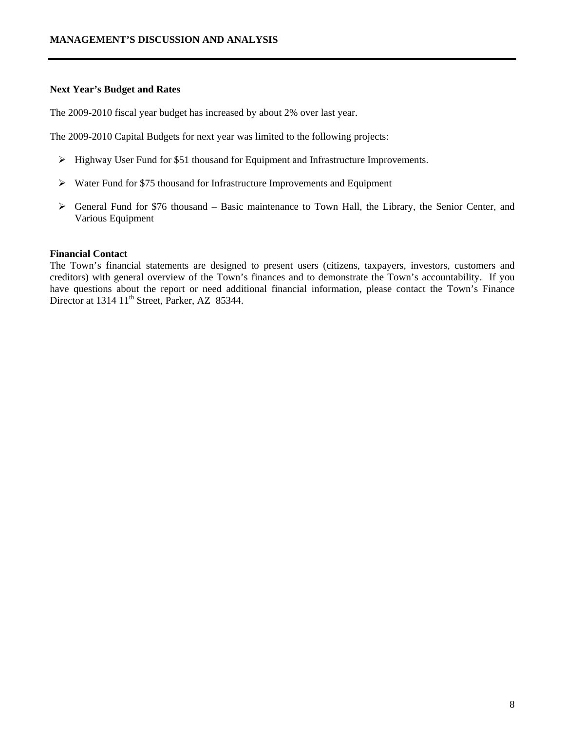**Next Year's Budget and Rates**

The 2009-2010 fiscal year budget has increased by about 2% over last year.

The 2009-2010 Capital Budgets for next year was limited to the following projects:

- Highway User Fund for $51 thousand for Equipment and Infrastructure Improvements.
- Water Fund for $75 thousand for Infrastructure Improvements and Equipment
- General Fund for $76 thousand – Basic maintenance to Town Hall, the Library, the Senior Center, and Various Equipment

**Financial Contact**

The Town's financial statements are designed to present users (citizens, taxpayers, investors, customers and creditors) with general overview of the Town's finances and to demonstrate the Town's accountability. If you have questions about the report or need additional financial information, please contact the Town's Finance Director at 1314 11th Street, Parker, AZ 85344.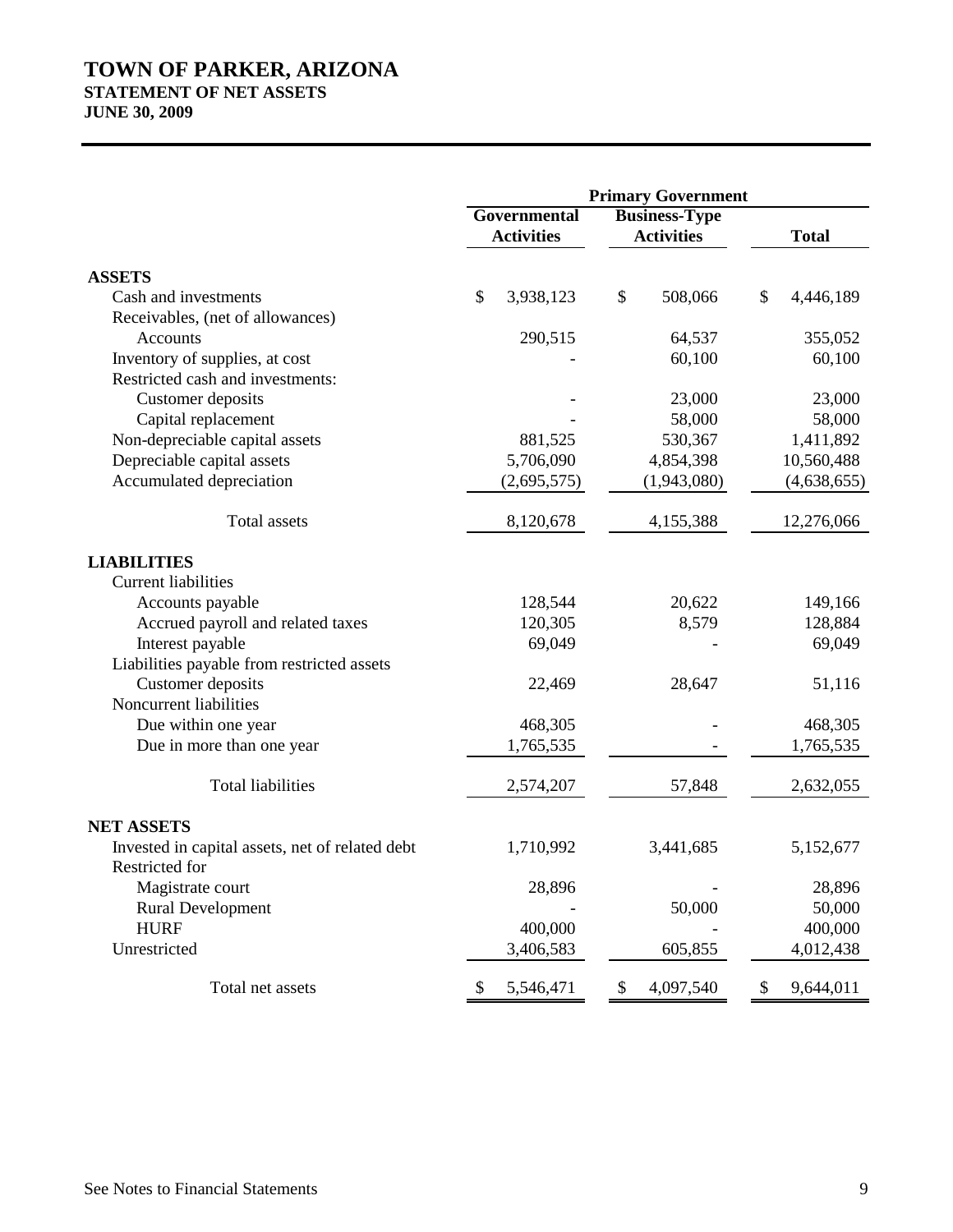# TOWN OF PARKER, ARIZONA

## STATEMENT OF NET ASSETS

## JUNE 30, 2009

| | Primary Government | | |
|---|---|---|---|
| | Governmental Activities | Business-Type Activities | Total |
| **ASSETS** | | | |
| Cash and investments | $ 3,938,123 | $ 508,066 | $ 4,446,189 |
| Receivables, (net of allowances) | | | |
| Accounts | 290,515 | 64,537 | 355,052 |
| Inventory of supplies, at cost | - | 60,100 | 60,100 |
| Restricted cash and investments: | | | |
| Customer deposits | - | 23,000 | 23,000 |
| Capital replacement | - | 58,000 | 58,000 |
| Non-depreciable capital assets | 881,525 | 530,367 | 1,411,892 |
| Depreciable capital assets | 5,706,090 | 4,854,398 | 10,560,488 |
| Accumulated depreciation | (2,695,575) | (1,943,080) | (4,638,655) |
| Total assets | 8,120,678 | 4,155,388 | 12,276,066 |
| **LIABILITIES** | | | |
| Current liabilities | | | |
| Accounts payable | 128,544 | 20,622 | 149,166 |
| Accrued payroll and related taxes | 120,305 | 8,579 | 128,884 |
| Interest payable | 69,049 | - | 69,049 |
| Liabilities payable from restricted assets | | | |
| Customer deposits | 22,469 | 28,647 | 51,116 |
| Noncurrent liabilities | | | |
| Due within one year | 468,305 | - | 468,305 |
| Due in more than one year | 1,765,535 | - | 1,765,535 |
| Total liabilities | 2,574,207 | 57,848 | 2,632,055 |
| **NET ASSETS** | | | |
| Invested in capital assets, net of related debt | 1,710,992 | 3,441,685 | 5,152,677 |
| Restricted for | | | |
| Magistrate court | 28,896 | - | 28,896 |
| Rural Development | - | 50,000 | 50,000 |
| HURF | 400,000 | - | 400,000 |
| Unrestricted | 3,406,583 | 605,855 | 4,012,438 |
| Total net assets | $ 5,546,471 | $ 4,097,540 | $ 9,644,011 |

See Notes to Financial Statements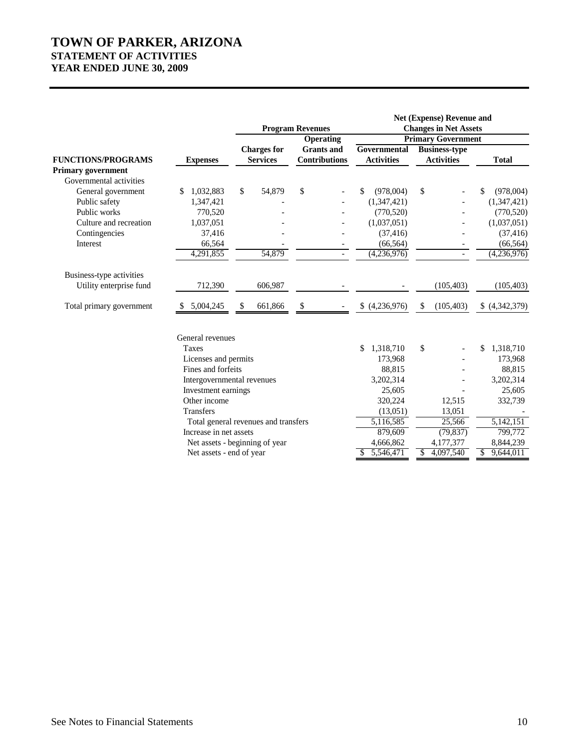# TOWN OF PARKER, ARIZONA
## STATEMENT OF ACTIVITIES
## YEAR ENDED JUNE 30, 2009

| | | Program Revenues | | Net (Expense) Revenue and Changes in Net Assets | | |
|---|---|---|---|---|---|---|
| | | | Operating | Primary Government | | |
| **FUNCTIONS/PROGRAMS** | **Expenses** | **Charges for Services** | **Grants and Contributions** | **Governmental Activities** | **Business-type Activities** | **Total** |
| **Primary government** | | | | | | |
| Governmental activities | | | | | | |
| General government | $ 1,032,883 | $ 54,879 | $ - | $ (978,004) | $ - | $ (978,004) |
| Public safety | 1,347,421 | - | - | (1,347,421) | - | (1,347,421) |
| Public works | 770,520 | - | - | (770,520) | - | (770,520) |
| Culture and recreation | 1,037,051 | - | - | (1,037,051) | - | (1,037,051) |
| Contingencies | 37,416 | - | - | (37,416) | - | (37,416) |
| Interest | 66,564 | - | - | (66,564) | - | (66,564) |
| | 4,291,855 | 54,879 | - | (4,236,976) | - | (4,236,976) |
| Business-type activities | | | | | | |
| Utility enterprise fund | 712,390 | 606,987 | - | - | (105,403) | (105,403) |
| Total primary government | $ 5,004,245 | $ 661,866 | $ - | $ (4,236,976) | $ (105,403) | $ (4,342,379) |
| | | | | | | |
| | General revenues | | | | | |
| | Taxes | | | $ 1,318,710 | $ - | $ 1,318,710 |
| | Licenses and permits | | | 173,968 | - | 173,968 |
| | Fines and forfeits | | | 88,815 | - | 88,815 |
| | Intergovernmental revenues | | | 3,202,314 | - | 3,202,314 |
| | Investment earnings | | | 25,605 | - | 25,605 |
| | Other income | | | 320,224 | 12,515 | 332,739 |
| | Transfers | | | (13,051) | 13,051 | - |
| | Total general revenues and transfers | | | 5,116,585 | 25,566 | 5,142,151 |
| | Increase in net assets | | | 879,609 | (79,837) | 799,772 |
| | Net assets - beginning of year | | | 4,666,862 | 4,177,377 | 8,844,239 |
| | Net assets - end of year | | | $ 5,546,471 | $ 4,097,540 | $ 9,644,011 |

See Notes to Financial Statements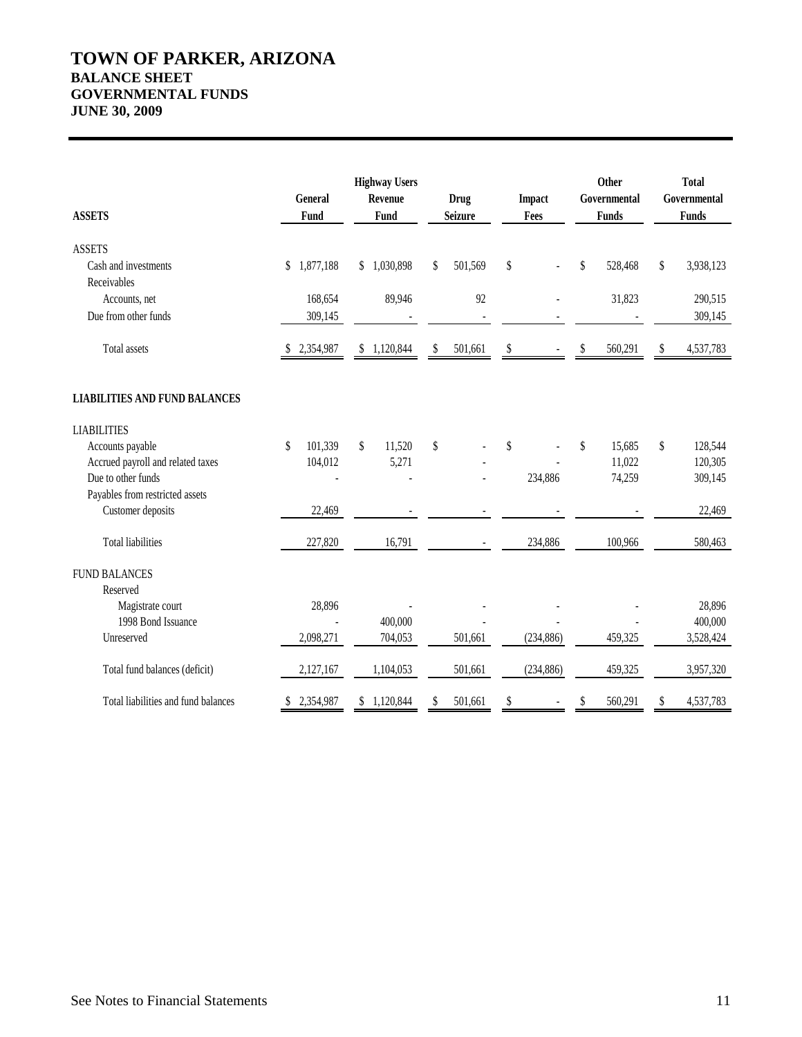# TOWN OF PARKER, ARIZONA
## BALANCE SHEET
## GOVERNMENTAL FUNDS
## JUNE 30, 2009

| ASSETS | General Fund | Highway Users Revenue Fund | Drug Seizure | Impact Fees | Other Governmental Funds | Total Governmental Funds |
|---|---|---|---|---|---|---|
| ASSETS | | | | | | |
| Cash and investments | $ 1,877,188 | $ 1,030,898 | $ 501,569 | $ - | $ 528,468 | $ 3,938,123 |
| Receivables | | | | | | |
| Accounts, net | 168,654 | 89,946 | 92 | - | 31,823 | 290,515 |
| Due from other funds | 309,145 | - | - | - | - | 309,145 |
| Total assets | $ 2,354,987 | $ 1,120,844 | $ 501,661 | $ - | $ 560,291 | $ 4,537,783 |
| **LIABILITIES AND FUND BALANCES** | | | | | | |
| LIABILITIES | | | | | | |
| Accounts payable | $ 101,339 | $ 11,520 | $ - | $ - | $ 15,685 | $ 128,544 |
| Accrued payroll and related taxes | 104,012 | 5,271 | - | - | 11,022 | 120,305 |
| Due to other funds | - | - | - | 234,886 | 74,259 | 309,145 |
| Payables from restricted assets | | | | | | |
| Customer deposits | 22,469 | - | - | - | - | 22,469 |
| Total liabilities | 227,820 | 16,791 | - | 234,886 | 100,966 | 580,463 |
| FUND BALANCES | | | | | | |
| Reserved | | | | | | |
| Magistrate court | 28,896 | - | - | - | - | 28,896 |
| 1998 Bond Issuance | - | 400,000 | - | - | - | 400,000 |
| Unreserved | 2,098,271 | 704,053 | 501,661 | (234,886) | 459,325 | 3,528,424 |
| Total fund balances (deficit) | 2,127,167 | 1,104,053 | 501,661 | (234,886) | 459,325 | 3,957,320 |
| Total liabilities and fund balances | $ 2,354,987 | $ 1,120,844 | $ 501,661 | $ - | $ 560,291 | $ 4,537,783 |

See Notes to Financial Statements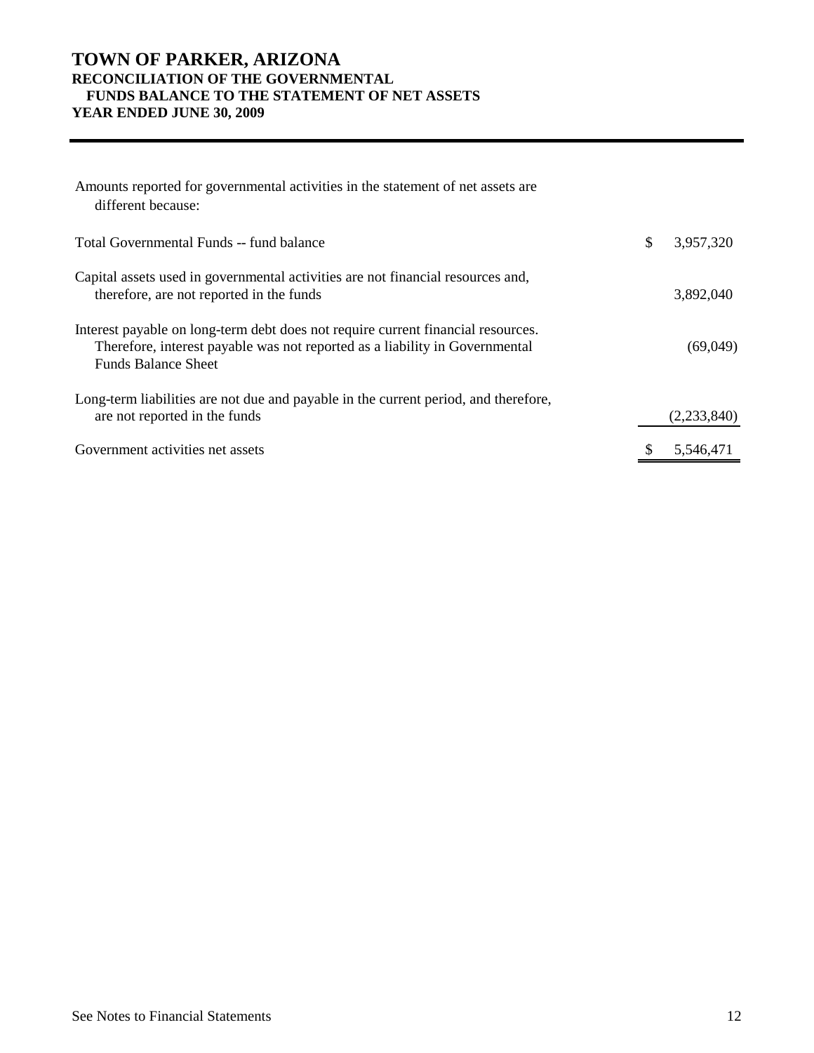# TOWN OF PARKER, ARIZONA
## RECONCILIATION OF THE GOVERNMENTAL FUNDS BALANCE TO THE STATEMENT OF NET ASSETS
## YEAR ENDED JUNE 30, 2009

| Amounts reported for governmental activities in the statement of net assets are different because: | | |
|---|---|---|
| Total Governmental Funds -- fund balance | $ | 3,957,320 |
| Capital assets used in governmental activities are not financial resources and, therefore, are not reported in the funds | | 3,892,040 |
| Interest payable on long-term debt does not require current financial resources. Therefore, interest payable was not reported as a liability in Governmental Funds Balance Sheet | | (69,049) |
| Long-term liabilities are not due and payable in the current period, and therefore, are not reported in the funds | | (2,233,840) |
| Government activities net assets | $ | 5,546,471 |

See Notes to Financial Statements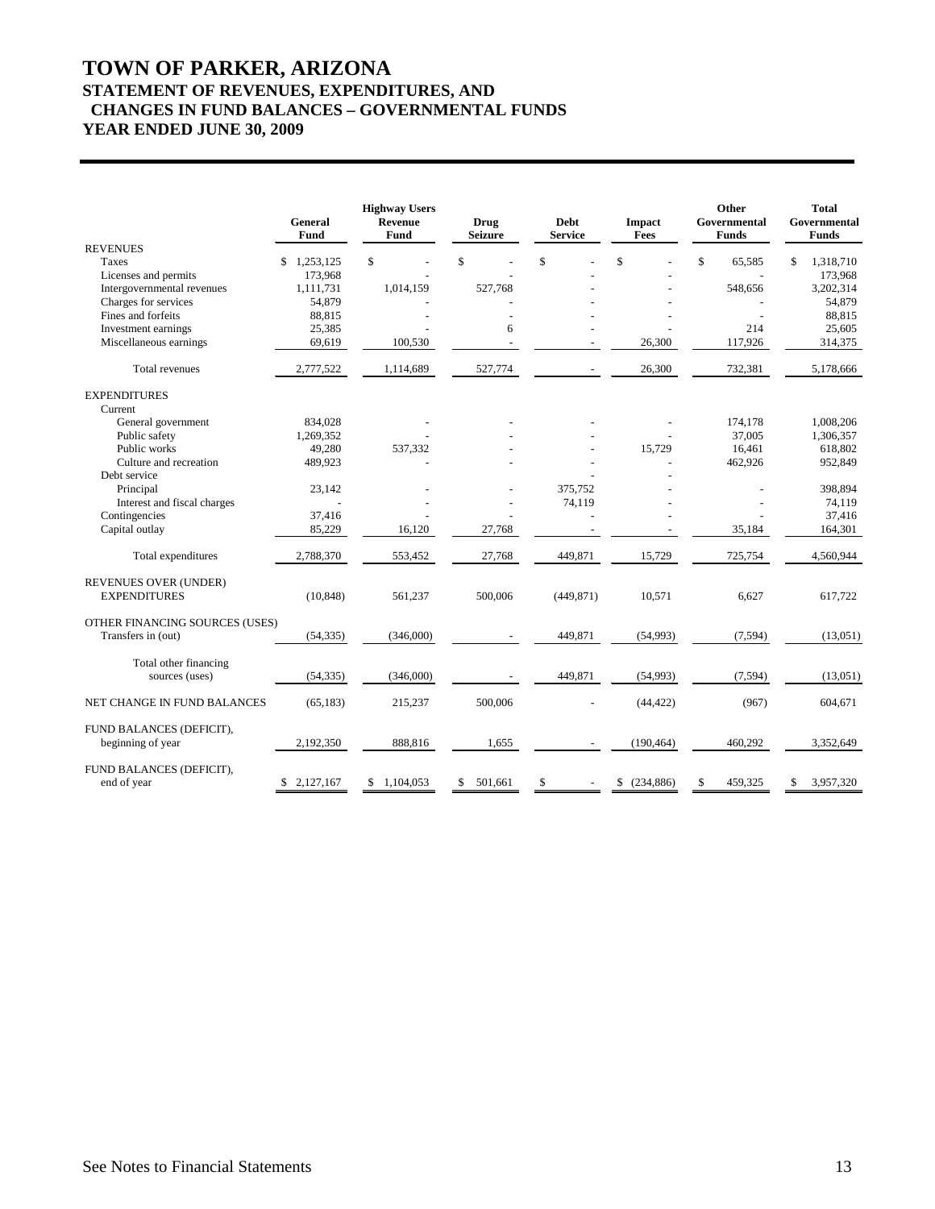# TOWN OF PARKER, ARIZONA
## STATEMENT OF REVENUES, EXPENDITURES, AND CHANGES IN FUND BALANCES – GOVERNMENTAL FUNDS
## YEAR ENDED JUNE 30, 2009

| | General Fund | Highway Users Revenue Fund | Drug Seizure | Debt Service | Impact Fees | Other Governmental Funds | Total Governmental Funds |
|---|---|---|---|---|---|---|---|
| REVENUES | | | | | | | |
| Taxes | $ 1,253,125 | $ - | $ - | $ - | $ - | $ 65,585 | $ 1,318,710 |
| Licenses and permits | 173,968 | - | - | - | - | - | 173,968 |
| Intergovernmental revenues | 1,111,731 | 1,014,159 | 527,768 | - | - | 548,656 | 3,202,314 |
| Charges for services | 54,879 | - | - | - | - | - | 54,879 |
| Fines and forfeits | 88,815 | - | - | - | - | - | 88,815 |
| Investment earnings | 25,385 | - | 6 | - | - | 214 | 25,605 |
| Miscellaneous earnings | 69,619 | 100,530 | - | - | 26,300 | 117,926 | 314,375 |
| Total revenues | 2,777,522 | 1,114,689 | 527,774 | - | 26,300 | 732,381 | 5,178,666 |
| EXPENDITURES | | | | | | | |
| Current | | | | | | | |
| General government | 834,028 | - | - | - | - | 174,178 | 1,008,206 |
| Public safety | 1,269,352 | - | - | - | - | 37,005 | 1,306,357 |
| Public works | 49,280 | 537,332 | - | - | 15,729 | 16,461 | 618,802 |
| Culture and recreation | 489,923 | - | - | - | - | 462,926 | 952,849 |
| Debt service | | | | - | - | | |
| Principal | 23,142 | - | - | 375,752 | - | - | 398,894 |
| Interest and fiscal charges | - | - | - | 74,119 | - | - | 74,119 |
| Contingencies | 37,416 | - | - | - | - | - | 37,416 |
| Capital outlay | 85,229 | 16,120 | 27,768 | - | - | 35,184 | 164,301 |
| Total expenditures | 2,788,370 | 553,452 | 27,768 | 449,871 | 15,729 | 725,754 | 4,560,944 |
| REVENUES OVER (UNDER) EXPENDITURES | (10,848) | 561,237 | 500,006 | (449,871) | 10,571 | 6,627 | 617,722 |
| OTHER FINANCING SOURCES (USES) | | | | | | | |
| Transfers in (out) | (54,335) | (346,000) | - | 449,871 | (54,993) | (7,594) | (13,051) |
| Total other financing sources (uses) | (54,335) | (346,000) | - | 449,871 | (54,993) | (7,594) | (13,051) |
| NET CHANGE IN FUND BALANCES | (65,183) | 215,237 | 500,006 | - | (44,422) | (967) | 604,671 |
| FUND BALANCES (DEFICIT), beginning of year | 2,192,350 | 888,816 | 1,655 | - | (190,464) | 460,292 | 3,352,649 |
| FUND BALANCES (DEFICIT), end of year | $ 2,127,167 | $ 1,104,053 | $ 501,661 | $ - | $ (234,886) | $ 459,325 | $ 3,957,320 |

See Notes to Financial Statements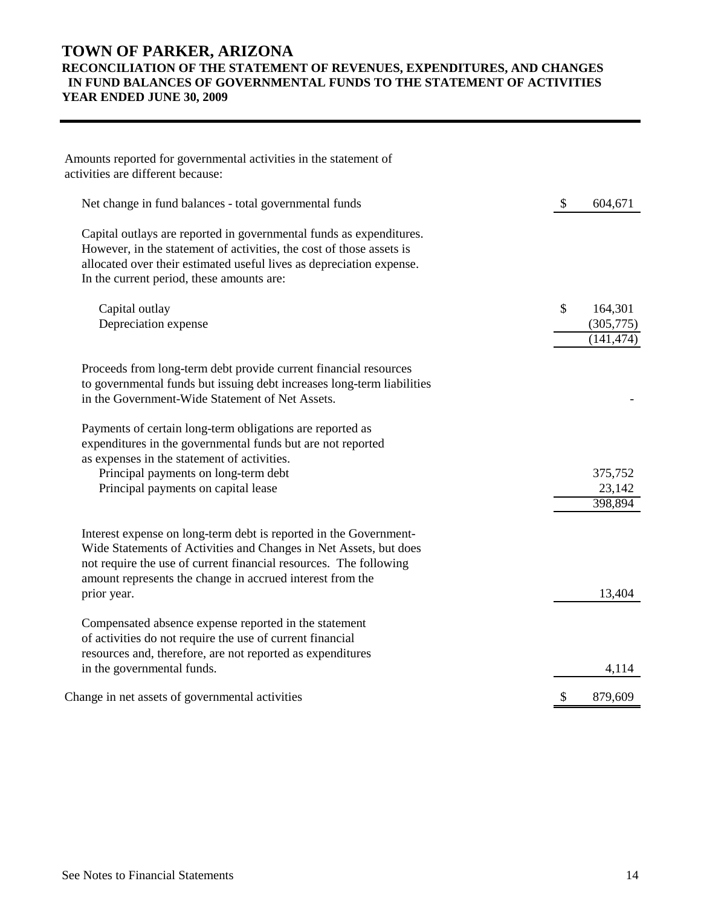# TOWN OF PARKER, ARIZONA

## RECONCILIATION OF THE STATEMENT OF REVENUES, EXPENDITURES, AND CHANGES IN FUND BALANCES OF GOVERNMENTAL FUNDS TO THE STATEMENT OF ACTIVITIES

## YEAR ENDED JUNE 30, 2009

| | | |
|---|---|---|
| Amounts reported for governmental activities in the statement of activities are different because: | | |
| Net change in fund balances - total governmental funds | $ | 604,671 |
| Capital outlays are reported in governmental funds as expenditures. However, in the statement of activities, the cost of those assets is allocated over their estimated useful lives as depreciation expense. In the current period, these amounts are: | | |
| Capital outlay | $ | 164,301 |
| Depreciation expense | | (305,775) |
| | | (141,474) |
| Proceeds from long-term debt provide current financial resources to governmental funds but issuing debt increases long-term liabilities in the Government-Wide Statement of Net Assets. | | - |
| Payments of certain long-term obligations are reported as expenditures in the governmental funds but are not reported as expenses in the statement of activities. | | |
| Principal payments on long-term debt | | 375,752 |
| Principal payments on capital lease | | 23,142 |
| | | 398,894 |
| Interest expense on long-term debt is reported in the Government-Wide Statements of Activities and Changes in Net Assets, but does not require the use of current financial resources. The following amount represents the change in accrued interest from the prior year. | | 13,404 |
| Compensated absence expense reported in the statement of activities do not require the use of current financial resources and, therefore, are not reported as expenditures in the governmental funds. | | 4,114 |
| Change in net assets of governmental activities | $ | 879,609 |

See Notes to Financial Statements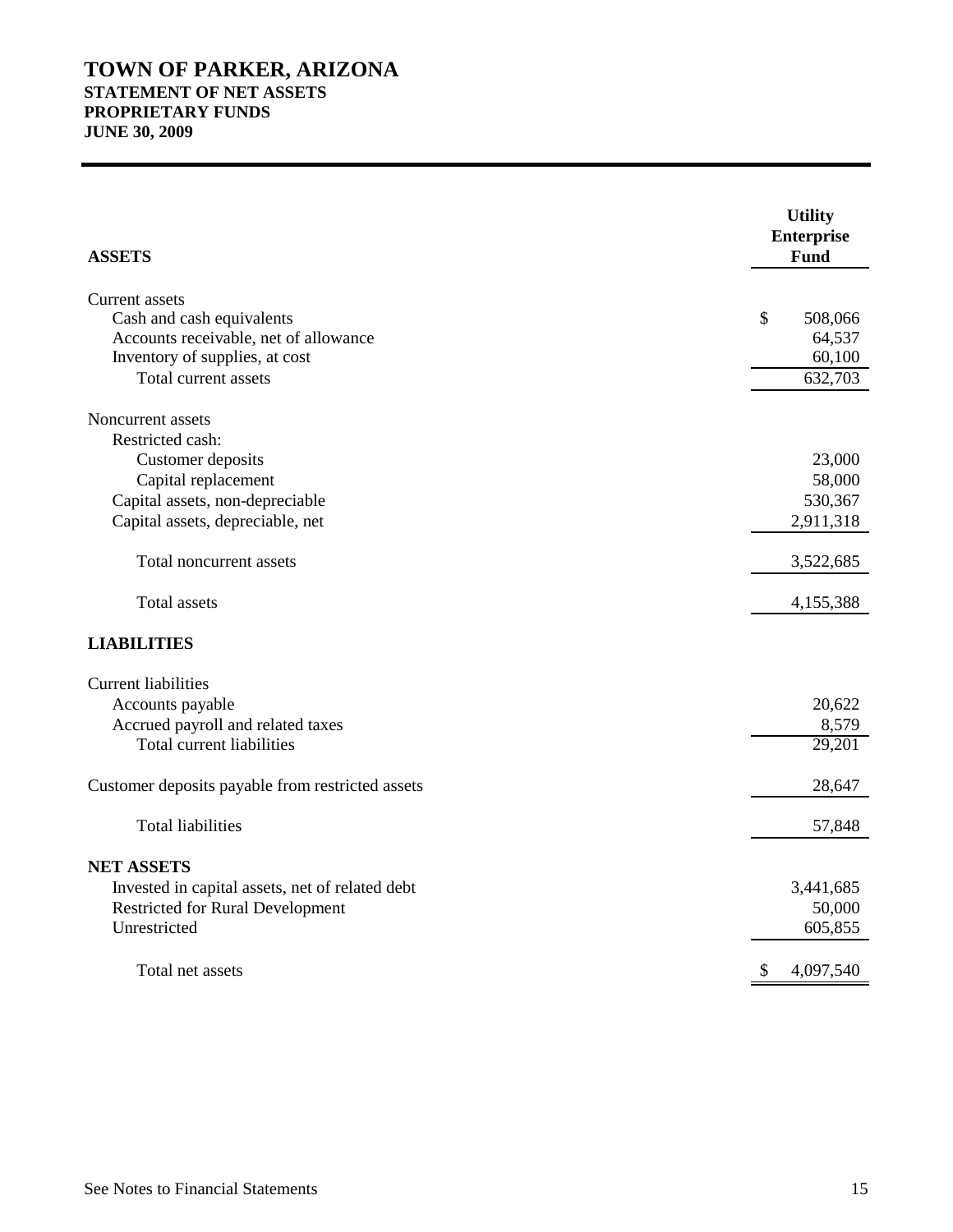# TOWN OF PARKER, ARIZONA
## STATEMENT OF NET ASSETS
## PROPRIETARY FUNDS
## JUNE 30, 2009

| **ASSETS** | **Utility Enterprise Fund** |
|---|---|
| Current assets | |
| Cash and cash equivalents | $ 508,066 |
| Accounts receivable, net of allowance | 64,537 |
| Inventory of supplies, at cost | 60,100 |
| Total current assets | 632,703 |
| Noncurrent assets | |
| Restricted cash: | |
| Customer deposits | 23,000 |
| Capital replacement | 58,000 |
| Capital assets, non-depreciable | 530,367 |
| Capital assets, depreciable, net | 2,911,318 |
| Total noncurrent assets | 3,522,685 |
| Total assets | 4,155,388 |
| **LIABILITIES** | |
| Current liabilities | |
| Accounts payable | 20,622 |
| Accrued payroll and related taxes | 8,579 |
| Total current liabilities | 29,201 |
| Customer deposits payable from restricted assets | 28,647 |
| Total liabilities | 57,848 |
| **NET ASSETS** | |
| Invested in capital assets, net of related debt | 3,441,685 |
| Restricted for Rural Development | 50,000 |
| Unrestricted | 605,855 |
| Total net assets | $ 4,097,540 |

See Notes to Financial Statements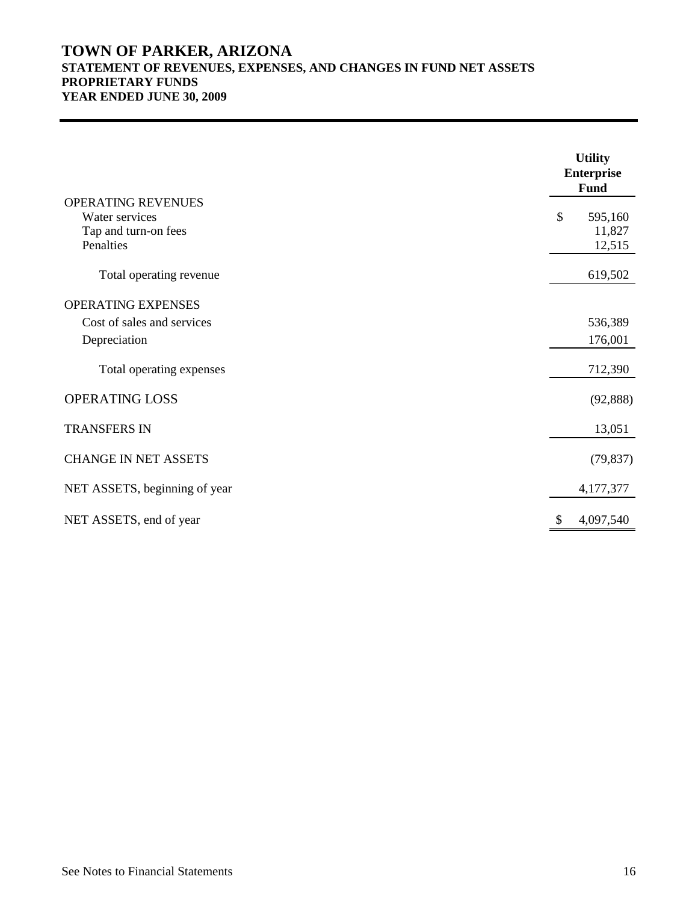# TOWN OF PARKER, ARIZONA
## STATEMENT OF REVENUES, EXPENSES, AND CHANGES IN FUND NET ASSETS
## PROPRIETARY FUNDS
## YEAR ENDED JUNE 30, 2009

| | Utility Enterprise Fund |
|---|---|
| OPERATING REVENUES | |
| Water services | $ 595,160 |
| Tap and turn-on fees | 11,827 |
| Penalties | 12,515 |
| Total operating revenue | 619,502 |
| OPERATING EXPENSES | |
| Cost of sales and services | 536,389 |
| Depreciation | 176,001 |
| Total operating expenses | 712,390 |
| OPERATING LOSS | (92,888) |
| TRANSFERS IN | 13,051 |
| CHANGE IN NET ASSETS | (79,837) |
| NET ASSETS, beginning of year | 4,177,377 |
| NET ASSETS, end of year | $ 4,097,540 |

See Notes to Financial Statements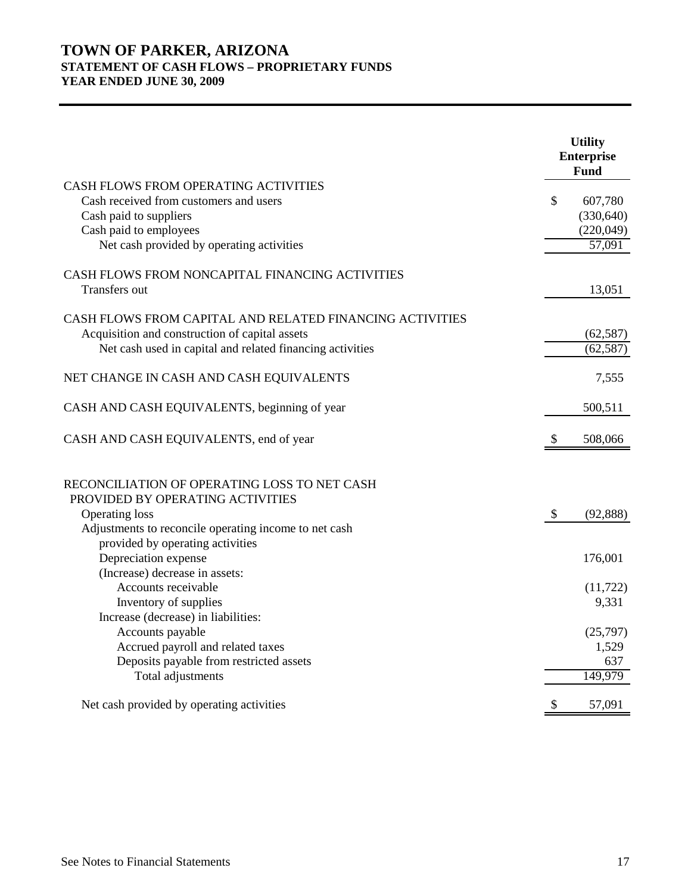# TOWN OF PARKER, ARIZONA
## STATEMENT OF CASH FLOWS – PROPRIETARY FUNDS
## YEAR ENDED JUNE 30, 2009

| | Utility Enterprise Fund |
|---|---|
| CASH FLOWS FROM OPERATING ACTIVITIES | |
| Cash received from customers and users | $ 607,780 |
| Cash paid to suppliers | (330,640) |
| Cash paid to employees | (220,049) |
| Net cash provided by operating activities | 57,091 |
| | |
| CASH FLOWS FROM NONCAPITAL FINANCING ACTIVITIES | |
| Transfers out | 13,051 |
| | |
| CASH FLOWS FROM CAPITAL AND RELATED FINANCING ACTIVITIES | |
| Acquisition and construction of capital assets | (62,587) |
| Net cash used in capital and related financing activities | (62,587) |
| | |
| NET CHANGE IN CASH AND CASH EQUIVALENTS | 7,555 |
| | |
| CASH AND CASH EQUIVALENTS, beginning of year | 500,511 |
| | |
| CASH AND CASH EQUIVALENTS, end of year | $ 508,066 |
| | |
| RECONCILIATION OF OPERATING LOSS TO NET CASH PROVIDED BY OPERATING ACTIVITIES | |
| Operating loss | $ (92,888) |
| Adjustments to reconcile operating income to net cash provided by operating activities | |
| Depreciation expense | 176,001 |
| (Increase) decrease in assets: | |
| Accounts receivable | (11,722) |
| Inventory of supplies | 9,331 |
| Increase (decrease) in liabilities: | |
| Accounts payable | (25,797) |
| Accrued payroll and related taxes | 1,529 |
| Deposits payable from restricted assets | 637 |
| Total adjustments | 149,979 |
| | |
| Net cash provided by operating activities | $ 57,091 |

See Notes to Financial Statements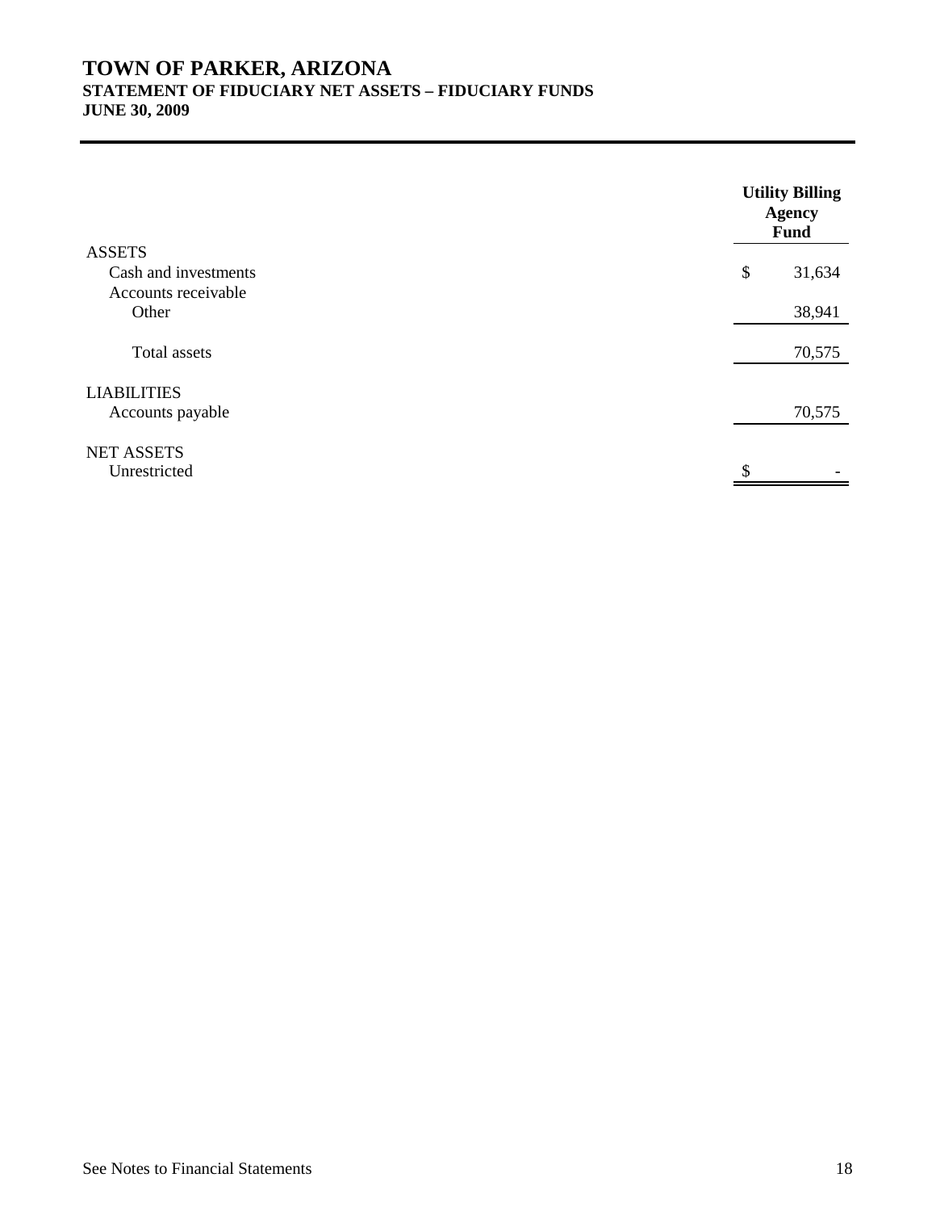# TOWN OF PARKER, ARIZONA
## STATEMENT OF FIDUCIARY NET ASSETS – FIDUCIARY FUNDS
### JUNE 30, 2009

| | Utility Billing Agency Fund |
|---|---|
| ASSETS | |
| Cash and investments | $ 31,634 |
| Accounts receivable | |
| Other | 38,941 |
| Total assets | 70,575 |
| LIABILITIES | |
| Accounts payable | 70,575 |
| NET ASSETS | |
| Unrestricted | $ - |

See Notes to Financial Statements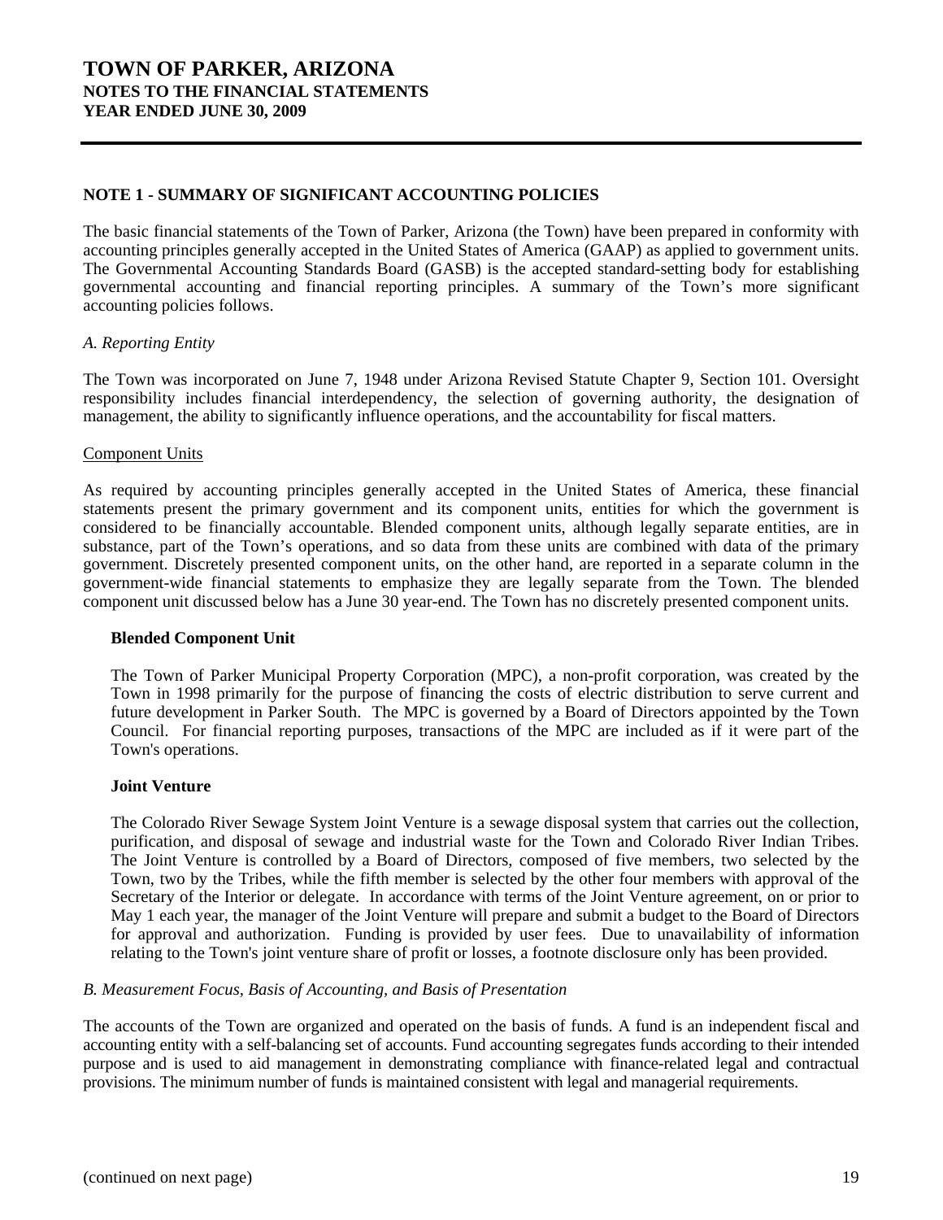## NOTE 1 - SUMMARY OF SIGNIFICANT ACCOUNTING POLICIES

The basic financial statements of the Town of Parker, Arizona (the Town) have been prepared in conformity with accounting principles generally accepted in the United States of America (GAAP) as applied to government units. The Governmental Accounting Standards Board (GASB) is the accepted standard-setting body for establishing governmental accounting and financial reporting principles. A summary of the Town's more significant accounting policies follows.

### *A. Reporting Entity*

The Town was incorporated on June 7, 1948 under Arizona Revised Statute Chapter 9, Section 101. Oversight responsibility includes financial interdependency, the selection of governing authority, the designation of management, the ability to significantly influence operations, and the accountability for fiscal matters.

#### Component Units

As required by accounting principles generally accepted in the United States of America, these financial statements present the primary government and its component units, entities for which the government is considered to be financially accountable. Blended component units, although legally separate entities, are in substance, part of the Town's operations, and so data from these units are combined with data of the primary government. Discretely presented component units, on the other hand, are reported in a separate column in the government-wide financial statements to emphasize they are legally separate from the Town. The blended component unit discussed below has a June 30 year-end. The Town has no discretely presented component units.

**Blended Component Unit**

The Town of Parker Municipal Property Corporation (MPC), a non-profit corporation, was created by the Town in 1998 primarily for the purpose of financing the costs of electric distribution to serve current and future development in Parker South. The MPC is governed by a Board of Directors appointed by the Town Council. For financial reporting purposes, transactions of the MPC are included as if it were part of the Town's operations.

**Joint Venture**

The Colorado River Sewage System Joint Venture is a sewage disposal system that carries out the collection, purification, and disposal of sewage and industrial waste for the Town and Colorado River Indian Tribes. The Joint Venture is controlled by a Board of Directors, composed of five members, two selected by the Town, two by the Tribes, while the fifth member is selected by the other four members with approval of the Secretary of the Interior or delegate. In accordance with terms of the Joint Venture agreement, on or prior to May 1 each year, the manager of the Joint Venture will prepare and submit a budget to the Board of Directors for approval and authorization. Funding is provided by user fees. Due to unavailability of information relating to the Town's joint venture share of profit or losses, a footnote disclosure only has been provided.

### *B. Measurement Focus, Basis of Accounting, and Basis of Presentation*

The accounts of the Town are organized and operated on the basis of funds. A fund is an independent fiscal and accounting entity with a self-balancing set of accounts. Fund accounting segregates funds according to their intended purpose and is used to aid management in demonstrating compliance with finance-related legal and contractual provisions. The minimum number of funds is maintained consistent with legal and managerial requirements.

(continued on next page)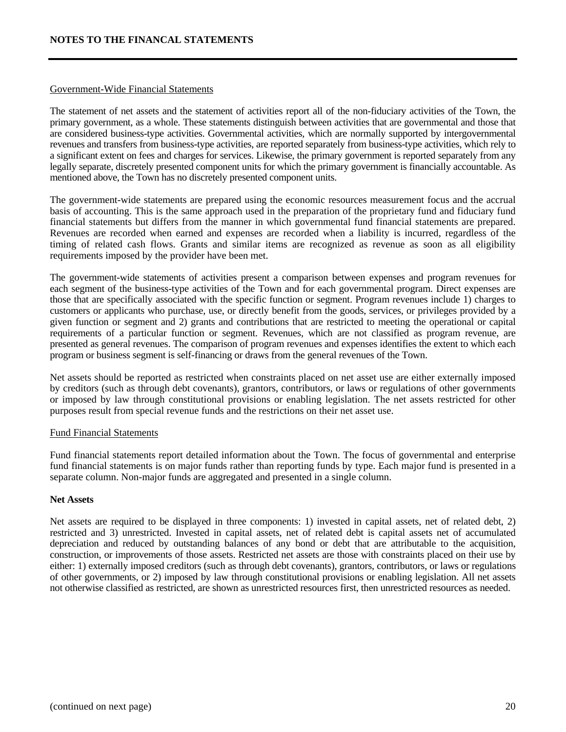## NOTES TO THE FINANCAL STATEMENTS

Government-Wide Financial Statements

The statement of net assets and the statement of activities report all of the non-fiduciary activities of the Town, the primary government, as a whole. These statements distinguish between activities that are governmental and those that are considered business-type activities. Governmental activities, which are normally supported by intergovernmental revenues and transfers from business-type activities, are reported separately from business-type activities, which rely to a significant extent on fees and charges for services. Likewise, the primary government is reported separately from any legally separate, discretely presented component units for which the primary government is financially accountable. As mentioned above, the Town has no discretely presented component units.

The government-wide statements are prepared using the economic resources measurement focus and the accrual basis of accounting. This is the same approach used in the preparation of the proprietary fund and fiduciary fund financial statements but differs from the manner in which governmental fund financial statements are prepared. Revenues are recorded when earned and expenses are recorded when a liability is incurred, regardless of the timing of related cash flows. Grants and similar items are recognized as revenue as soon as all eligibility requirements imposed by the provider have been met.

The government-wide statements of activities present a comparison between expenses and program revenues for each segment of the business-type activities of the Town and for each governmental program. Direct expenses are those that are specifically associated with the specific function or segment. Program revenues include 1) charges to customers or applicants who purchase, use, or directly benefit from the goods, services, or privileges provided by a given function or segment and 2) grants and contributions that are restricted to meeting the operational or capital requirements of a particular function or segment. Revenues, which are not classified as program revenue, are presented as general revenues. The comparison of program revenues and expenses identifies the extent to which each program or business segment is self-financing or draws from the general revenues of the Town.

Net assets should be reported as restricted when constraints placed on net asset use are either externally imposed by creditors (such as through debt covenants), grantors, contributors, or laws or regulations of other governments or imposed by law through constitutional provisions or enabling legislation. The net assets restricted for other purposes result from special revenue funds and the restrictions on their net asset use.

Fund Financial Statements

Fund financial statements report detailed information about the Town. The focus of governmental and enterprise fund financial statements is on major funds rather than reporting funds by type. Each major fund is presented in a separate column. Non-major funds are aggregated and presented in a single column.

**Net Assets**

Net assets are required to be displayed in three components: 1) invested in capital assets, net of related debt, 2) restricted and 3) unrestricted. Invested in capital assets, net of related debt is capital assets net of accumulated depreciation and reduced by outstanding balances of any bond or debt that are attributable to the acquisition, construction, or improvements of those assets. Restricted net assets are those with constraints placed on their use by either: 1) externally imposed creditors (such as through debt covenants), grantors, contributors, or laws or regulations of other governments, or 2) imposed by law through constitutional provisions or enabling legislation. All net assets not otherwise classified as restricted, are shown as unrestricted resources first, then unrestricted resources as needed.

(continued on next page)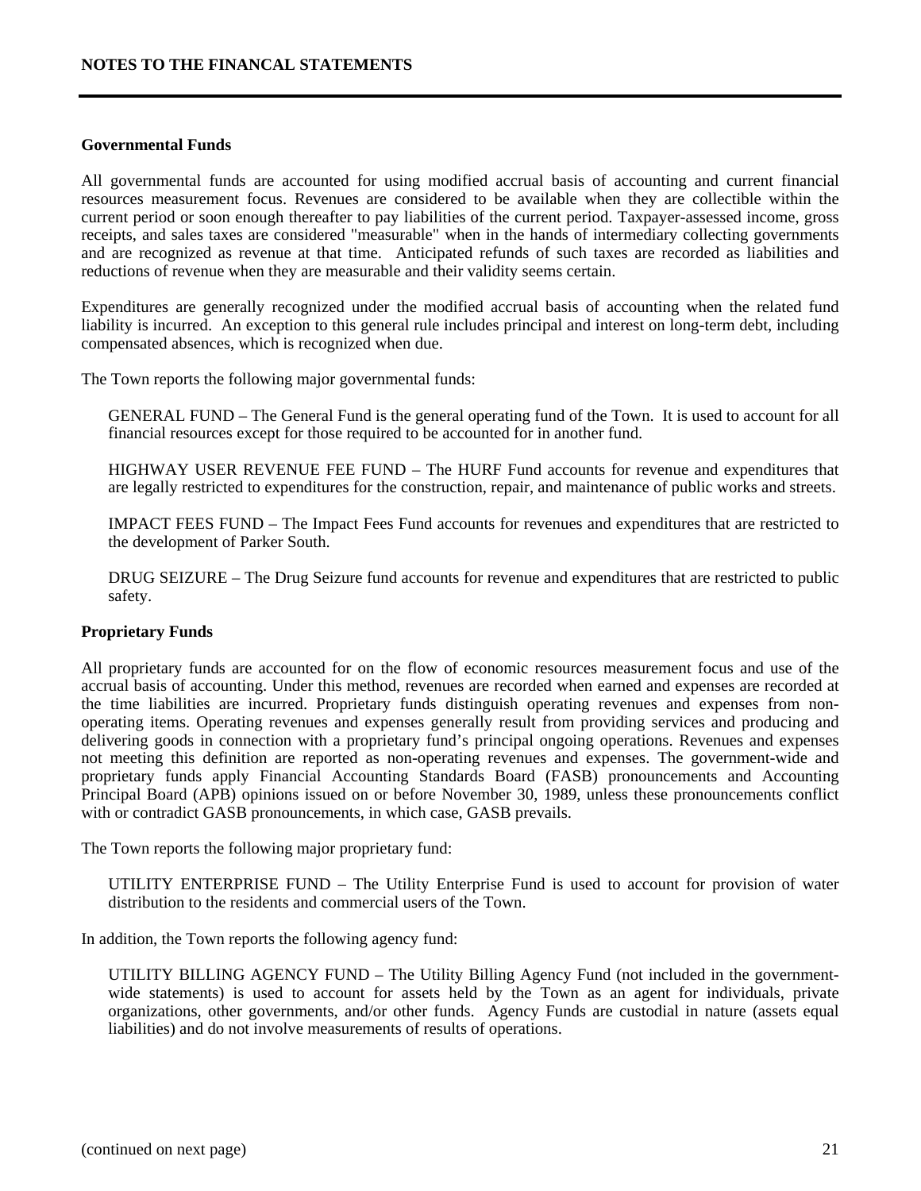### Governmental Funds

All governmental funds are accounted for using modified accrual basis of accounting and current financial resources measurement focus. Revenues are considered to be available when they are collectible within the current period or soon enough thereafter to pay liabilities of the current period. Taxpayer-assessed income, gross receipts, and sales taxes are considered "measurable" when in the hands of intermediary collecting governments and are recognized as revenue at that time. Anticipated refunds of such taxes are recorded as liabilities and reductions of revenue when they are measurable and their validity seems certain.

Expenditures are generally recognized under the modified accrual basis of accounting when the related fund liability is incurred. An exception to this general rule includes principal and interest on long-term debt, including compensated absences, which is recognized when due.

The Town reports the following major governmental funds:

GENERAL FUND – The General Fund is the general operating fund of the Town. It is used to account for all financial resources except for those required to be accounted for in another fund.

HIGHWAY USER REVENUE FEE FUND – The HURF Fund accounts for revenue and expenditures that are legally restricted to expenditures for the construction, repair, and maintenance of public works and streets.

IMPACT FEES FUND – The Impact Fees Fund accounts for revenues and expenditures that are restricted to the development of Parker South.

DRUG SEIZURE – The Drug Seizure fund accounts for revenue and expenditures that are restricted to public safety.

### Proprietary Funds

All proprietary funds are accounted for on the flow of economic resources measurement focus and use of the accrual basis of accounting. Under this method, revenues are recorded when earned and expenses are recorded at the time liabilities are incurred. Proprietary funds distinguish operating revenues and expenses from non-operating items. Operating revenues and expenses generally result from providing services and producing and delivering goods in connection with a proprietary fund's principal ongoing operations. Revenues and expenses not meeting this definition are reported as non-operating revenues and expenses. The government-wide and proprietary funds apply Financial Accounting Standards Board (FASB) pronouncements and Accounting Principal Board (APB) opinions issued on or before November 30, 1989, unless these pronouncements conflict with or contradict GASB pronouncements, in which case, GASB prevails.

The Town reports the following major proprietary fund:

UTILITY ENTERPRISE FUND – The Utility Enterprise Fund is used to account for provision of water distribution to the residents and commercial users of the Town.

In addition, the Town reports the following agency fund:

UTILITY BILLING AGENCY FUND – The Utility Billing Agency Fund (not included in the government-wide statements) is used to account for assets held by the Town as an agent for individuals, private organizations, other governments, and/or other funds. Agency Funds are custodial in nature (assets equal liabilities) and do not involve measurements of results of operations.

(continued on next page)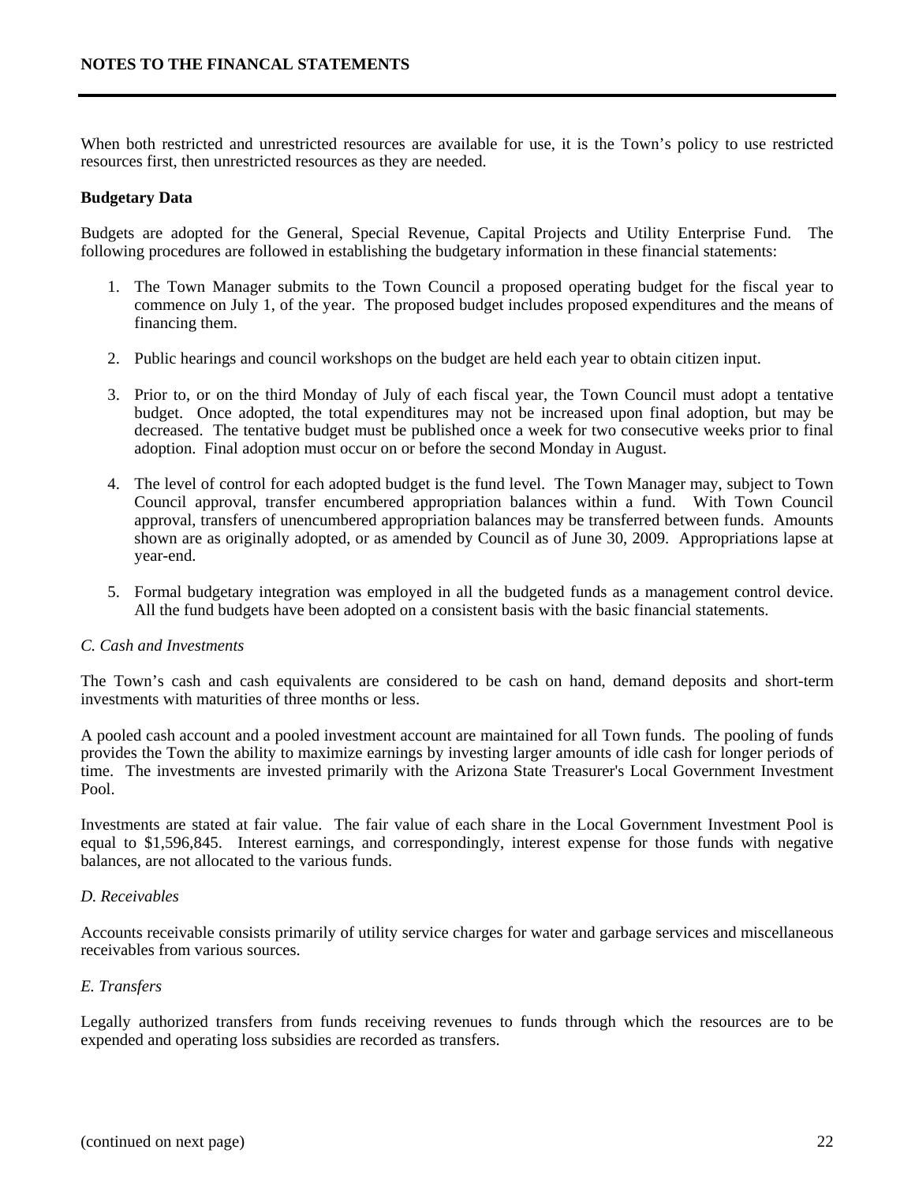When both restricted and unrestricted resources are available for use, it is the Town's policy to use restricted resources first, then unrestricted resources as they are needed.

**Budgetary Data**

Budgets are adopted for the General, Special Revenue, Capital Projects and Utility Enterprise Fund. The following procedures are followed in establishing the budgetary information in these financial statements:

1. The Town Manager submits to the Town Council a proposed operating budget for the fiscal year to commence on July 1, of the year. The proposed budget includes proposed expenditures and the means of financing them.

2. Public hearings and council workshops on the budget are held each year to obtain citizen input.

3. Prior to, or on the third Monday of July of each fiscal year, the Town Council must adopt a tentative budget. Once adopted, the total expenditures may not be increased upon final adoption, but may be decreased. The tentative budget must be published once a week for two consecutive weeks prior to final adoption. Final adoption must occur on or before the second Monday in August.

4. The level of control for each adopted budget is the fund level. The Town Manager may, subject to Town Council approval, transfer encumbered appropriation balances within a fund. With Town Council approval, transfers of unencumbered appropriation balances may be transferred between funds. Amounts shown are as originally adopted, or as amended by Council as of June 30, 2009. Appropriations lapse at year-end.

5. Formal budgetary integration was employed in all the budgeted funds as a management control device. All the fund budgets have been adopted on a consistent basis with the basic financial statements.

*C. Cash and Investments*

The Town's cash and cash equivalents are considered to be cash on hand, demand deposits and short-term investments with maturities of three months or less.

A pooled cash account and a pooled investment account are maintained for all Town funds. The pooling of funds provides the Town the ability to maximize earnings by investing larger amounts of idle cash for longer periods of time. The investments are invested primarily with the Arizona State Treasurer's Local Government Investment Pool.

Investments are stated at fair value. The fair value of each share in the Local Government Investment Pool is equal to $1,596,845. Interest earnings, and correspondingly, interest expense for those funds with negative balances, are not allocated to the various funds.

*D. Receivables*

Accounts receivable consists primarily of utility service charges for water and garbage services and miscellaneous receivables from various sources.

*E. Transfers*

Legally authorized transfers from funds receiving revenues to funds through which the resources are to be expended and operating loss subsidies are recorded as transfers.

(continued on next page)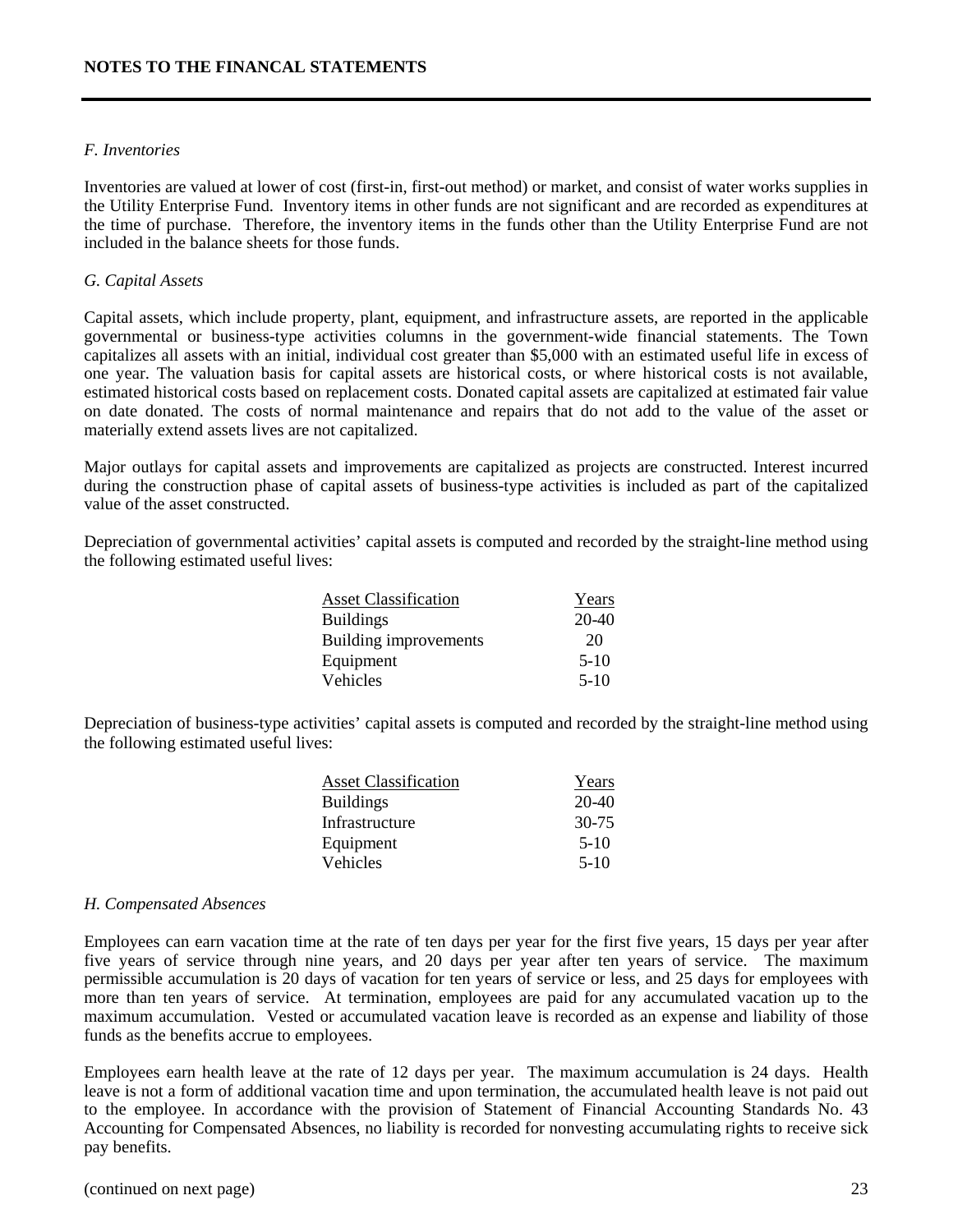## NOTES TO THE FINANCIAL STATEMENTS

### *F. Inventories*

Inventories are valued at lower of cost (first-in, first-out method) or market, and consist of water works supplies in the Utility Enterprise Fund. Inventory items in other funds are not significant and are recorded as expenditures at the time of purchase. Therefore, the inventory items in the funds other than the Utility Enterprise Fund are not included in the balance sheets for those funds.

### *G. Capital Assets*

Capital assets, which include property, plant, equipment, and infrastructure assets, are reported in the applicable governmental or business-type activities columns in the government-wide financial statements. The Town capitalizes all assets with an initial, individual cost greater than $5,000 with an estimated useful life in excess of one year. The valuation basis for capital assets are historical costs, or where historical costs is not available, estimated historical costs based on replacement costs. Donated capital assets are capitalized at estimated fair value on date donated. The costs of normal maintenance and repairs that do not add to the value of the asset or materially extend assets lives are not capitalized.

Major outlays for capital assets and improvements are capitalized as projects are constructed. Interest incurred during the construction phase of capital assets of business-type activities is included as part of the capitalized value of the asset constructed.

Depreciation of governmental activities' capital assets is computed and recorded by the straight-line method using the following estimated useful lives:

| Asset Classification | Years |
|---|---|
| Buildings | 20-40 |
| Building improvements | 20 |
| Equipment | 5-10 |
| Vehicles | 5-10 |

Depreciation of business-type activities' capital assets is computed and recorded by the straight-line method using the following estimated useful lives:

| Asset Classification | Years |
|---|---|
| Buildings | 20-40 |
| Infrastructure | 30-75 |
| Equipment | 5-10 |
| Vehicles | 5-10 |

### *H. Compensated Absences*

Employees can earn vacation time at the rate of ten days per year for the first five years, 15 days per year after five years of service through nine years, and 20 days per year after ten years of service. The maximum permissible accumulation is 20 days of vacation for ten years of service or less, and 25 days for employees with more than ten years of service. At termination, employees are paid for any accumulated vacation up to the maximum accumulation. Vested or accumulated vacation leave is recorded as an expense and liability of those funds as the benefits accrue to employees.

Employees earn health leave at the rate of 12 days per year. The maximum accumulation is 24 days. Health leave is not a form of additional vacation time and upon termination, the accumulated health leave is not paid out to the employee. In accordance with the provision of Statement of Financial Accounting Standards No. 43 Accounting for Compensated Absences, no liability is recorded for nonvesting accumulating rights to receive sick pay benefits.

(continued on next page)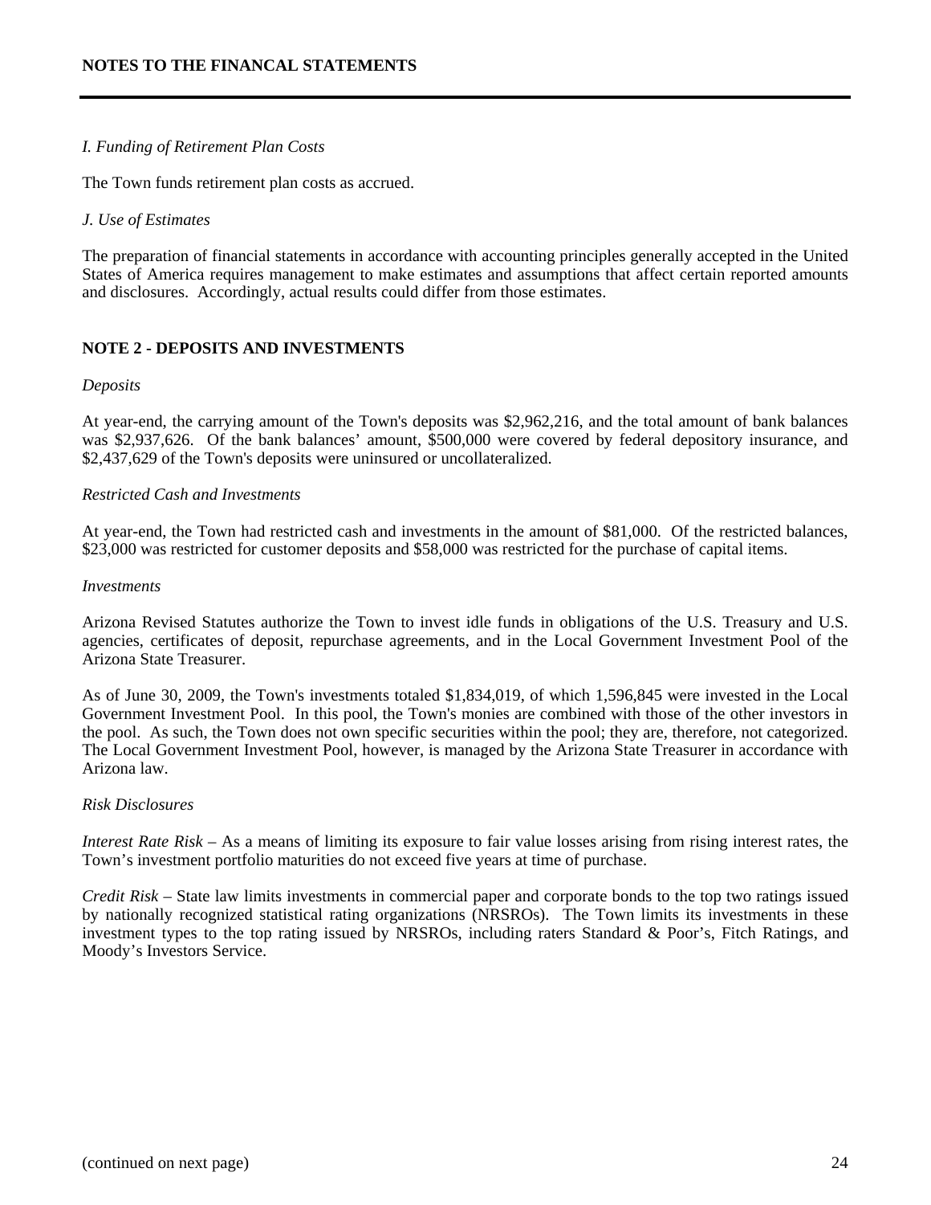*I. Funding of Retirement Plan Costs*

The Town funds retirement plan costs as accrued.

*J. Use of Estimates*

The preparation of financial statements in accordance with accounting principles generally accepted in the United States of America requires management to make estimates and assumptions that affect certain reported amounts and disclosures. Accordingly, actual results could differ from those estimates.

## NOTE 2 - DEPOSITS AND INVESTMENTS

*Deposits*

At year-end, the carrying amount of the Town's deposits was $2,962,216, and the total amount of bank balances was $2,937,626. Of the bank balances' amount, $500,000 were covered by federal depository insurance, and $2,437,629 of the Town's deposits were uninsured or uncollateralized.

*Restricted Cash and Investments*

At year-end, the Town had restricted cash and investments in the amount of $81,000. Of the restricted balances, $23,000 was restricted for customer deposits and $58,000 was restricted for the purchase of capital items.

*Investments*

Arizona Revised Statutes authorize the Town to invest idle funds in obligations of the U.S. Treasury and U.S. agencies, certificates of deposit, repurchase agreements, and in the Local Government Investment Pool of the Arizona State Treasurer.

As of June 30, 2009, the Town's investments totaled $1,834,019, of which 1,596,845 were invested in the Local Government Investment Pool. In this pool, the Town's monies are combined with those of the other investors in the pool. As such, the Town does not own specific securities within the pool; they are, therefore, not categorized. The Local Government Investment Pool, however, is managed by the Arizona State Treasurer in accordance with Arizona law.

*Risk Disclosures*

*Interest Rate Risk* – As a means of limiting its exposure to fair value losses arising from rising interest rates, the Town's investment portfolio maturities do not exceed five years at time of purchase.

*Credit Risk* – State law limits investments in commercial paper and corporate bonds to the top two ratings issued by nationally recognized statistical rating organizations (NRSROs). The Town limits its investments in these investment types to the top rating issued by NRSROs, including raters Standard & Poor's, Fitch Ratings, and Moody's Investors Service.

(continued on next page)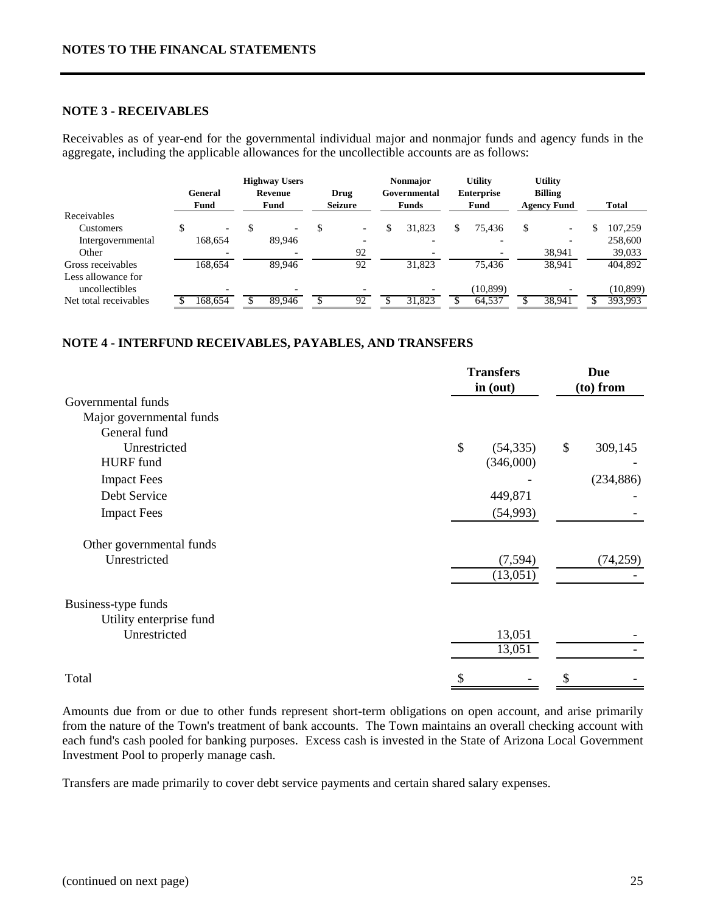**NOTES TO THE FINANCIAL STATEMENTS**

## NOTE 3 - RECEIVABLES

Receivables as of year-end for the governmental individual major and nonmajor funds and agency funds in the aggregate, including the applicable allowances for the uncollectible accounts are as follows:

| | General Fund | Highway Users Revenue Fund | Drug Seizure | Nonmajor Governmental Funds | Utility Enterprise Fund | Utility Billing Agency Fund | Total |
|---|---|---|---|---|---|---|---|
| Receivables | | | | | | | |
| Customers | $ - | $ - | $ - | $ 31,823 | $ 75,436 | $ - | $ 107,259 |
| Intergovernmental | 168,654 | 89,946 | - | - | - | - | 258,600 |
| Other | - | - | 92 | - | - | 38,941 | 39,033 |
| Gross receivables | 168,654 | 89,946 | 92 | 31,823 | 75,436 | 38,941 | 404,892 |
| Less allowance for uncollectibles | - | - | - | - | (10,899) | - | (10,899) |
| Net total receivables | $ 168,654 | $ 89,946 | $ 92 | $ 31,823 | $ 64,537 | $ 38,941 | $ 393,993 |

## NOTE 4 - INTERFUND RECEIVABLES, PAYABLES, AND TRANSFERS

| | Transfers in (out) | Due (to) from |
|---|---|---|
| Governmental funds | | |
| Major governmental funds | | |
| General fund | | |
| Unrestricted | $ (54,335) | $ 309,145 |
| HURF fund | (346,000) | - |
| Impact Fees | - | (234,886) |
| Debt Service | 449,871 | - |
| Impact Fees | (54,993) | - |
| Other governmental funds | | |
| Unrestricted | (7,594) | (74,259) |
| | (13,051) | - |
| Business-type funds | | |
| Utility enterprise fund | | |
| Unrestricted | 13,051 | - |
| | 13,051 | - |
| Total | $ - | $ - |

Amounts due from or due to other funds represent short-term obligations on open account, and arise primarily from the nature of the Town's treatment of bank accounts. The Town maintains an overall checking account with each fund's cash pooled for banking purposes. Excess cash is invested in the State of Arizona Local Government Investment Pool to properly manage cash.

Transfers are made primarily to cover debt service payments and certain shared salary expenses.

(continued on next page)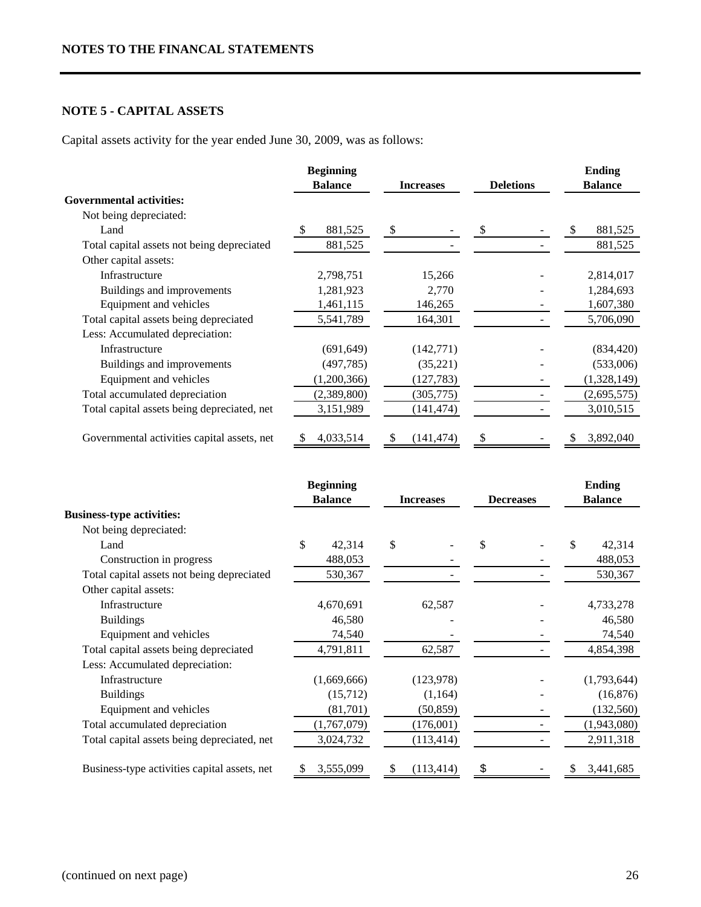**NOTES TO THE FINANCIAL STATEMENTS**

## NOTE 5 - CAPITAL ASSETS

Capital assets activity for the year ended June 30, 2009, was as follows:

| | Beginning Balance | Increases | Deletions | Ending Balance |
|---|---|---|---|---|
| **Governmental activities:** | | | | |
| Not being depreciated: | | | | |
| Land | $ 881,525 | $ - | $ - | $ 881,525 |
| Total capital assets not being depreciated | 881,525 | - | - | 881,525 |
| Other capital assets: | | | | |
| Infrastructure | 2,798,751 | 15,266 | - | 2,814,017 |
| Buildings and improvements | 1,281,923 | 2,770 | - | 1,284,693 |
| Equipment and vehicles | 1,461,115 | 146,265 | - | 1,607,380 |
| Total capital assets being depreciated | 5,541,789 | 164,301 | - | 5,706,090 |
| Less: Accumulated depreciation: | | | | |
| Infrastructure | (691,649) | (142,771) | - | (834,420) |
| Buildings and improvements | (497,785) | (35,221) | - | (533,006) |
| Equipment and vehicles | (1,200,366) | (127,783) | - | (1,328,149) |
| Total accumulated depreciation | (2,389,800) | (305,775) | - | (2,695,575) |
| Total capital assets being depreciated, net | 3,151,989 | (141,474) | - | 3,010,515 |
| Governmental activities capital assets, net | $ 4,033,514 | $ (141,474) | $ - | $ 3,892,040 |

| | Beginning Balance | Increases | Decreases | Ending Balance |
|---|---|---|---|---|
| **Business-type activities:** | | | | |
| Not being depreciated: | | | | |
| Land | $ 42,314 | $ - | $ - | $ 42,314 |
| Construction in progress | 488,053 | - | - | 488,053 |
| Total capital assets not being depreciated | 530,367 | - | - | 530,367 |
| Other capital assets: | | | | |
| Infrastructure | 4,670,691 | 62,587 | - | 4,733,278 |
| Buildings | 46,580 | - | - | 46,580 |
| Equipment and vehicles | 74,540 | - | - | 74,540 |
| Total capital assets being depreciated | 4,791,811 | 62,587 | - | 4,854,398 |
| Less: Accumulated depreciation: | | | | |
| Infrastructure | (1,669,666) | (123,978) | - | (1,793,644) |
| Buildings | (15,712) | (1,164) | - | (16,876) |
| Equipment and vehicles | (81,701) | (50,859) | - | (132,560) |
| Total accumulated depreciation | (1,767,079) | (176,001) | - | (1,943,080) |
| Total capital assets being depreciated, net | 3,024,732 | (113,414) | - | 2,911,318 |
| Business-type activities capital assets, net | $ 3,555,099 | $ (113,414) | $ - | $ 3,441,685 |

(continued on next page)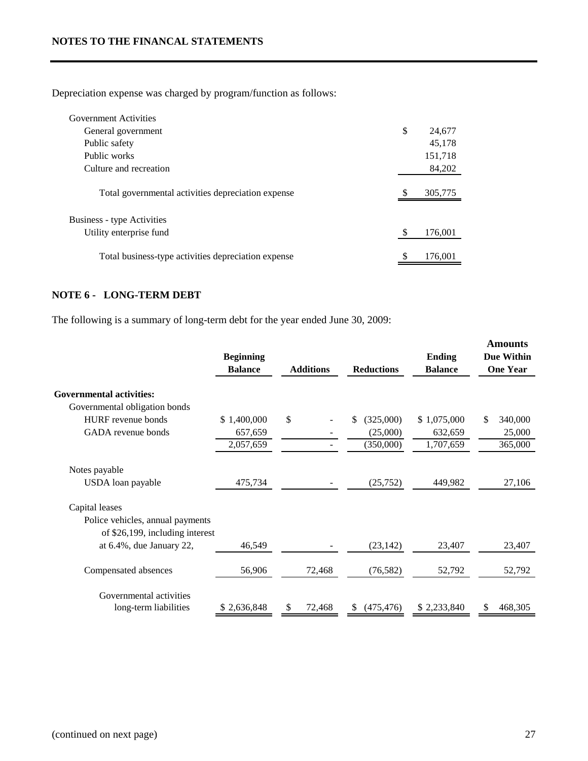## NOTES TO THE FINANCIAL STATEMENTS

Depreciation expense was charged by program/function as follows:

| | |
|---|---|
| Government Activities | |
| General government | $ 24,677 |
| Public safety | 45,178 |
| Public works | 151,718 |
| Culture and recreation | 84,202 |
| Total governmental activities depreciation expense | $ 305,775 |
| Business - type Activities | |
| Utility enterprise fund | $ 176,001 |
| Total business-type activities depreciation expense | $ 176,001 |

### NOTE 6 - LONG-TERM DEBT

The following is a summary of long-term debt for the year ended June 30, 2009:

| | Beginning Balance | Additions | Reductions | Ending Balance | Amounts Due Within One Year |
|---|---|---|---|---|---|
| **Governmental activities:** | | | | | |
| Governmental obligation bonds | | | | | |
| HURF revenue bonds | $ 1,400,000 | $ - | $ (325,000) | $ 1,075,000 | $ 340,000 |
| GADA revenue bonds | 657,659 | - | (25,000) | 632,659 | 25,000 |
| | 2,057,659 | - | (350,000) | 1,707,659 | 365,000 |
| Notes payable | | | | | |
| USDA loan payable | 475,734 | - | (25,752) | 449,982 | 27,106 |
| Capital leases | | | | | |
| Police vehicles, annual payments of $26,199, including interest at 6.4%, due January 22, | 46,549 | - | (23,142) | 23,407 | 23,407 |
| Compensated absences | 56,906 | 72,468 | (76,582) | 52,792 | 52,792 |
| Governmental activities long-term liabilities | $ 2,636,848 | $ 72,468 | $ (475,476) | $ 2,233,840 | $ 468,305 |

(continued on next page)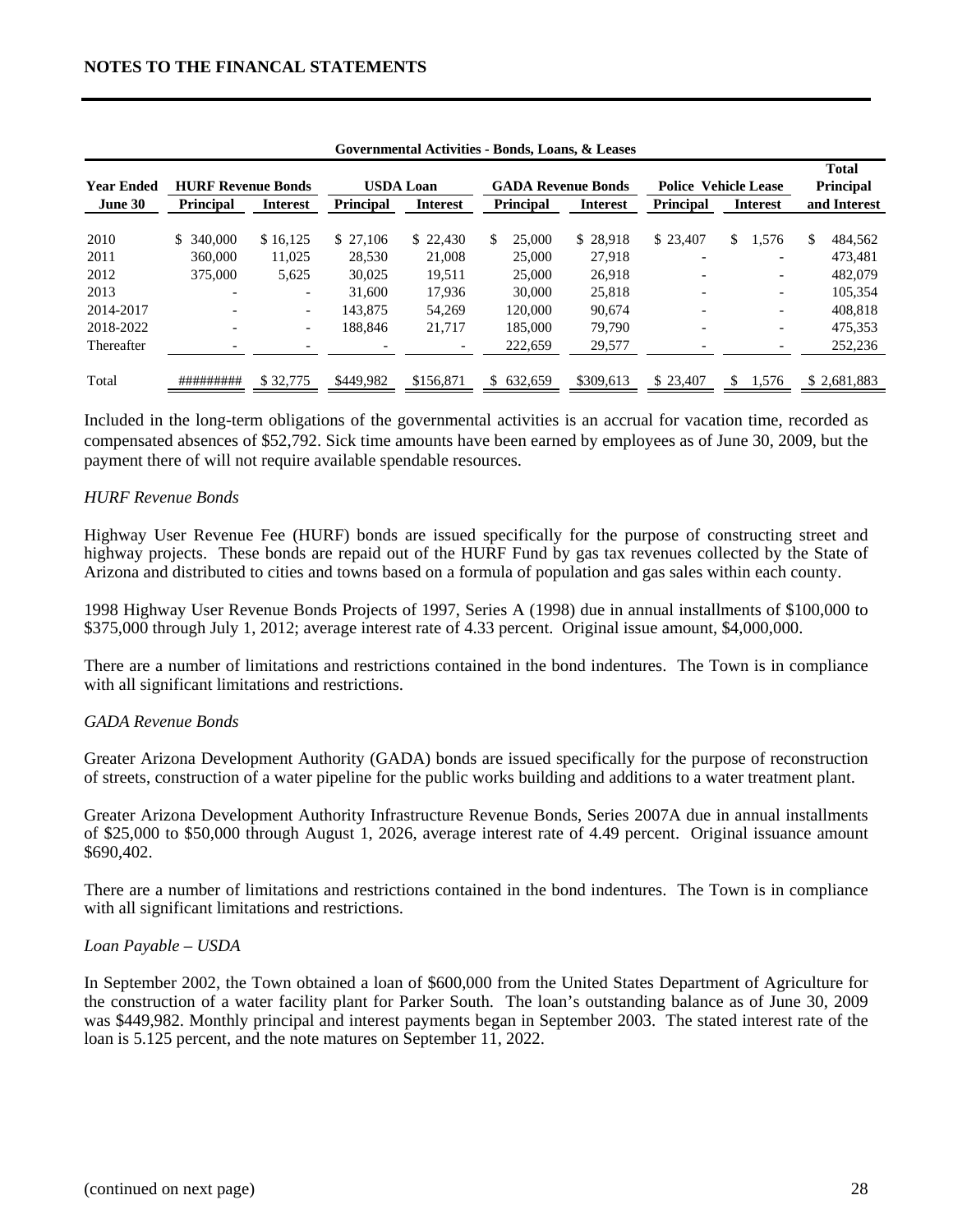**NOTES TO THE FINANCIAL STATEMENTS**

| Governmental Activities - Bonds, Loans, & Leases | | | | | | | | | |
|---|---|---|---|---|---|---|---|---|---|
| **Year Ended** | **HURF Revenue Bonds** | | **USDA Loan** | | **GADA Revenue Bonds** | | **Police Vehicle Lease** | | **Total Principal** |
| **June 30** | **Principal** | **Interest** | **Principal** | **Interest** | **Principal** | **Interest** | **Principal** | **Interest** | **and Interest** |
| 2010 | $ 340,000 | $ 16,125 | $ 27,106 | $ 22,430 | $ 25,000 | $ 28,918 | $ 23,407 | $ 1,576 | $ 484,562 |
| 2011 | 360,000 | 11,025 | 28,530 | 21,008 | 25,000 | 27,918 | - | - | 473,481 |
| 2012 | 375,000 | 5,625 | 30,025 | 19,511 | 25,000 | 26,918 | - | - | 482,079 |
| 2013 | - | - | 31,600 | 17,936 | 30,000 | 25,818 | - | - | 105,354 |
| 2014-2017 | - | - | 143,875 | 54,269 | 120,000 | 90,674 | - | - | 408,818 |
| 2018-2022 | - | - | 188,846 | 21,717 | 185,000 | 79,790 | - | - | 475,353 |
| Thereafter | - | - | - | - | 222,659 | 29,577 | - | - | 252,236 |
| Total | ######### | $ 32,775 | $449,982 | $156,871 | $ 632,659 | $309,613 | $ 23,407 | $ 1,576 | $ 2,681,883 |

Included in the long-term obligations of the governmental activities is an accrual for vacation time, recorded as compensated absences of $52,792. Sick time amounts have been earned by employees as of June 30, 2009, but the payment there of will not require available spendable resources.

*HURF Revenue Bonds*

Highway User Revenue Fee (HURF) bonds are issued specifically for the purpose of constructing street and highway projects. These bonds are repaid out of the HURF Fund by gas tax revenues collected by the State of Arizona and distributed to cities and towns based on a formula of population and gas sales within each county.

1998 Highway User Revenue Bonds Projects of 1997, Series A (1998) due in annual installments of $100,000 to $375,000 through July 1, 2012; average interest rate of 4.33 percent. Original issue amount, $4,000,000.

There are a number of limitations and restrictions contained in the bond indentures. The Town is in compliance with all significant limitations and restrictions.

*GADA Revenue Bonds*

Greater Arizona Development Authority (GADA) bonds are issued specifically for the purpose of reconstruction of streets, construction of a water pipeline for the public works building and additions to a water treatment plant.

Greater Arizona Development Authority Infrastructure Revenue Bonds, Series 2007A due in annual installments of $25,000 to $50,000 through August 1, 2026, average interest rate of 4.49 percent. Original issuance amount $690,402.

There are a number of limitations and restrictions contained in the bond indentures. The Town is in compliance with all significant limitations and restrictions.

*Loan Payable – USDA*

In September 2002, the Town obtained a loan of $600,000 from the United States Department of Agriculture for the construction of a water facility plant for Parker South. The loan's outstanding balance as of June 30, 2009 was $449,982. Monthly principal and interest payments began in September 2003. The stated interest rate of the loan is 5.125 percent, and the note matures on September 11, 2022.

(continued on next page)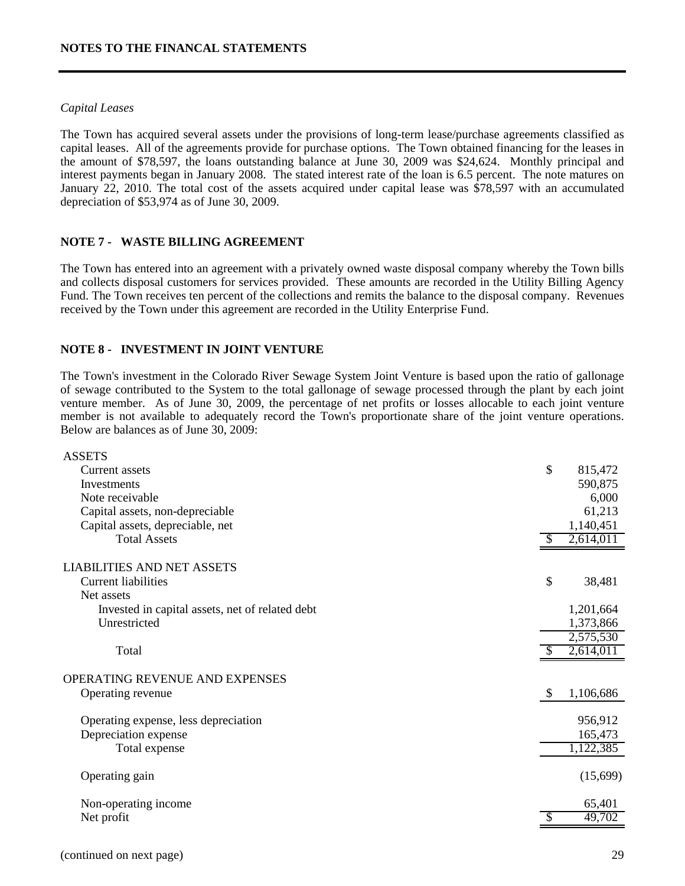*Capital Leases*

The Town has acquired several assets under the provisions of long-term lease/purchase agreements classified as capital leases. All of the agreements provide for purchase options. The Town obtained financing for the leases in the amount of $78,597, the loans outstanding balance at June 30, 2009 was $24,624. Monthly principal and interest payments began in January 2008. The stated interest rate of the loan is 6.5 percent. The note matures on January 22, 2010. The total cost of the assets acquired under capital lease was $78,597 with an accumulated depreciation of $53,974 as of June 30, 2009.

## NOTE 7 - WASTE BILLING AGREEMENT

The Town has entered into an agreement with a privately owned waste disposal company whereby the Town bills and collects disposal customers for services provided. These amounts are recorded in the Utility Billing Agency Fund. The Town receives ten percent of the collections and remits the balance to the disposal company. Revenues received by the Town under this agreement are recorded in the Utility Enterprise Fund.

## NOTE 8 - INVESTMENT IN JOINT VENTURE

The Town's investment in the Colorado River Sewage System Joint Venture is based upon the ratio of gallonage of sewage contributed to the System to the total gallonage of sewage processed through the plant by each joint venture member. As of June 30, 2009, the percentage of net profits or losses allocable to each joint venture member is not available to adequately record the Town's proportionate share of the joint venture operations. Below are balances as of June 30, 2009:

| | |
|---|---|
| **ASSETS** | |
| Current assets | $ 815,472 |
| Investments | 590,875 |
| Note receivable | 6,000 |
| Capital assets, non-depreciable | 61,213 |
| Capital assets, depreciable, net | 1,140,451 |
| Total Assets | $ 2,614,011 |
| **LIABILITIES AND NET ASSETS** | |
| Current liabilities | $ 38,481 |
| Net assets | |
| Invested in capital assets, net of related debt | 1,201,664 |
| Unrestricted | 1,373,866 |
| | 2,575,530 |
| Total | $ 2,614,011 |
| **OPERATING REVENUE AND EXPENSES** | |
| Operating revenue | $ 1,106,686 |
| Operating expense, less depreciation | 956,912 |
| Depreciation expense | 165,473 |
| Total expense | 1,122,385 |
| Operating gain | (15,699) |
| Non-operating income | 65,401 |
| Net profit | $ 49,702 |

(continued on next page)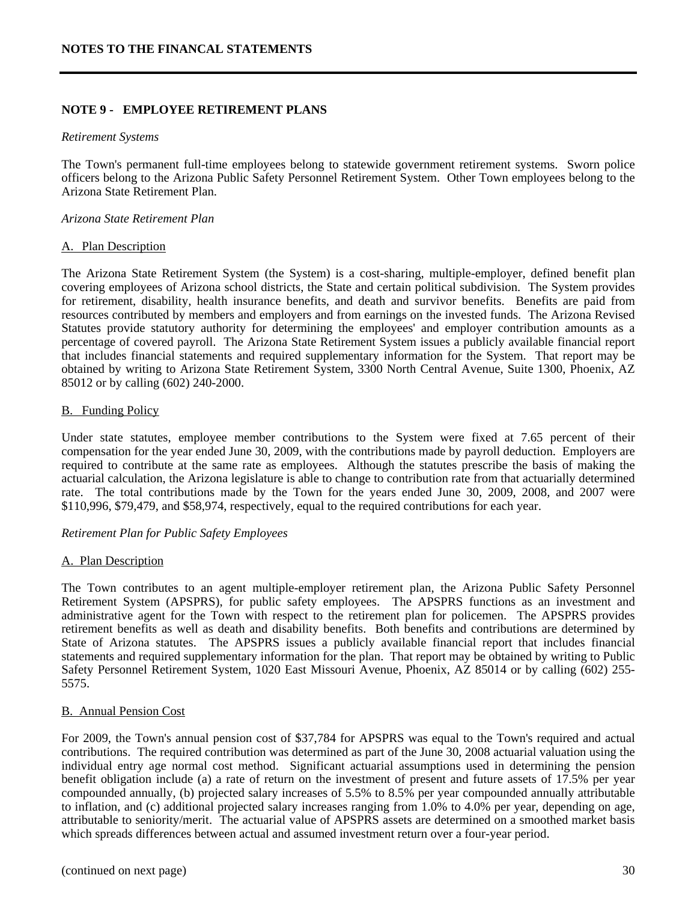## NOTE 9 - EMPLOYEE RETIREMENT PLANS

*Retirement Systems*

The Town's permanent full-time employees belong to statewide government retirement systems. Sworn police officers belong to the Arizona Public Safety Personnel Retirement System. Other Town employees belong to the Arizona State Retirement Plan.

*Arizona State Retirement Plan*

A. Plan Description

The Arizona State Retirement System (the System) is a cost-sharing, multiple-employer, defined benefit plan covering employees of Arizona school districts, the State and certain political subdivision. The System provides for retirement, disability, health insurance benefits, and death and survivor benefits. Benefits are paid from resources contributed by members and employers and from earnings on the invested funds. The Arizona Revised Statutes provide statutory authority for determining the employees' and employer contribution amounts as a percentage of covered payroll. The Arizona State Retirement System issues a publicly available financial report that includes financial statements and required supplementary information for the System. That report may be obtained by writing to Arizona State Retirement System, 3300 North Central Avenue, Suite 1300, Phoenix, AZ 85012 or by calling (602) 240-2000.

B. Funding Policy

Under state statutes, employee member contributions to the System were fixed at 7.65 percent of their compensation for the year ended June 30, 2009, with the contributions made by payroll deduction. Employers are required to contribute at the same rate as employees. Although the statutes prescribe the basis of making the actuarial calculation, the Arizona legislature is able to change to contribution rate from that actuarially determined rate. The total contributions made by the Town for the years ended June 30, 2009, 2008, and 2007 were $110,996, $79,479, and $58,974, respectively, equal to the required contributions for each year.

*Retirement Plan for Public Safety Employees*

A. Plan Description

The Town contributes to an agent multiple-employer retirement plan, the Arizona Public Safety Personnel Retirement System (APSPRS), for public safety employees. The APSPRS functions as an investment and administrative agent for the Town with respect to the retirement plan for policemen. The APSPRS provides retirement benefits as well as death and disability benefits. Both benefits and contributions are determined by State of Arizona statutes. The APSPRS issues a publicly available financial report that includes financial statements and required supplementary information for the plan. That report may be obtained by writing to Public Safety Personnel Retirement System, 1020 East Missouri Avenue, Phoenix, AZ 85014 or by calling (602) 255-5575.

B. Annual Pension Cost

For 2009, the Town's annual pension cost of $37,784 for APSPRS was equal to the Town's required and actual contributions. The required contribution was determined as part of the June 30, 2008 actuarial valuation using the individual entry age normal cost method. Significant actuarial assumptions used in determining the pension benefit obligation include (a) a rate of return on the investment of present and future assets of 17.5% per year compounded annually, (b) projected salary increases of 5.5% to 8.5% per year compounded annually attributable to inflation, and (c) additional projected salary increases ranging from 1.0% to 4.0% per year, depending on age, attributable to seniority/merit. The actuarial value of APSPRS assets are determined on a smoothed market basis which spreads differences between actual and assumed investment return over a four-year period.

(continued on next page)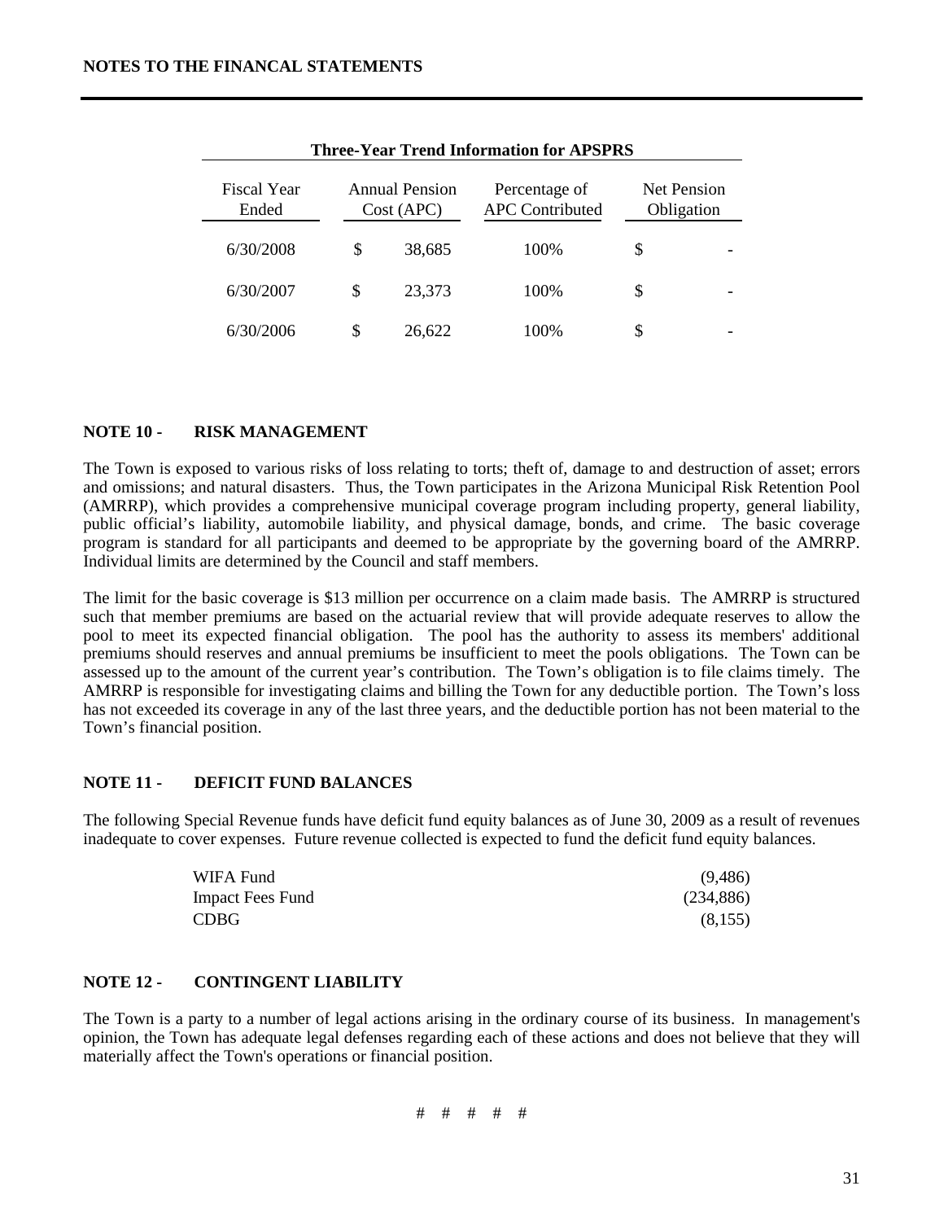**Three-Year Trend Information for APSPRS**

| Fiscal Year Ended | Annual Pension Cost (APC) | Percentage of APC Contributed | Net Pension Obligation |
|---|---|---|---|
| 6/30/2008 | $ 38,685 | 100% | $ - |
| 6/30/2007 | $ 23,373 | 100% | $ - |
| 6/30/2006 | $ 26,622 | 100% | $ - |

## NOTE 10 - RISK MANAGEMENT

The Town is exposed to various risks of loss relating to torts; theft of, damage to and destruction of asset; errors and omissions; and natural disasters. Thus, the Town participates in the Arizona Municipal Risk Retention Pool (AMRRP), which provides a comprehensive municipal coverage program including property, general liability, public official's liability, automobile liability, and physical damage, bonds, and crime. The basic coverage program is standard for all participants and deemed to be appropriate by the governing board of the AMRRP. Individual limits are determined by the Council and staff members.

The limit for the basic coverage is $13 million per occurrence on a claim made basis. The AMRRP is structured such that member premiums are based on the actuarial review that will provide adequate reserves to allow the pool to meet its expected financial obligation. The pool has the authority to assess its members' additional premiums should reserves and annual premiums be insufficient to meet the pools obligations. The Town can be assessed up to the amount of the current year's contribution. The Town's obligation is to file claims timely. The AMRRP is responsible for investigating claims and billing the Town for any deductible portion. The Town's loss has not exceeded its coverage in any of the last three years, and the deductible portion has not been material to the Town's financial position.

## NOTE 11 - DEFICIT FUND BALANCES

The following Special Revenue funds have deficit fund equity balances as of June 30, 2009 as a result of revenues inadequate to cover expenses. Future revenue collected is expected to fund the deficit fund equity balances.

| | |
|---|---|
| WIFA Fund | (9,486) |
| Impact Fees Fund | (234,886) |
| CDBG | (8,155) |

## NOTE 12 - CONTINGENT LIABILITY

The Town is a party to a number of legal actions arising in the ordinary course of its business. In management's opinion, the Town has adequate legal defenses regarding each of these actions and does not believe that they will materially affect the Town's operations or financial position.

# # # # #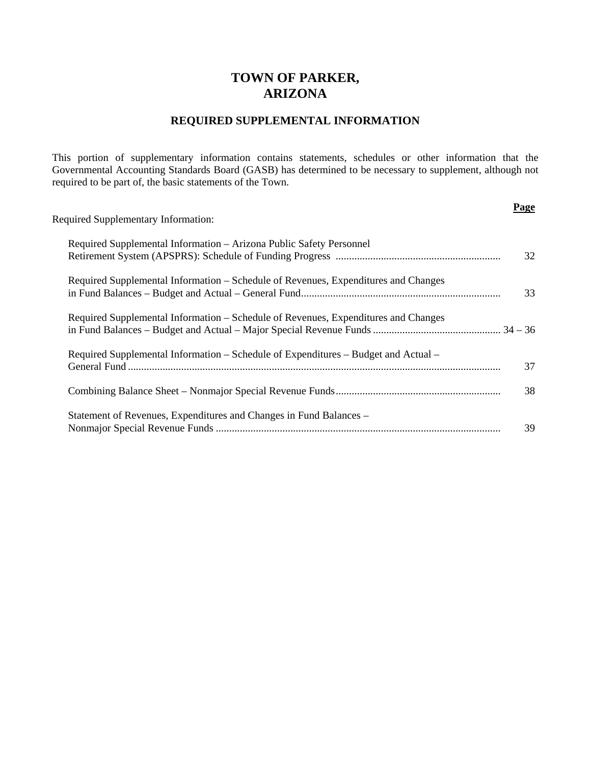# TOWN OF PARKER, ARIZONA

## REQUIRED SUPPLEMENTAL INFORMATION

This portion of supplementary information contains statements, schedules or other information that the Governmental Accounting Standards Board (GASB) has determined to be necessary to supplement, although not required to be part of, the basic statements of the Town.

| | **Page** |
|---|---|
| Required Supplementary Information: | |
| Required Supplemental Information – Arizona Public Safety Personnel Retirement System (APSPRS): Schedule of Funding Progress | 32 |
| Required Supplemental Information – Schedule of Revenues, Expenditures and Changes in Fund Balances – Budget and Actual – General Fund | 33 |
| Required Supplemental Information – Schedule of Revenues, Expenditures and Changes in Fund Balances – Budget and Actual – Major Special Revenue Funds | 34 – 36 |
| Required Supplemental Information – Schedule of Expenditures – Budget and Actual – General Fund | 37 |
| Combining Balance Sheet – Nonmajor Special Revenue Funds | 38 |
| Statement of Revenues, Expenditures and Changes in Fund Balances – Nonmajor Special Revenue Funds | 39 |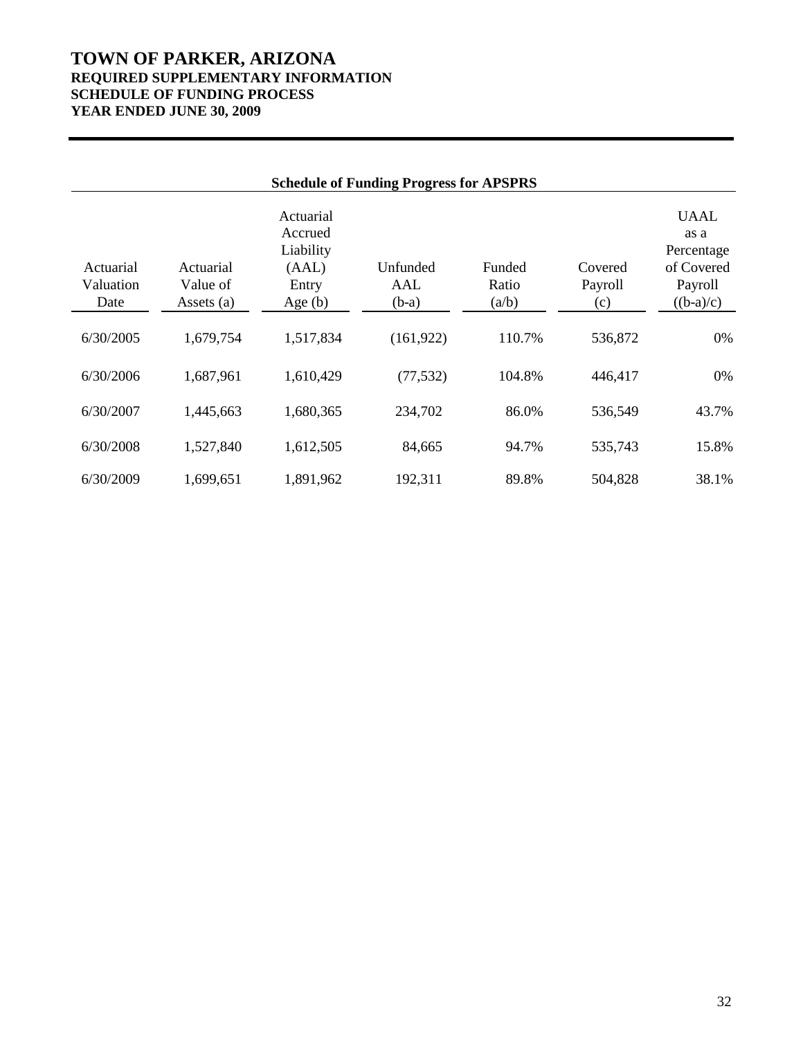# TOWN OF PARKER, ARIZONA
## REQUIRED SUPPLEMENTARY INFORMATION
## SCHEDULE OF FUNDING PROCESS
## YEAR ENDED JUNE 30, 2009

**Schedule of Funding Progress for APSPRS**

| Actuarial Valuation Date | Actuarial Value of Assets (a) | Actuarial Accrued Liability (AAL) Entry Age (b) | Unfunded AAL (b-a) | Funded Ratio (a/b) | Covered Payroll (c) | UAAL as a Percentage of Covered Payroll ((b-a)/c) |
|---|---|---|---|---|---|---|
| 6/30/2005 | 1,679,754 | 1,517,834 | (161,922) | 110.7% | 536,872 | 0% |
| 6/30/2006 | 1,687,961 | 1,610,429 | (77,532) | 104.8% | 446,417 | 0% |
| 6/30/2007 | 1,445,663 | 1,680,365 | 234,702 | 86.0% | 536,549 | 43.7% |
| 6/30/2008 | 1,527,840 | 1,612,505 | 84,665 | 94.7% | 535,743 | 15.8% |
| 6/30/2009 | 1,699,651 | 1,891,962 | 192,311 | 89.8% | 504,828 | 38.1% |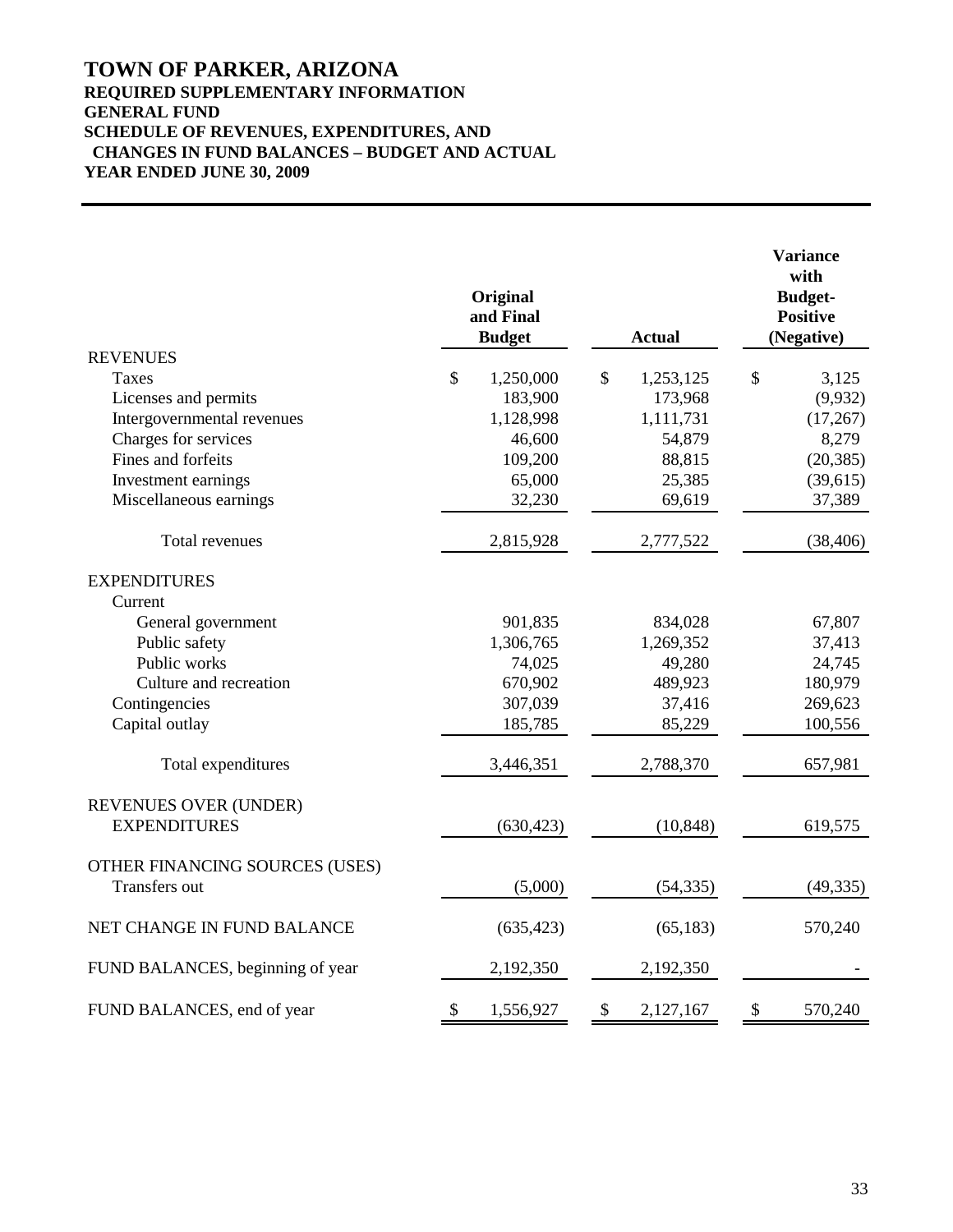# TOWN OF PARKER, ARIZONA

## REQUIRED SUPPLEMENTARY INFORMATION
## GENERAL FUND
## SCHEDULE OF REVENUES, EXPENDITURES, AND CHANGES IN FUND BALANCES – BUDGET AND ACTUAL
## YEAR ENDED JUNE 30, 2009

| | Original and Final Budget | Actual | Variance with Budget-Positive (Negative) |
|---|---|---|---|
| **REVENUES** | | | |
| Taxes | $ 1,250,000 | $ 1,253,125 | $ 3,125 |
| Licenses and permits | 183,900 | 173,968 | (9,932) |
| Intergovernmental revenues | 1,128,998 | 1,111,731 | (17,267) |
| Charges for services | 46,600 | 54,879 | 8,279 |
| Fines and forfeits | 109,200 | 88,815 | (20,385) |
| Investment earnings | 65,000 | 25,385 | (39,615) |
| Miscellaneous earnings | 32,230 | 69,619 | 37,389 |
| Total revenues | 2,815,928 | 2,777,522 | (38,406) |
| **EXPENDITURES** | | | |
| Current | | | |
| General government | 901,835 | 834,028 | 67,807 |
| Public safety | 1,306,765 | 1,269,352 | 37,413 |
| Public works | 74,025 | 49,280 | 24,745 |
| Culture and recreation | 670,902 | 489,923 | 180,979 |
| Contingencies | 307,039 | 37,416 | 269,623 |
| Capital outlay | 185,785 | 85,229 | 100,556 |
| Total expenditures | 3,446,351 | 2,788,370 | 657,981 |
| REVENUES OVER (UNDER) EXPENDITURES | (630,423) | (10,848) | 619,575 |
| OTHER FINANCING SOURCES (USES) | | | |
| Transfers out | (5,000) | (54,335) | (49,335) |
| NET CHANGE IN FUND BALANCE | (635,423) | (65,183) | 570,240 |
| FUND BALANCES, beginning of year | 2,192,350 | 2,192,350 | - |
| FUND BALANCES, end of year | $ 1,556,927 | $ 2,127,167 | $ 570,240 |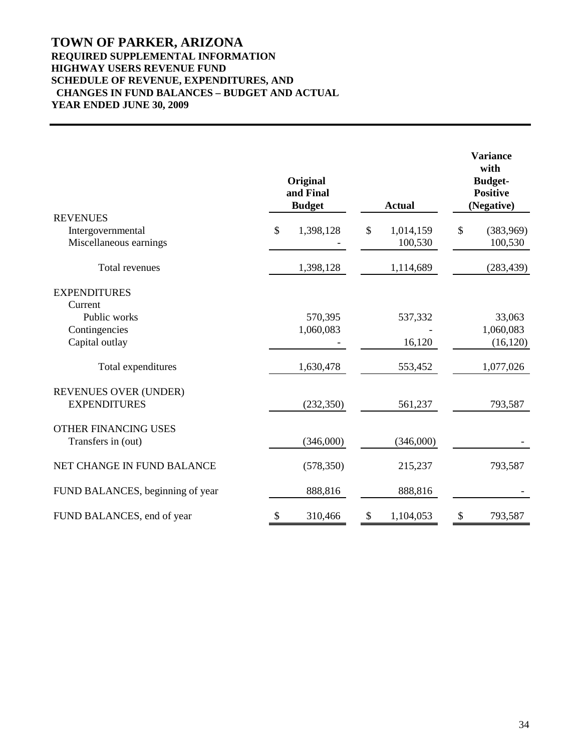# TOWN OF PARKER, ARIZONA

**REQUIRED SUPPLEMENTAL INFORMATION**
**HIGHWAY USERS REVENUE FUND**
**SCHEDULE OF REVENUE, EXPENDITURES, AND CHANGES IN FUND BALANCES – BUDGET AND ACTUAL**
**YEAR ENDED JUNE 30, 2009**

| | Original and Final Budget | Actual | Variance with Budget- Positive (Negative) |
|---|---|---|---|
| REVENUES | | | |
| Intergovernmental | $ 1,398,128 | $ 1,014,159 | $ (383,969) |
| Miscellaneous earnings | - | 100,530 | 100,530 |
| Total revenues | 1,398,128 | 1,114,689 | (283,439) |
| EXPENDITURES | | | |
| Current | | | |
| Public works | 570,395 | 537,332 | 33,063 |
| Contingencies | 1,060,083 | - | 1,060,083 |
| Capital outlay | - | 16,120 | (16,120) |
| Total expenditures | 1,630,478 | 553,452 | 1,077,026 |
| REVENUES OVER (UNDER) EXPENDITURES | (232,350) | 561,237 | 793,587 |
| OTHER FINANCING USES | | | |
| Transfers in (out) | (346,000) | (346,000) | - |
| NET CHANGE IN FUND BALANCE | (578,350) | 215,237 | 793,587 |
| FUND BALANCES, beginning of year | 888,816 | 888,816 | - |
| FUND BALANCES, end of year | $ 310,466 | $ 1,104,053 | $ 793,587 |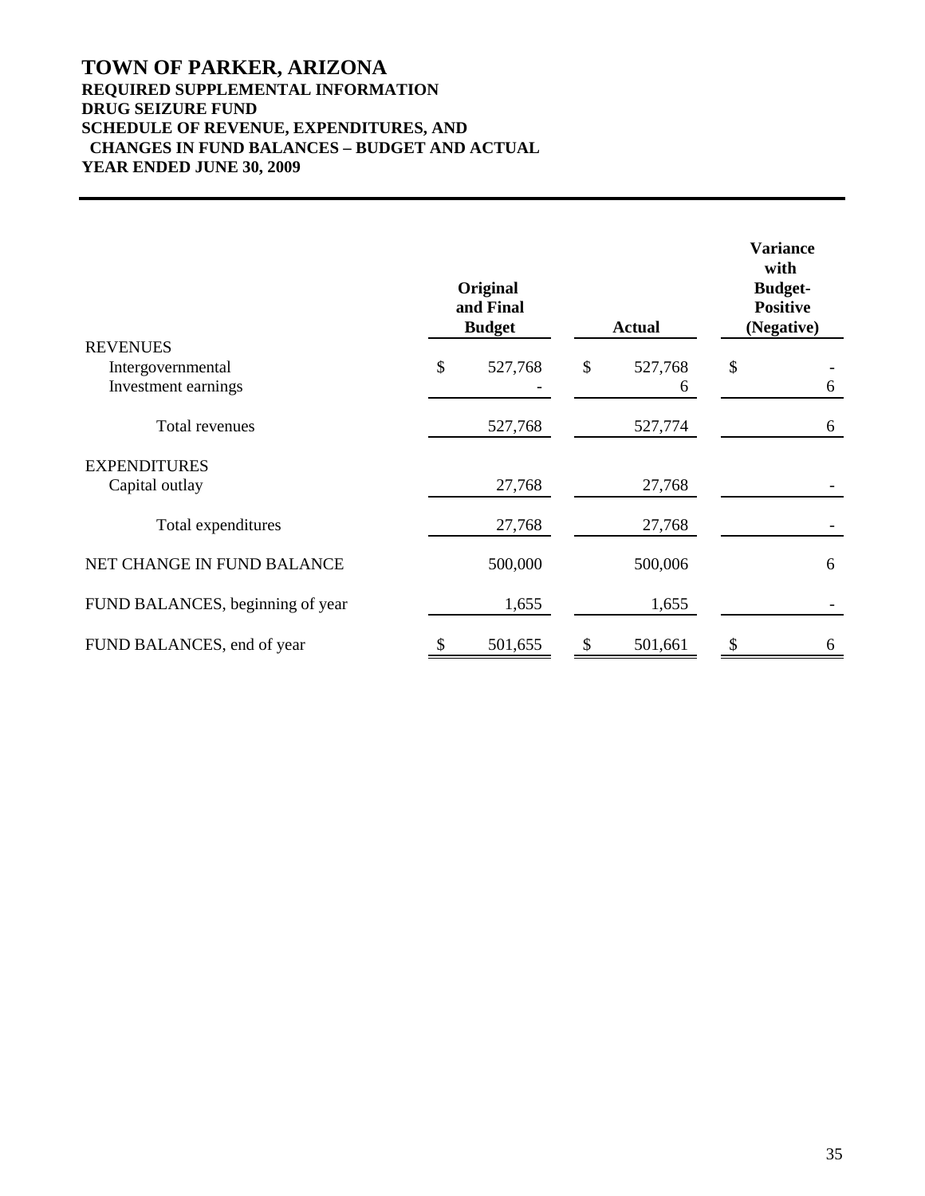# TOWN OF PARKER, ARIZONA

**REQUIRED SUPPLEMENTAL INFORMATION**
**DRUG SEIZURE FUND**
**SCHEDULE OF REVENUE, EXPENDITURES, AND CHANGES IN FUND BALANCES – BUDGET AND ACTUAL**
**YEAR ENDED JUNE 30, 2009**

| | Original and Final Budget | Actual | Variance with Budget-Positive (Negative) |
|---|---|---|---|
| REVENUES | | | |
| Intergovernmental | $ 527,768 | $ 527,768 | $ - |
| Investment earnings | - | 6 | 6 |
| Total revenues | 527,768 | 527,774 | 6 |
| EXPENDITURES | | | |
| Capital outlay | 27,768 | 27,768 | - |
| Total expenditures | 27,768 | 27,768 | - |
| NET CHANGE IN FUND BALANCE | 500,000 | 500,006 | 6 |
| FUND BALANCES, beginning of year | 1,655 | 1,655 | - |
| FUND BALANCES, end of year | $ 501,655 | $ 501,661 | $ 6 |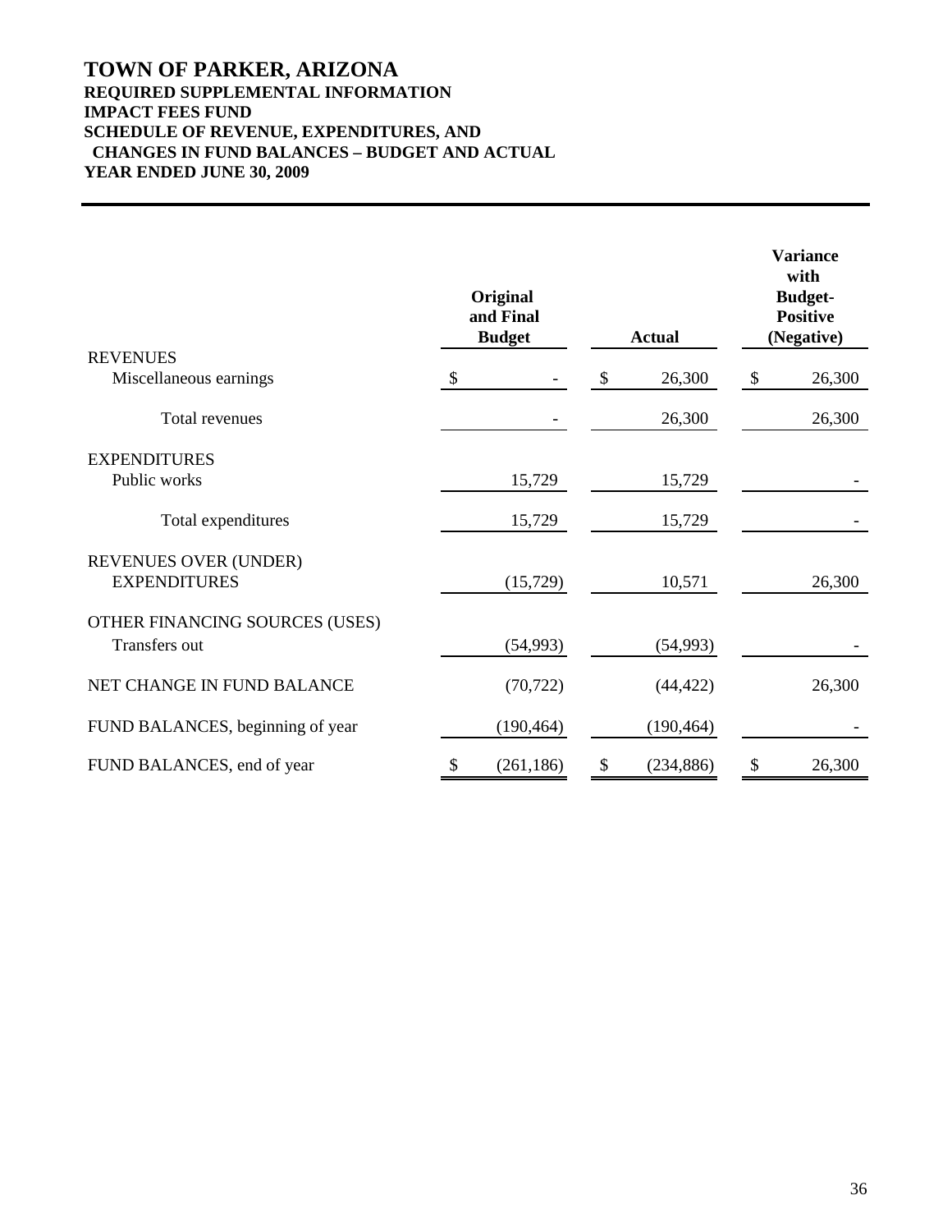# TOWN OF PARKER, ARIZONA

## REQUIRED SUPPLEMENTAL INFORMATION

## IMPACT FEES FUND

## SCHEDULE OF REVENUE, EXPENDITURES, AND CHANGES IN FUND BALANCES – BUDGET AND ACTUAL

## YEAR ENDED JUNE 30, 2009

| | Original and Final Budget | Actual | Variance with Budget- Positive (Negative) |
|---|---|---|---|
| REVENUES | | | |
| Miscellaneous earnings | $ - | $ 26,300 | $ 26,300 |
| Total revenues | - | 26,300 | 26,300 |
| EXPENDITURES | | | |
| Public works | 15,729 | 15,729 | - |
| Total expenditures | 15,729 | 15,729 | - |
| REVENUES OVER (UNDER) EXPENDITURES | (15,729) | 10,571 | 26,300 |
| OTHER FINANCING SOURCES (USES) | | | |
| Transfers out | (54,993) | (54,993) | - |
| NET CHANGE IN FUND BALANCE | (70,722) | (44,422) | 26,300 |
| FUND BALANCES, beginning of year | (190,464) | (190,464) | - |
| FUND BALANCES, end of year | $ (261,186) | $ (234,886) | $ 26,300 |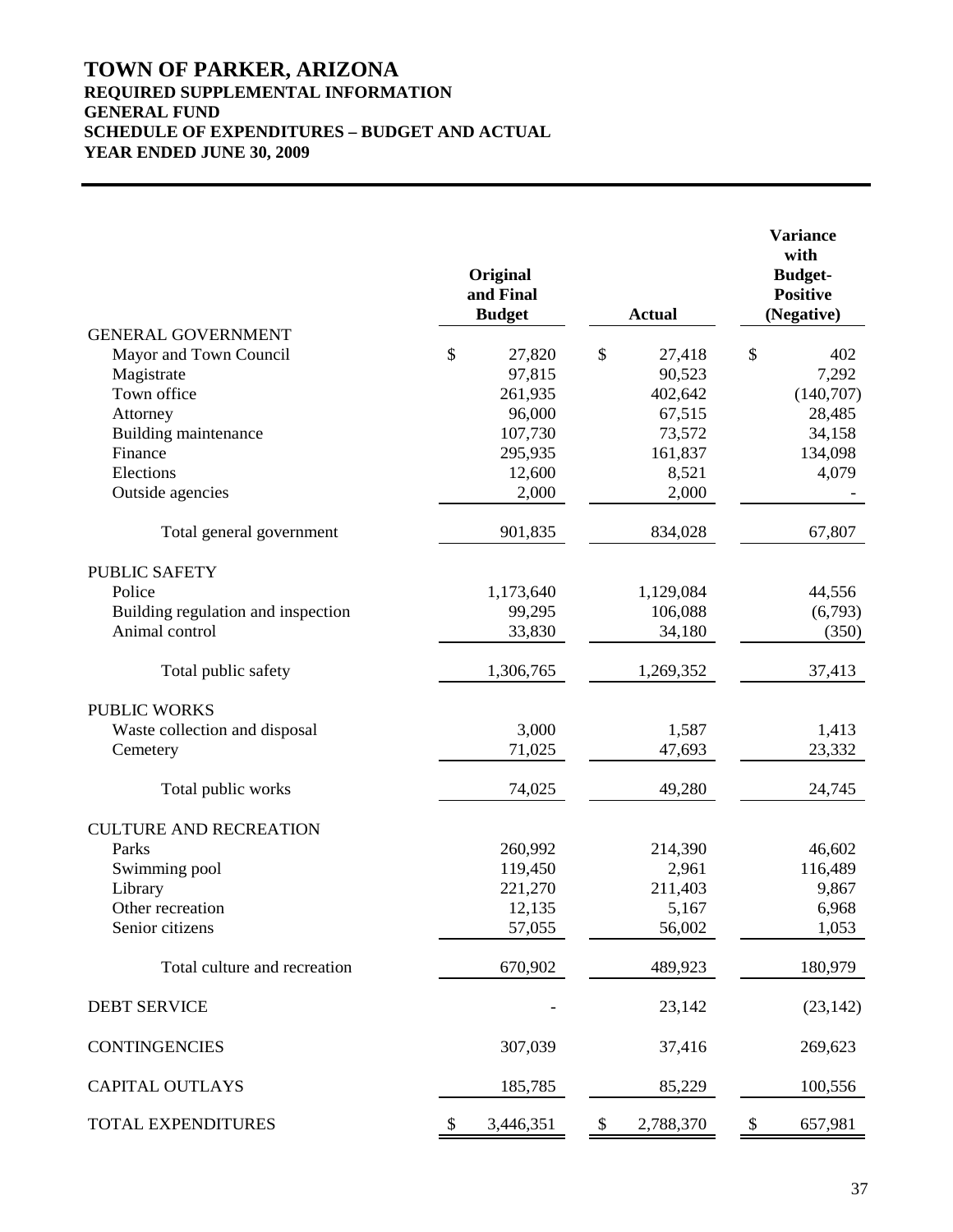# TOWN OF PARKER, ARIZONA
## REQUIRED SUPPLEMENTAL INFORMATION
## GENERAL FUND
## SCHEDULE OF EXPENDITURES – BUDGET AND ACTUAL
## YEAR ENDED JUNE 30, 2009

| | Original and Final Budget | Actual | Variance with Budget- Positive (Negative) |
|---|---|---|---|
| GENERAL GOVERNMENT | | | |
| Mayor and Town Council | $ 27,820 | $ 27,418 | $ 402 |
| Magistrate | 97,815 | 90,523 | 7,292 |
| Town office | 261,935 | 402,642 | (140,707) |
| Attorney | 96,000 | 67,515 | 28,485 |
| Building maintenance | 107,730 | 73,572 | 34,158 |
| Finance | 295,935 | 161,837 | 134,098 |
| Elections | 12,600 | 8,521 | 4,079 |
| Outside agencies | 2,000 | 2,000 | - |
| Total general government | 901,835 | 834,028 | 67,807 |
| PUBLIC SAFETY | | | |
| Police | 1,173,640 | 1,129,084 | 44,556 |
| Building regulation and inspection | 99,295 | 106,088 | (6,793) |
| Animal control | 33,830 | 34,180 | (350) |
| Total public safety | 1,306,765 | 1,269,352 | 37,413 |
| PUBLIC WORKS | | | |
| Waste collection and disposal | 3,000 | 1,587 | 1,413 |
| Cemetery | 71,025 | 47,693 | 23,332 |
| Total public works | 74,025 | 49,280 | 24,745 |
| CULTURE AND RECREATION | | | |
| Parks | 260,992 | 214,390 | 46,602 |
| Swimming pool | 119,450 | 2,961 | 116,489 |
| Library | 221,270 | 211,403 | 9,867 |
| Other recreation | 12,135 | 5,167 | 6,968 |
| Senior citizens | 57,055 | 56,002 | 1,053 |
| Total culture and recreation | 670,902 | 489,923 | 180,979 |
| DEBT SERVICE | - | 23,142 | (23,142) |
| CONTINGENCIES | 307,039 | 37,416 | 269,623 |
| CAPITAL OUTLAYS | 185,785 | 85,229 | 100,556 |
| TOTAL EXPENDITURES | $ 3,446,351 | $ 2,788,370 | $ 657,981 |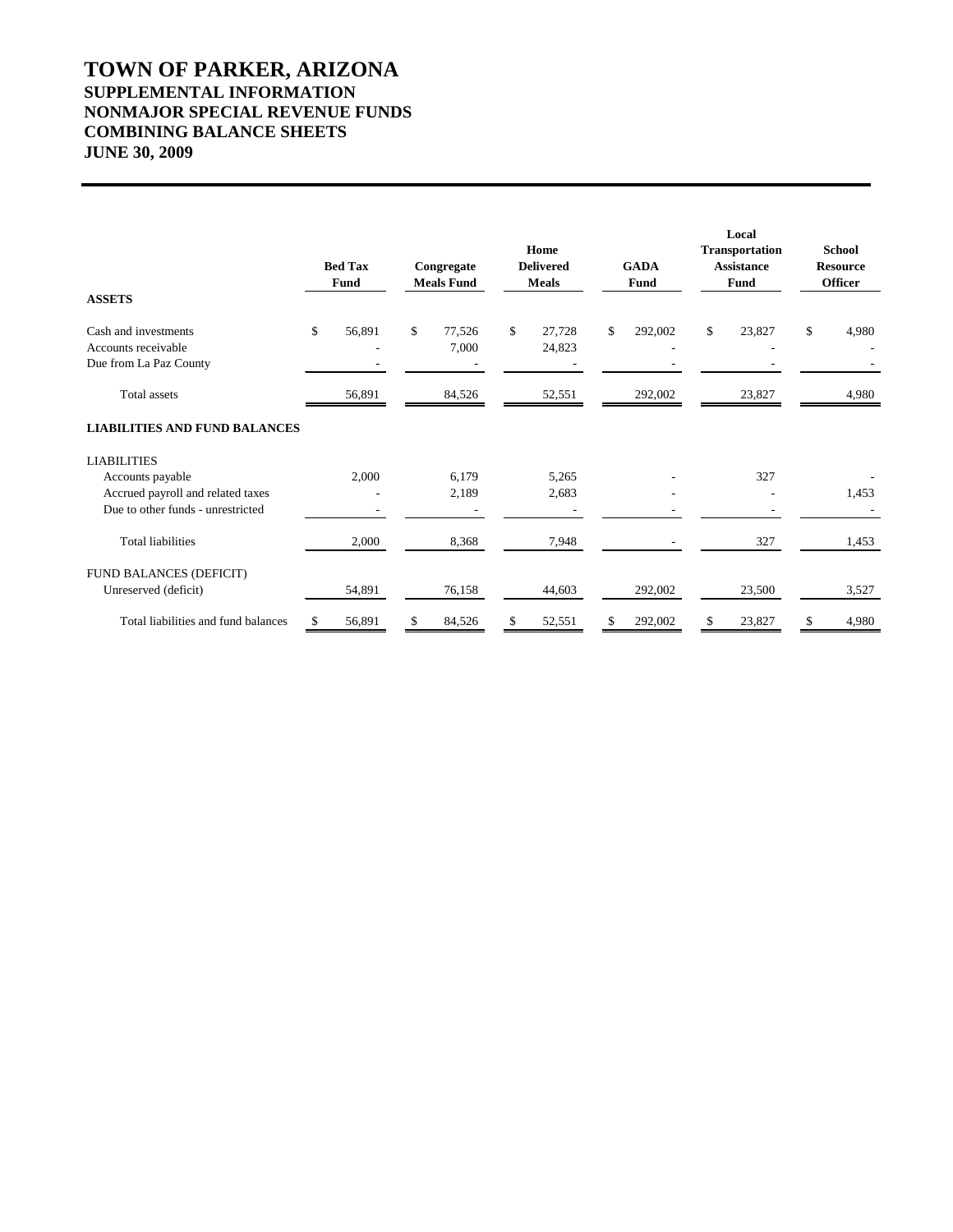# TOWN OF PARKER, ARIZONA
## SUPPLEMENTAL INFORMATION
## NONMAJOR SPECIAL REVENUE FUNDS
## COMBINING BALANCE SHEETS
## JUNE 30, 2009

| | Bed Tax Fund | Congregate Meals Fund | Home Delivered Meals | GADA Fund | Local Transportation Assistance Fund | School Resource Officer |
|---|---|---|---|---|---|---|
| **ASSETS** | | | | | | |
| Cash and investments | $ 56,891 | $ 77,526 | $ 27,728 | $ 292,002 | $ 23,827 | $ 4,980 |
| Accounts receivable | - | 7,000 | 24,823 | - | - | - |
| Due from La Paz County | - | - | - | - | - | - |
| Total assets | 56,891 | 84,526 | 52,551 | 292,002 | 23,827 | 4,980 |
| **LIABILITIES AND FUND BALANCES** | | | | | | |
| LIABILITIES | | | | | | |
| Accounts payable | 2,000 | 6,179 | 5,265 | - | 327 | - |
| Accrued payroll and related taxes | - | 2,189 | 2,683 | - | - | 1,453 |
| Due to other funds - unrestricted | - | - | - | - | - | - |
| Total liabilities | 2,000 | 8,368 | 7,948 | - | 327 | 1,453 |
| FUND BALANCES (DEFICIT) | | | | | | |
| Unreserved (deficit) | 54,891 | 76,158 | 44,603 | 292,002 | 23,500 | 3,527 |
| Total liabilities and fund balances | $ 56,891 | $ 84,526 | $ 52,551 | $ 292,002 | $ 23,827 | $ 4,980 |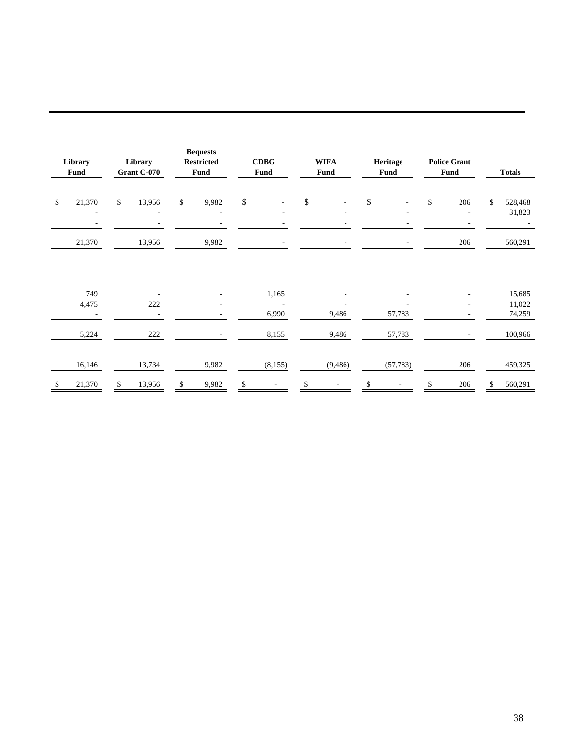| Library Fund | Library Grant C-070 | Bequests Restricted Fund | CDBG Fund | WIFA Fund | Heritage Fund | Police Grant Fund | Totals |
|---|---|---|---|---|---|---|---|
| $ 21,370 | $ 13,956 | $ 9,982 | $ - | $ - | $ - | $ 206 | $ 528,468 |
| - | - | - | - | - | - | - | 31,823 |
| - | - | - | - | - | - | - | - |
| 21,370 | 13,956 | 9,982 | - | - | - | 206 | 560,291 |
| | | | | | | | |
| 749 | - | - | 1,165 | - | - | - | 15,685 |
| 4,475 | 222 | - | - | - | - | - | 11,022 |
| - | - | - | 6,990 | 9,486 | 57,783 | - | 74,259 |
| 5,224 | 222 | - | 8,155 | 9,486 | 57,783 | - | 100,966 |
| | | | | | | | |
| 16,146 | 13,734 | 9,982 | (8,155) | (9,486) | (57,783) | 206 | 459,325 |
| $ 21,370 | $ 13,956 | $ 9,982 | $ - | $ - | $ - | $ 206 | $ 560,291 |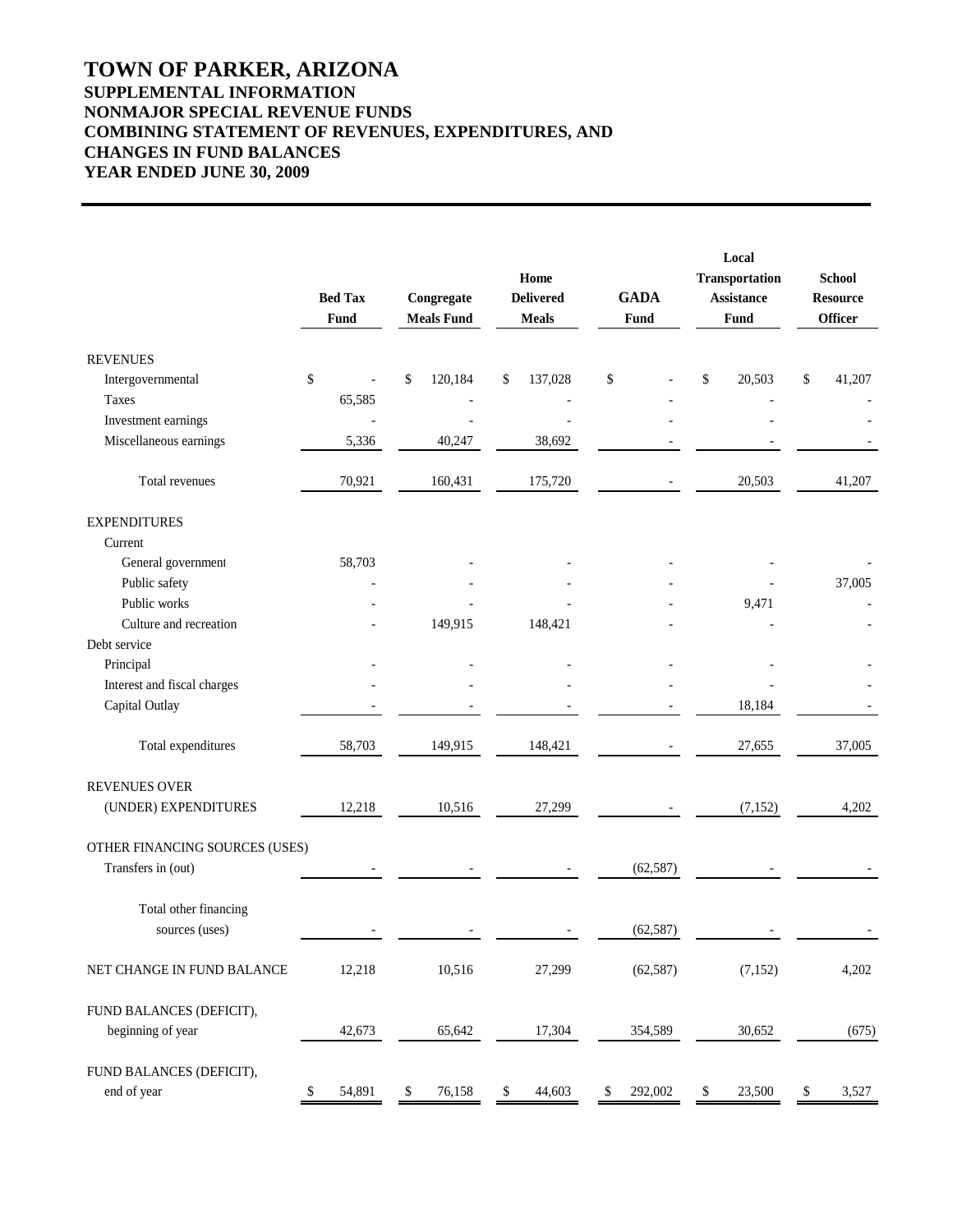# TOWN OF PARKER, ARIZONA

## SUPPLEMENTAL INFORMATION
## NONMAJOR SPECIAL REVENUE FUNDS
## COMBINING STATEMENT OF REVENUES, EXPENDITURES, AND CHANGES IN FUND BALANCES
## YEAR ENDED JUNE 30, 2009

| | Bed Tax Fund | Congregate Meals Fund | Home Delivered Meals | GADA Fund | Local Transportation Assistance Fund | School Resource Officer |
|---|---|---|---|---|---|---|
| **REVENUES** | | | | | | |
| Intergovernmental | $ - | $ 120,184 | $ 137,028 | $ - | $ 20,503 | $ 41,207 |
| Taxes | 65,585 | - | - | - | - | - |
| Investment earnings | - | - | - | - | - | - |
| Miscellaneous earnings | 5,336 | 40,247 | 38,692 | - | - | - |
| Total revenues | 70,921 | 160,431 | 175,720 | - | 20,503 | 41,207 |
| **EXPENDITURES** | | | | | | |
| Current | | | | | | |
| General government | 58,703 | - | - | - | - | - |
| Public safety | - | - | - | - | - | 37,005 |
| Public works | - | - | - | - | 9,471 | - |
| Culture and recreation | - | 149,915 | 148,421 | - | - | - |
| Debt service | | | | | | |
| Principal | - | - | - | - | - | - |
| Interest and fiscal charges | - | - | - | - | - | - |
| Capital Outlay | - | - | - | - | 18,184 | - |
| Total expenditures | 58,703 | 149,915 | 148,421 | - | 27,655 | 37,005 |
| REVENUES OVER (UNDER) EXPENDITURES | 12,218 | 10,516 | 27,299 | - | (7,152) | 4,202 |
| **OTHER FINANCING SOURCES (USES)** | | | | | | |
| Transfers in (out) | - | - | - | (62,587) | - | - |
| Total other financing sources (uses) | - | - | - | (62,587) | - | - |
| NET CHANGE IN FUND BALANCE | 12,218 | 10,516 | 27,299 | (62,587) | (7,152) | 4,202 |
| FUND BALANCES (DEFICIT), beginning of year | 42,673 | 65,642 | 17,304 | 354,589 | 30,652 | (675) |
| FUND BALANCES (DEFICIT), end of year | $ 54,891 | $ 76,158 | $ 44,603 | $ 292,002 | $ 23,500 | $ 3,527 |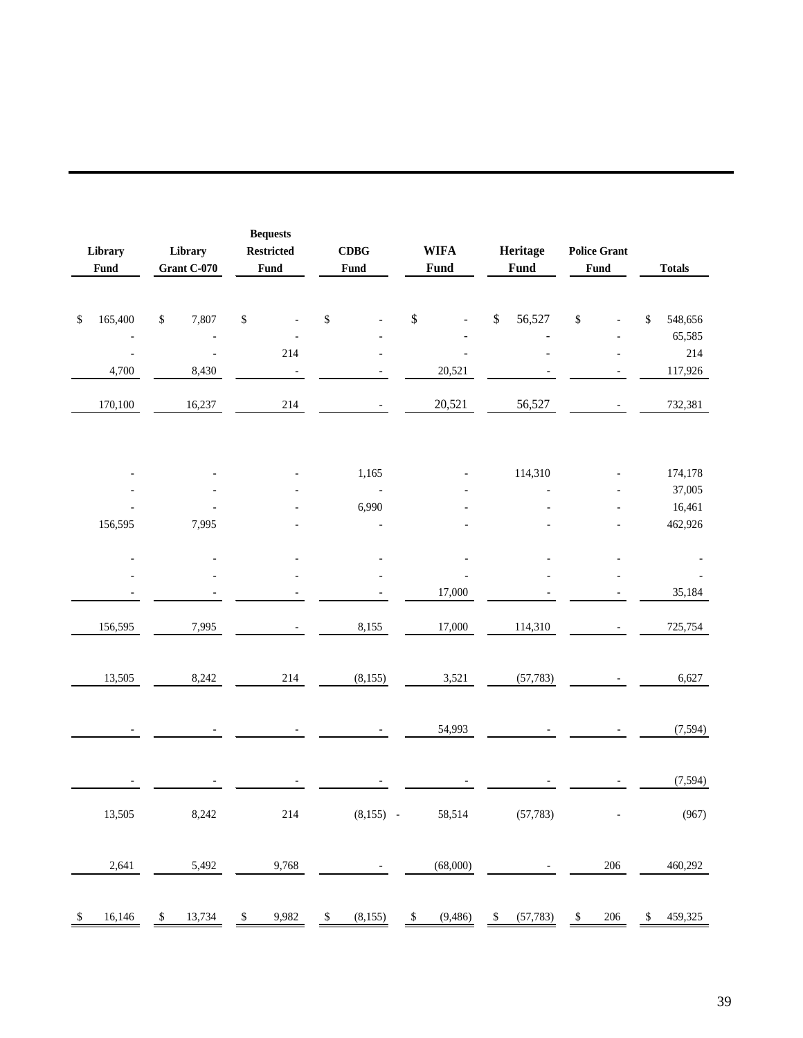| Library Fund | Library Grant C-070 | Bequests Restricted Fund | CDBG Fund | WIFA Fund | Heritage Fund | Police Grant Fund | Totals |
|---|---|---|---|---|---|---|---|
| $ 165,400 | $ 7,807 | $ - | $ - | $ - | $ 56,527 | $ - | $ 548,656 |
| - | - | - | - | - | - | - | 65,585 |
| - | - | 214 | - | - | - | - | 214 |
| 4,700 | 8,430 | - | - | 20,521 | - | - | 117,926 |
| 170,100 | 16,237 | 214 | - | 20,521 | 56,527 | - | 732,381 |
| | | | | | | | |
| - | - | - | 1,165 | - | 114,310 | - | 174,178 |
| - | - | - | - | - | - | - | 37,005 |
| - | - | - | 6,990 | - | - | - | 16,461 |
| 156,595 | 7,995 | - | - | - | - | - | 462,926 |
| - | - | - | - | - | - | - | - |
| - | - | - | - | - | - | - | - |
| - | - | - | - | 17,000 | - | - | 35,184 |
| 156,595 | 7,995 | - | 8,155 | 17,000 | 114,310 | - | 725,754 |
| 13,505 | 8,242 | 214 | (8,155) | 3,521 | (57,783) | - | 6,627 |
| - | - | - | - | 54,993 | - | - | (7,594) |
| - | - | - | - | - | - | - | (7,594) |
| 13,505 | 8,242 | 214 | (8,155) - | 58,514 | (57,783) | - | (967) |
| 2,641 | 5,492 | 9,768 | - | (68,000) | - | 206 | 460,292 |
| $ 16,146 | $ 13,734 | $ 9,982 | $ (8,155) | $ (9,486) | $ (57,783) | $ 206 | $ 459,325 |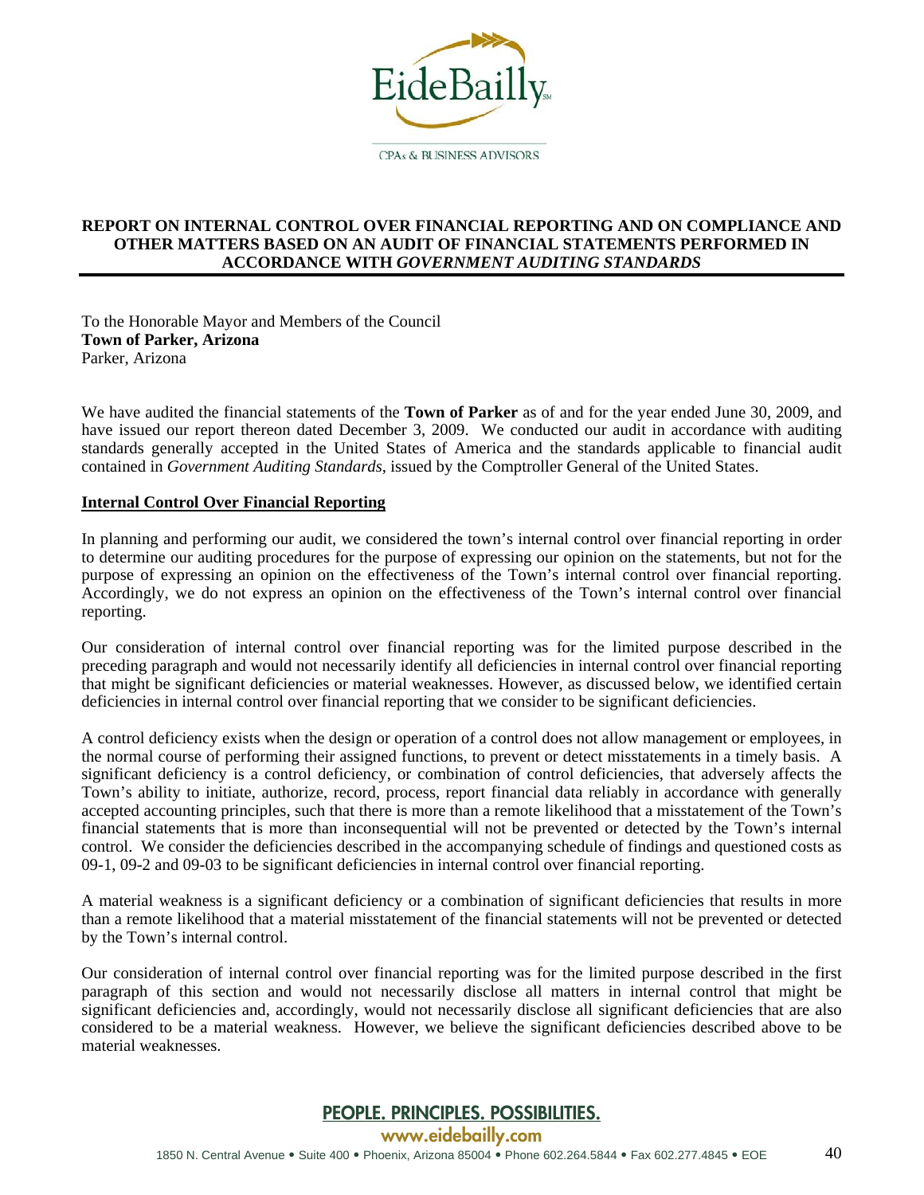# REPORT ON INTERNAL CONTROL OVER FINANCIAL REPORTING AND ON COMPLIANCE AND OTHER MATTERS BASED ON AN AUDIT OF FINANCIAL STATEMENTS PERFORMED IN ACCORDANCE WITH *GOVERNMENT AUDITING STANDARDS*

To the Honorable Mayor and Members of the Council
**Town of Parker, Arizona**
Parker, Arizona

We have audited the financial statements of the **Town of Parker** as of and for the year ended June 30, 2009, and have issued our report thereon dated December 3, 2009. We conducted our audit in accordance with auditing standards generally accepted in the United States of America and the standards applicable to financial audit contained in *Government Auditing Standards*, issued by the Comptroller General of the United States.

**Internal Control Over Financial Reporting**

In planning and performing our audit, we considered the town's internal control over financial reporting in order to determine our auditing procedures for the purpose of expressing our opinion on the statements, but not for the purpose of expressing an opinion on the effectiveness of the Town's internal control over financial reporting. Accordingly, we do not express an opinion on the effectiveness of the Town's internal control over financial reporting.

Our consideration of internal control over financial reporting was for the limited purpose described in the preceding paragraph and would not necessarily identify all deficiencies in internal control over financial reporting that might be significant deficiencies or material weaknesses. However, as discussed below, we identified certain deficiencies in internal control over financial reporting that we consider to be significant deficiencies.

A control deficiency exists when the design or operation of a control does not allow management or employees, in the normal course of performing their assigned functions, to prevent or detect misstatements in a timely basis. A significant deficiency is a control deficiency, or combination of control deficiencies, that adversely affects the Town's ability to initiate, authorize, record, process, report financial data reliably in accordance with generally accepted accounting principles, such that there is more than a remote likelihood that a misstatement of the Town's financial statements that is more than inconsequential will not be prevented or detected by the Town's internal control. We consider the deficiencies described in the accompanying schedule of findings and questioned costs as 09-1, 09-2 and 09-03 to be significant deficiencies in internal control over financial reporting.

A material weakness is a significant deficiency or a combination of significant deficiencies that results in more than a remote likelihood that a material misstatement of the financial statements will not be prevented or detected by the Town's internal control.

Our consideration of internal control over financial reporting was for the limited purpose described in the first paragraph of this section and would not necessarily disclose all matters in internal control that might be significant deficiencies and, accordingly, would not necessarily disclose all significant deficiencies that are also considered to be a material weakness. However, we believe the significant deficiencies described above to be material weaknesses.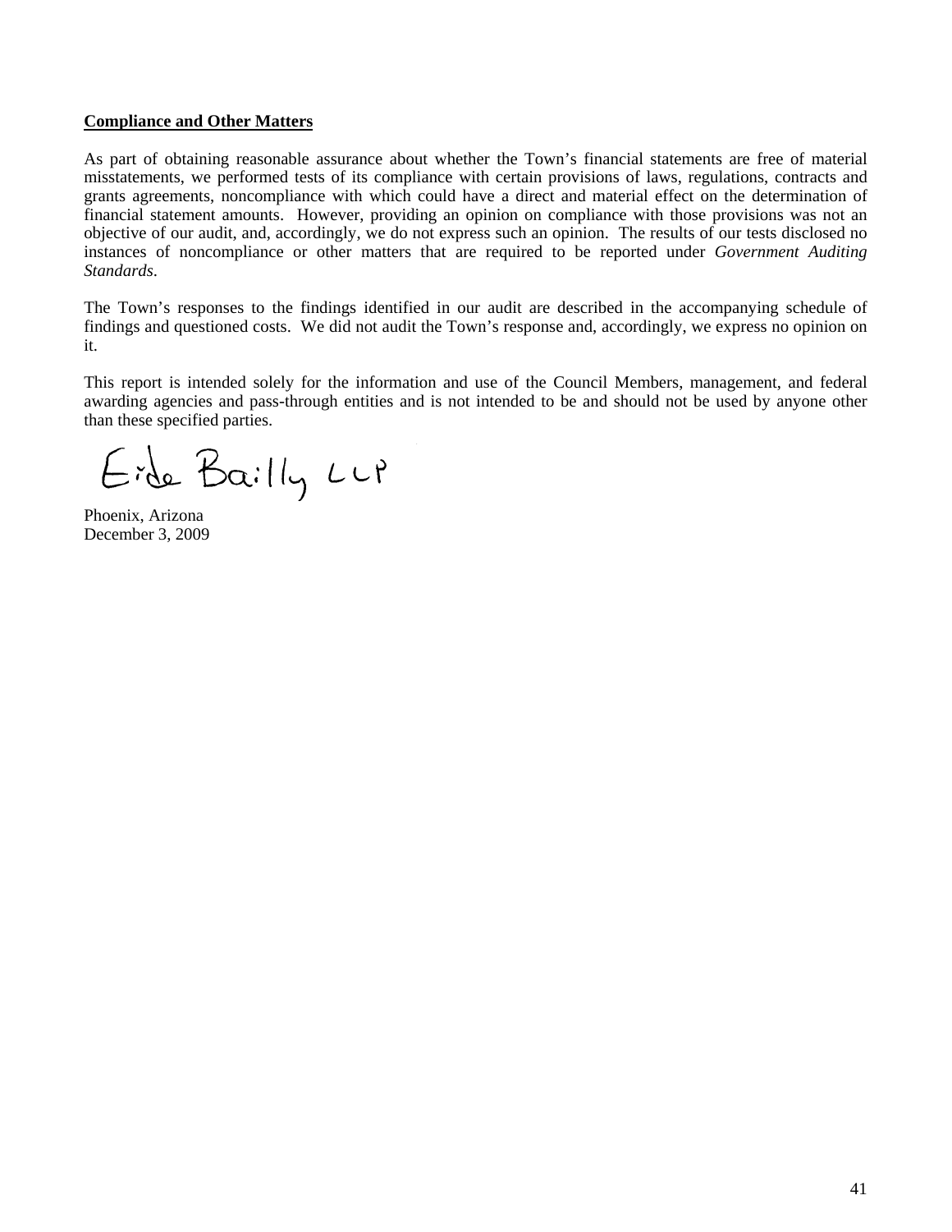**Compliance and Other Matters**

As part of obtaining reasonable assurance about whether the Town's financial statements are free of material misstatements, we performed tests of its compliance with certain provisions of laws, regulations, contracts and grants agreements, noncompliance with which could have a direct and material effect on the determination of financial statement amounts. However, providing an opinion on compliance with those provisions was not an objective of our audit, and, accordingly, we do not express such an opinion. The results of our tests disclosed no instances of noncompliance or other matters that are required to be reported under *Government Auditing Standards*.

The Town's responses to the findings identified in our audit are described in the accompanying schedule of findings and questioned costs. We did not audit the Town's response and, accordingly, we express no opinion on it.

This report is intended solely for the information and use of the Council Members, management, and federal awarding agencies and pass-through entities and is not intended to be and should not be used by anyone other than these specified parties.

Eide Bailly LLP

Phoenix, Arizona
December 3, 2009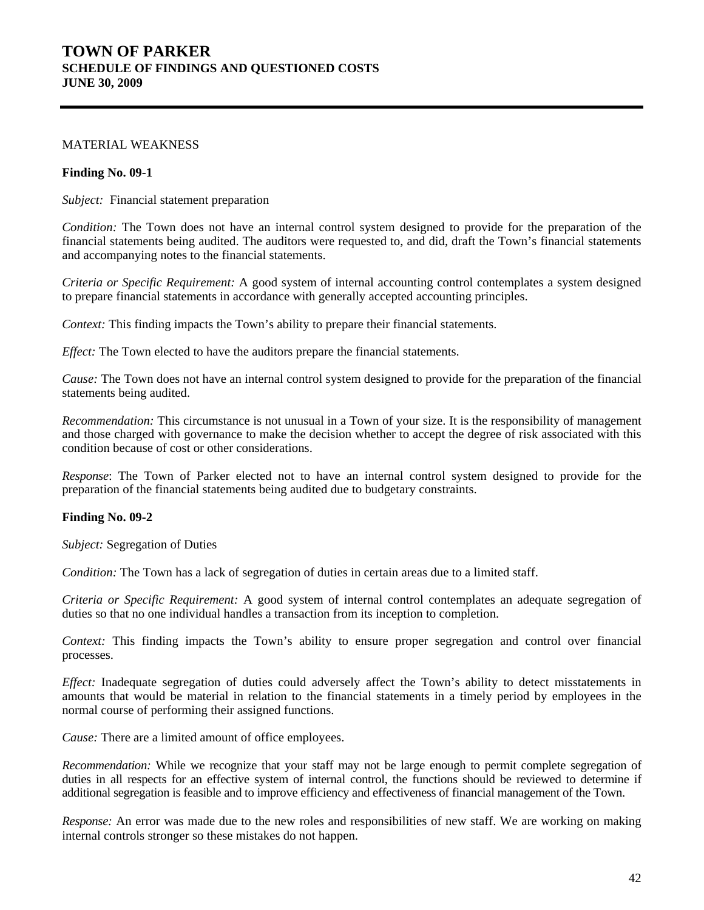# TOWN OF PARKER
## SCHEDULE OF FINDINGS AND QUESTIONED COSTS
## JUNE 30, 2009

MATERIAL WEAKNESS

**Finding No. 09-1**

*Subject:* Financial statement preparation

*Condition:* The Town does not have an internal control system designed to provide for the preparation of the financial statements being audited. The auditors were requested to, and did, draft the Town's financial statements and accompanying notes to the financial statements.

*Criteria or Specific Requirement:* A good system of internal accounting control contemplates a system designed to prepare financial statements in accordance with generally accepted accounting principles.

*Context:* This finding impacts the Town's ability to prepare their financial statements.

*Effect:* The Town elected to have the auditors prepare the financial statements.

*Cause:* The Town does not have an internal control system designed to provide for the preparation of the financial statements being audited.

*Recommendation:* This circumstance is not unusual in a Town of your size. It is the responsibility of management and those charged with governance to make the decision whether to accept the degree of risk associated with this condition because of cost or other considerations.

*Response*: The Town of Parker elected not to have an internal control system designed to provide for the preparation of the financial statements being audited due to budgetary constraints.

**Finding No. 09-2**

*Subject:* Segregation of Duties

*Condition:* The Town has a lack of segregation of duties in certain areas due to a limited staff.

*Criteria or Specific Requirement:* A good system of internal control contemplates an adequate segregation of duties so that no one individual handles a transaction from its inception to completion.

*Context:* This finding impacts the Town's ability to ensure proper segregation and control over financial processes.

*Effect:* Inadequate segregation of duties could adversely affect the Town's ability to detect misstatements in amounts that would be material in relation to the financial statements in a timely period by employees in the normal course of performing their assigned functions.

*Cause:* There are a limited amount of office employees.

*Recommendation:* While we recognize that your staff may not be large enough to permit complete segregation of duties in all respects for an effective system of internal control, the functions should be reviewed to determine if additional segregation is feasible and to improve efficiency and effectiveness of financial management of the Town.

*Response:* An error was made due to the new roles and responsibilities of new staff. We are working on making internal controls stronger so these mistakes do not happen.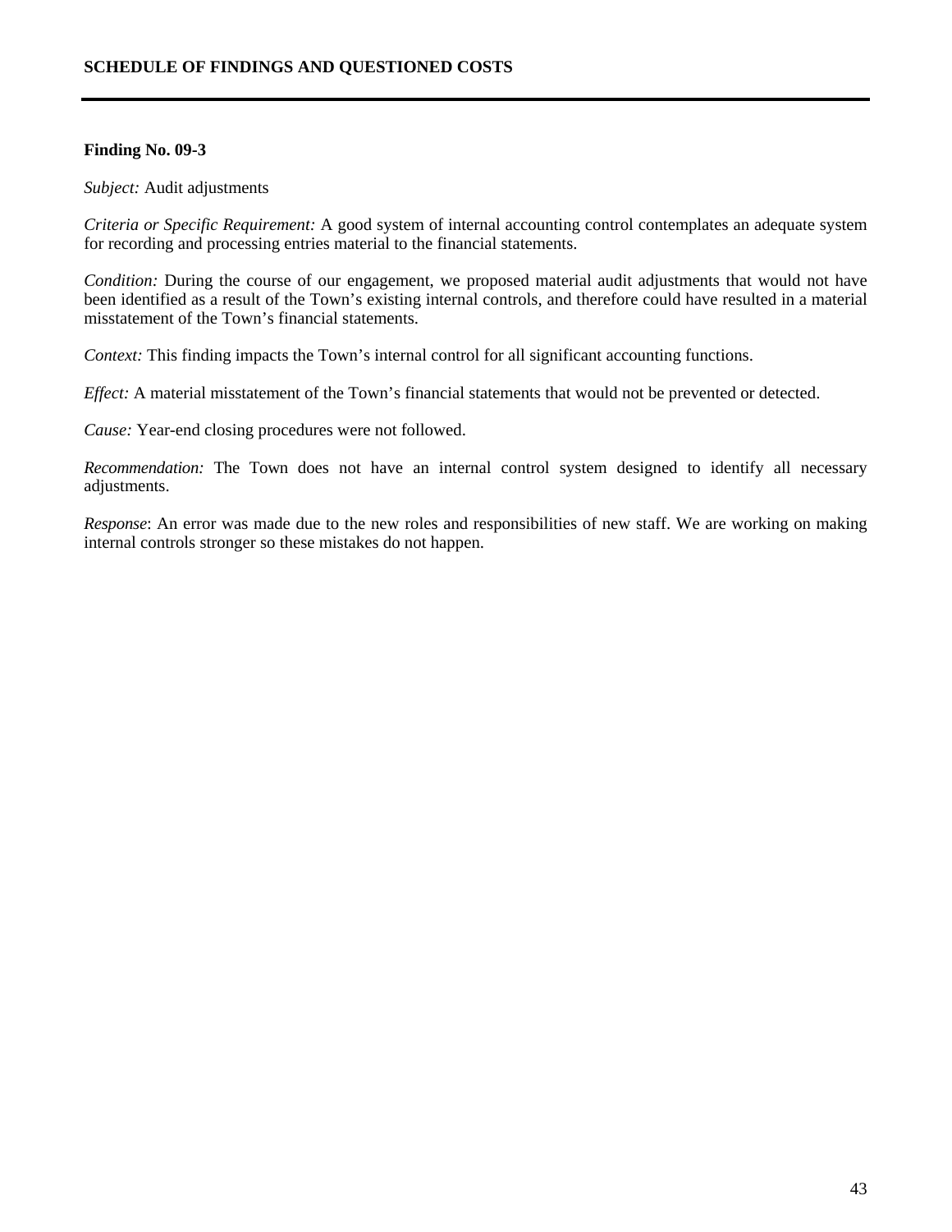## SCHEDULE OF FINDINGS AND QUESTIONED COSTS

---

**Finding No. 09-3**

*Subject:* Audit adjustments

*Criteria or Specific Requirement:* A good system of internal accounting control contemplates an adequate system for recording and processing entries material to the financial statements.

*Condition:* During the course of our engagement, we proposed material audit adjustments that would not have been identified as a result of the Town's existing internal controls, and therefore could have resulted in a material misstatement of the Town's financial statements.

*Context:* This finding impacts the Town's internal control for all significant accounting functions.

*Effect:* A material misstatement of the Town's financial statements that would not be prevented or detected.

*Cause:* Year-end closing procedures were not followed.

*Recommendation:* The Town does not have an internal control system designed to identify all necessary adjustments.

*Response*: An error was made due to the new roles and responsibilities of new staff. We are working on making internal controls stronger so these mistakes do not happen.